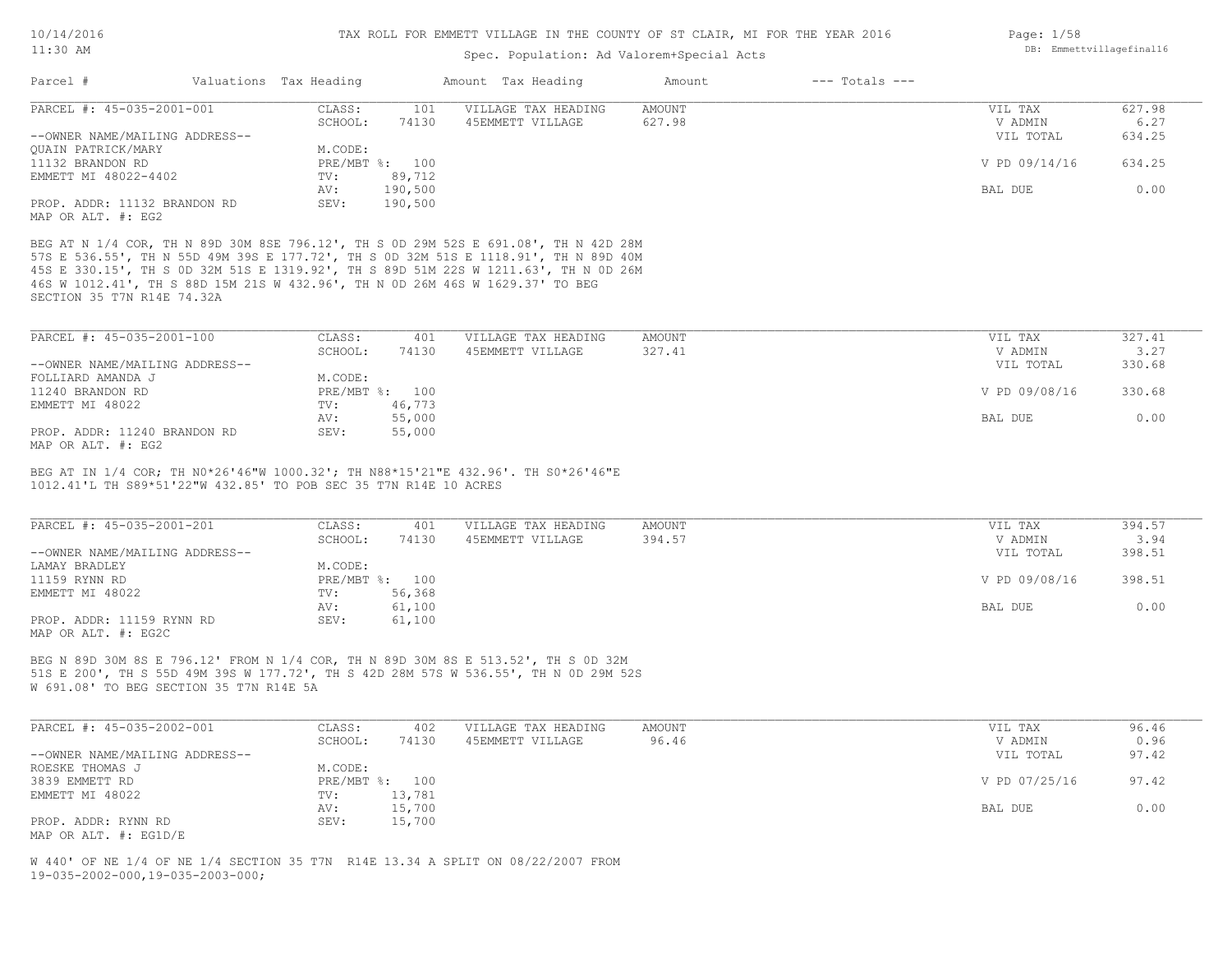# TAX ROLL FOR EMMETT VILLAGE IN THE COUNTY OF ST CLAIR, MI FOR THE YEAR 2016

Spec. Population: Ad Valorem+Special Acts

10/14/2016
11:30 AM

DB: Emmettvillagefinal16

| Parcel # | Valuations | Tax Heading | Amount | Tax Heading | Amount | --- Totals --- | |
|---|---|---|---|---|---|---|---|

## PARCEL #: 45-035-2001-001

| | | | | | | |
|---|---|---|---|---|---|---|
| CLASS: | 101 | VILLAGE TAX HEADING | AMOUNT | | VIL TAX | 627.98 |
| SCHOOL: | 74130 | 45EMMETT VILLAGE | 627.98 | | V ADMIN | 6.27 |
| | | | | | VIL TOTAL | 634.25 |
| M.CODE: | | | | | | |
| PRE/MBT %: | 100 | | | | V PD 09/14/16 | 634.25 |
| TV: | 89,712 | | | | | |
| AV: | 190,500 | | | | BAL DUE | 0.00 |
| SEV: | 190,500 | | | | | |

--OWNER NAME/MAILING ADDRESS--
QUAIN PATRICK/MARY
11132 BRANDON RD
EMMETT MI 48022-4402

PROP. ADDR: 11132 BRANDON RD
MAP OR ALT. #: EG2

BEG AT N 1/4 COR, TH N 89D 30M 8SE 796.12', TH S 0D 29M 52S E 691.08', TH N 42D 28M 57S E 536.55', TH N 55D 49M 39S E 177.72', TH S 0D 32M 51S E 1118.91', TH N 89D 40M 45S E 330.15', TH S 0D 32M 51S E 1319.92', TH S 89D 51M 22S W 1211.63', TH N 0D 26M 46S W 1012.41', TH S 88D 15M 21S W 432.96', TH N 0D 26M 46S W 1629.37' TO BEG SECTION 35 T7N R14E 74.32A

## PARCEL #: 45-035-2001-100

| | | | | | | |
|---|---|---|---|---|---|---|
| CLASS: | 401 | VILLAGE TAX HEADING | AMOUNT | | VIL TAX | 327.41 |
| SCHOOL: | 74130 | 45EMMETT VILLAGE | 327.41 | | V ADMIN | 3.27 |
| | | | | | VIL TOTAL | 330.68 |
| M.CODE: | | | | | | |
| PRE/MBT %: | 100 | | | | V PD 09/08/16 | 330.68 |
| TV: | 46,773 | | | | | |
| AV: | 55,000 | | | | BAL DUE | 0.00 |
| SEV: | 55,000 | | | | | |

--OWNER NAME/MAILING ADDRESS--
FOLLIARD AMANDA J
11240 BRANDON RD
EMMETT MI 48022

PROP. ADDR: 11240 BRANDON RD
MAP OR ALT. #: EG2

BEG AT IN 1/4 COR; TH N0*26'46"W 1000.32'; TH N88*15'21"E 432.96'. TH S0*26'46"E 1012.41'L TH S89*51'22"W 432.85' TO POB SEC 35 T7N R14E 10 ACRES

## PARCEL #: 45-035-2001-201

| | | | | | | |
|---|---|---|---|---|---|---|
| CLASS: | 401 | VILLAGE TAX HEADING | AMOUNT | | VIL TAX | 394.57 |
| SCHOOL: | 74130 | 45EMMETT VILLAGE | 394.57 | | V ADMIN | 3.94 |
| | | | | | VIL TOTAL | 398.51 |
| M.CODE: | | | | | | |
| PRE/MBT %: | 100 | | | | V PD 09/08/16 | 398.51 |
| TV: | 56,368 | | | | | |
| AV: | 61,100 | | | | BAL DUE | 0.00 |
| SEV: | 61,100 | | | | | |

--OWNER NAME/MAILING ADDRESS--
LAMAY BRADLEY
11159 RYNN RD
EMMETT MI 48022

PROP. ADDR: 11159 RYNN RD
MAP OR ALT. #: EG2C

BEG N 89D 30M 8S E 796.12' FROM N 1/4 COR, TH N 89D 30M 8S E 513.52', TH S 0D 32M 51S E 200', TH S 55D 49M 39S W 177.72', TH S 42D 28M 57S W 536.55', TH N 0D 29M 52S W 691.08' TO BEG SECTION 35 T7N R14E 5A

## PARCEL #: 45-035-2002-001

| | | | | | | |
|---|---|---|---|---|---|---|
| CLASS: | 402 | VILLAGE TAX HEADING | AMOUNT | | VIL TAX | 96.46 |
| SCHOOL: | 74130 | 45EMMETT VILLAGE | 96.46 | | V ADMIN | 0.96 |
| | | | | | VIL TOTAL | 97.42 |
| M.CODE: | | | | | | |
| PRE/MBT %: | 100 | | | | V PD 07/25/16 | 97.42 |
| TV: | 13,781 | | | | | |
| AV: | 15,700 | | | | BAL DUE | 0.00 |
| SEV: | 15,700 | | | | | |

--OWNER NAME/MAILING ADDRESS--
ROESKE THOMAS J
3839 EMMETT RD
EMMETT MI 48022

PROP. ADDR: RYNN RD
MAP OR ALT. #: EG1D/E

W 440' OF NE 1/4 OF NE 1/4 SECTION 35 T7N R14E 13.34 A SPLIT ON 08/22/2007 FROM 19-035-2002-000,19-035-2003-000;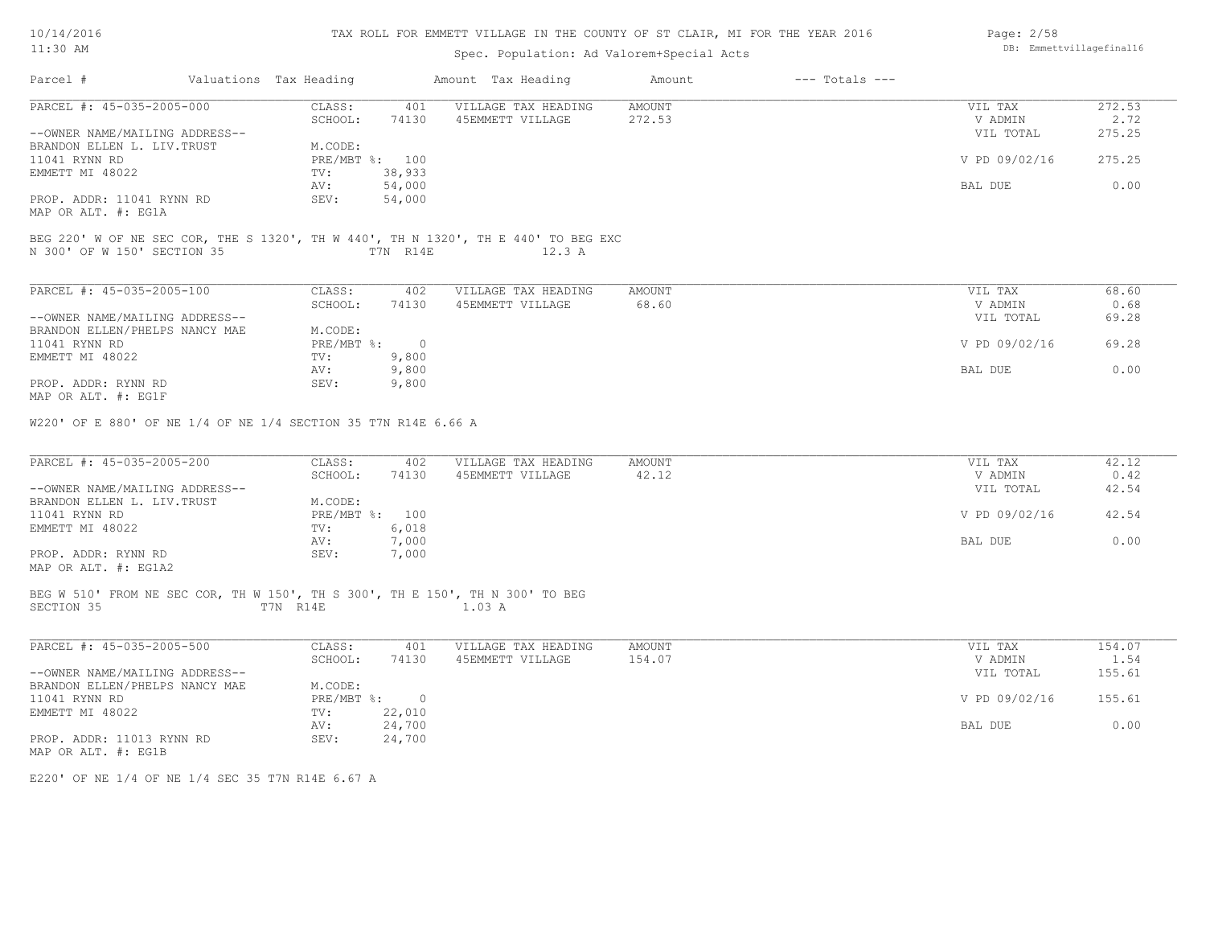TAX ROLL FOR EMMETT VILLAGE IN THE COUNTY OF ST CLAIR, MI FOR THE YEAR 2016

Spec. Population: Ad Valorem+Special Acts

| Parcel # | Valuations | Tax Heading | Amount | Tax Heading | Amount | --- Totals --- | |
|---|---|---|---|---|---|---|---|

---

**PARCEL #: 45-035-2005-000**

| | | | | | | |
|---|---|---|---|---|---|---|
| | CLASS: | 401 | VILLAGE TAX HEADING | AMOUNT | VIL TAX | 272.53 |
| | SCHOOL: | 74130 | 45EMMETT VILLAGE | 272.53 | V ADMIN | 2.72 |
| --OWNER NAME/MAILING ADDRESS-- | | | | | VIL TOTAL | 275.25 |
| BRANDON ELLEN L. LIV.TRUST | M.CODE: | | | | | |
| 11041 RYNN RD | PRE/MBT %: | 100 | | | V PD 09/02/16 | 275.25 |
| EMMETT MI 48022 | TV: | 38,933 | | | | |
| | AV: | 54,000 | | | BAL DUE | 0.00 |
| PROP. ADDR: 11041 RYNN RD | SEV: | 54,000 | | | | |
| MAP OR ALT. #: EG1A | | | | | | |

BEG 220' W OF NE SEC COR, THE S 1320', TH W 440', TH N 1320', TH E 440' TO BEG EXC N 300' OF W 150' SECTION 35 T7N R14E 12.3 A

---

**PARCEL #: 45-035-2005-100**

| | | | | | | |
|---|---|---|---|---|---|---|
| | CLASS: | 402 | VILLAGE TAX HEADING | AMOUNT | VIL TAX | 68.60 |
| | SCHOOL: | 74130 | 45EMMETT VILLAGE | 68.60 | V ADMIN | 0.68 |
| --OWNER NAME/MAILING ADDRESS-- | | | | | VIL TOTAL | 69.28 |
| BRANDON ELLEN/PHELPS NANCY MAE | M.CODE: | | | | | |
| 11041 RYNN RD | PRE/MBT %: | 0 | | | V PD 09/02/16 | 69.28 |
| EMMETT MI 48022 | TV: | 9,800 | | | | |
| | AV: | 9,800 | | | BAL DUE | 0.00 |
| PROP. ADDR: RYNN RD | SEV: | 9,800 | | | | |
| MAP OR ALT. #: EG1F | | | | | | |

W220' OF E 880' OF NE 1/4 OF NE 1/4 SECTION 35 T7N R14E 6.66 A

---

**PARCEL #: 45-035-2005-200**

| | | | | | | |
|---|---|---|---|---|---|---|
| | CLASS: | 402 | VILLAGE TAX HEADING | AMOUNT | VIL TAX | 42.12 |
| | SCHOOL: | 74130 | 45EMMETT VILLAGE | 42.12 | V ADMIN | 0.42 |
| --OWNER NAME/MAILING ADDRESS-- | | | | | VIL TOTAL | 42.54 |
| BRANDON ELLEN L. LIV.TRUST | M.CODE: | | | | | |
| 11041 RYNN RD | PRE/MBT %: | 100 | | | V PD 09/02/16 | 42.54 |
| EMMETT MI 48022 | TV: | 6,018 | | | | |
| | AV: | 7,000 | | | BAL DUE | 0.00 |
| PROP. ADDR: RYNN RD | SEV: | 7,000 | | | | |
| MAP OR ALT. #: EG1A2 | | | | | | |

BEG W 510' FROM NE SEC COR, TH W 150', TH S 300', TH E 150', TH N 300' TO BEG SECTION 35 T7N R14E 1.03 A

---

**PARCEL #: 45-035-2005-500**

| | | | | | | |
|---|---|---|---|---|---|---|
| | CLASS: | 401 | VILLAGE TAX HEADING | AMOUNT | VIL TAX | 154.07 |
| | SCHOOL: | 74130 | 45EMMETT VILLAGE | 154.07 | V ADMIN | 1.54 |
| --OWNER NAME/MAILING ADDRESS-- | | | | | VIL TOTAL | 155.61 |
| BRANDON ELLEN/PHELPS NANCY MAE | M.CODE: | | | | | |
| 11041 RYNN RD | PRE/MBT %: | 0 | | | V PD 09/02/16 | 155.61 |
| EMMETT MI 48022 | TV: | 22,010 | | | | |
| | AV: | 24,700 | | | BAL DUE | 0.00 |
| PROP. ADDR: 11013 RYNN RD | SEV: | 24,700 | | | | |
| MAP OR ALT. #: EG1B | | | | | | |

E220' OF NE 1/4 OF NE 1/4 SEC 35 T7N R14E 6.67 A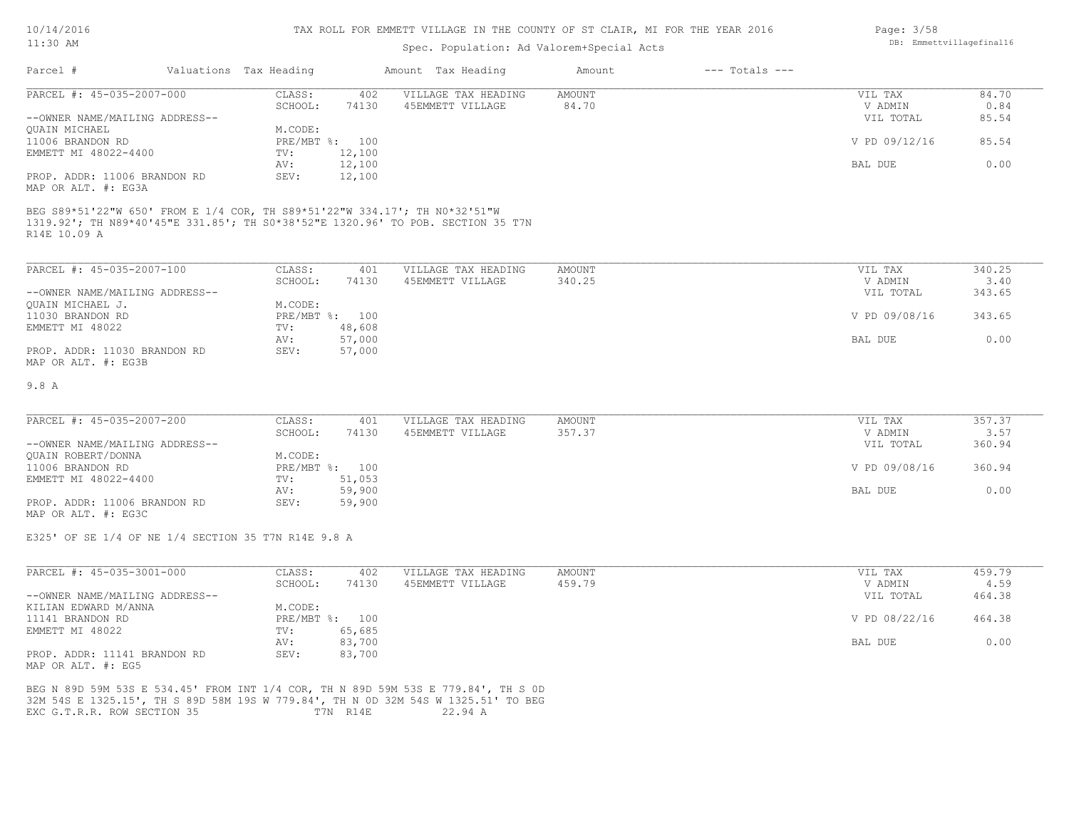# TAX ROLL FOR EMMETT VILLAGE IN THE COUNTY OF ST CLAIR, MI FOR THE YEAR 2016

Spec. Population: Ad Valorem+Special Acts

| Parcel # | Valuations | Tax Heading | Amount | Tax Heading | Amount | --- Totals --- | |
|---|---|---|---|---|---|---|---|

---

**PARCEL #: 45-035-2007-000**

| | | | | | |
|---|---|---|---|---|---|
| CLASS: | 402 | VILLAGE TAX HEADING | AMOUNT | VIL TAX | 84.70 |
| SCHOOL: | 74130 | 45EMMETT VILLAGE | 84.70 | V ADMIN | 0.84 |
| | | | | VIL TOTAL | 85.54 |
| M.CODE: | | | | | |
| PRE/MBT %: | 100 | | | V PD 09/12/16 | 85.54 |
| TV: | 12,100 | | | | |
| AV: | 12,100 | | | BAL DUE | 0.00 |
| SEV: | 12,100 | | | | |

--OWNER NAME/MAILING ADDRESS--
QUAIN MICHAEL
11006 BRANDON RD
EMMETT MI 48022-4400

PROP. ADDR: 11006 BRANDON RD
MAP OR ALT. #: EG3A

BEG S89*51'22"W 650' FROM E 1/4 COR, TH S89*51'22"W 334.17'; TH N0*32'51"W 1319.92'; TH N89*40'45"E 331.85'; TH S0*38'52"E 1320.96' TO POB. SECTION 35 T7N R14E 10.09 A

---

**PARCEL #: 45-035-2007-100**

| | | | | | |
|---|---|---|---|---|---|
| CLASS: | 401 | VILLAGE TAX HEADING | AMOUNT | VIL TAX | 340.25 |
| SCHOOL: | 74130 | 45EMMETT VILLAGE | 340.25 | V ADMIN | 3.40 |
| | | | | VIL TOTAL | 343.65 |
| M.CODE: | | | | | |
| PRE/MBT %: | 100 | | | V PD 09/08/16 | 343.65 |
| TV: | 48,608 | | | | |
| AV: | 57,000 | | | BAL DUE | 0.00 |
| SEV: | 57,000 | | | | |

--OWNER NAME/MAILING ADDRESS--
QUAIN MICHAEL J.
11030 BRANDON RD
EMMETT MI 48022

PROP. ADDR: 11030 BRANDON RD
MAP OR ALT. #: EG3B

9.8 A

---

**PARCEL #: 45-035-2007-200**

| | | | | | |
|---|---|---|---|---|---|
| CLASS: | 401 | VILLAGE TAX HEADING | AMOUNT | VIL TAX | 357.37 |
| SCHOOL: | 74130 | 45EMMETT VILLAGE | 357.37 | V ADMIN | 3.57 |
| | | | | VIL TOTAL | 360.94 |
| M.CODE: | | | | | |
| PRE/MBT %: | 100 | | | V PD 09/08/16 | 360.94 |
| TV: | 51,053 | | | | |
| AV: | 59,900 | | | BAL DUE | 0.00 |
| SEV: | 59,900 | | | | |

--OWNER NAME/MAILING ADDRESS--
QUAIN ROBERT/DONNA
11006 BRANDON RD
EMMETT MI 48022-4400

PROP. ADDR: 11006 BRANDON RD
MAP OR ALT. #: EG3C

E325' OF SE 1/4 OF NE 1/4 SECTION 35 T7N R14E 9.8 A

---

**PARCEL #: 45-035-3001-000**

| | | | | | |
|---|---|---|---|---|---|
| CLASS: | 402 | VILLAGE TAX HEADING | AMOUNT | VIL TAX | 459.79 |
| SCHOOL: | 74130 | 45EMMETT VILLAGE | 459.79 | V ADMIN | 4.59 |
| | | | | VIL TOTAL | 464.38 |
| M.CODE: | | | | | |
| PRE/MBT %: | 100 | | | V PD 08/22/16 | 464.38 |
| TV: | 65,685 | | | | |
| AV: | 83,700 | | | BAL DUE | 0.00 |
| SEV: | 83,700 | | | | |

--OWNER NAME/MAILING ADDRESS--
KILIAN EDWARD M/ANNA
11141 BRANDON RD
EMMETT MI 48022

PROP. ADDR: 11141 BRANDON RD
MAP OR ALT. #: EG5

BEG N 89D 59M 53S E 534.45' FROM INT 1/4 COR, TH N 89D 59M 53S E 779.84', TH S 0D 32M 54S E 1325.15', TH S 89D 58M 19S W 779.84', TH N 0D 32M 54S W 1325.51' TO BEG EXC G.T.R.R. ROW SECTION 35 T7N R14E 22.94 A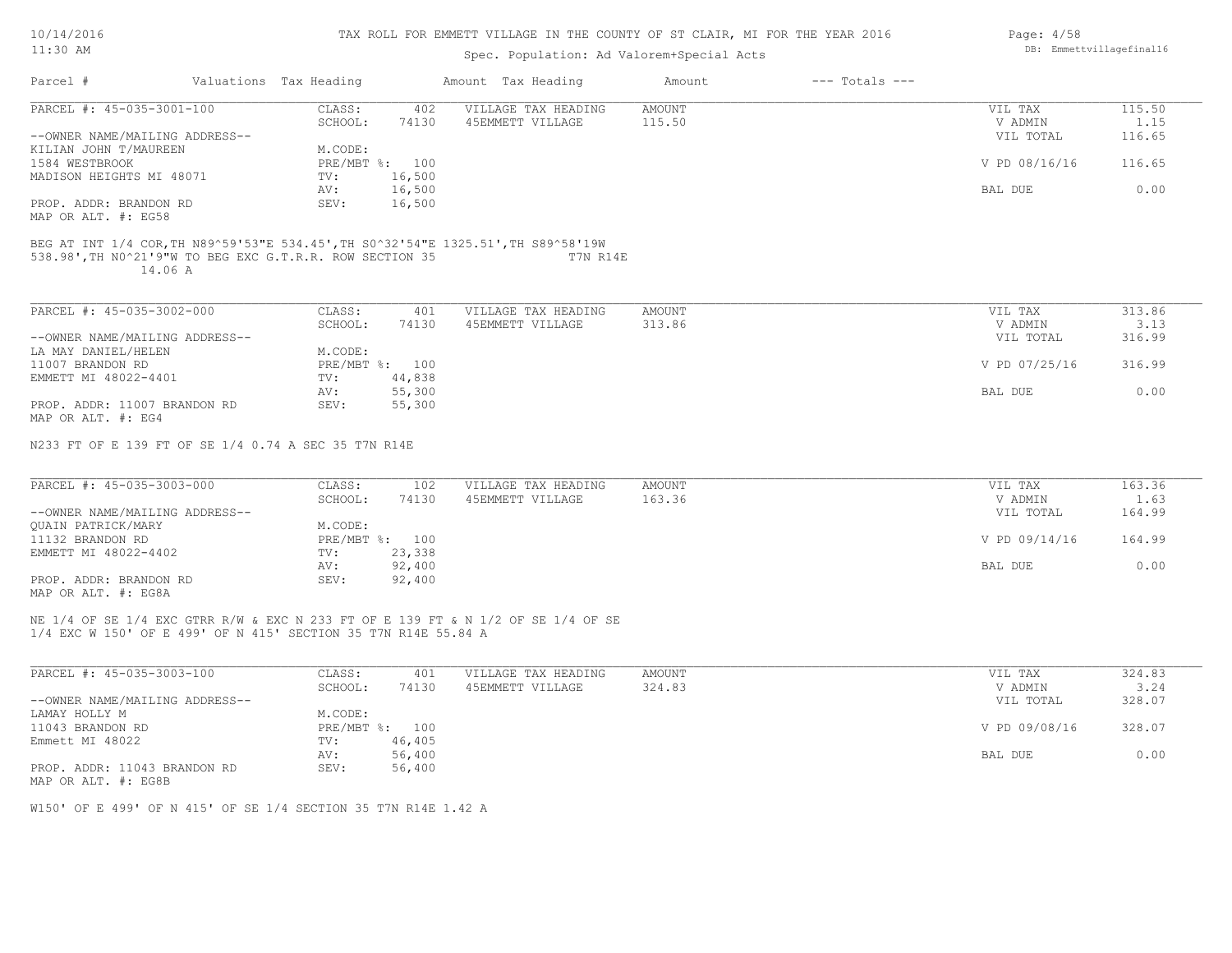# TAX ROLL FOR EMMETT VILLAGE IN THE COUNTY OF ST CLAIR, MI FOR THE YEAR 2016

Spec. Population: Ad Valorem+Special Acts

| Parcel # | Valuations | Tax Heading | Amount | Tax Heading | Amount | --- Totals --- | |
|---|---|---|---|---|---|---|---|

---

**PARCEL #: 45-035-3001-100**

| | | | | | | |
|---|---|---|---|---|---|---|
| CLASS: | 402 | VILLAGE TAX HEADING | AMOUNT | | VIL TAX | 115.50 |
| SCHOOL: | 74130 | 45EMMETT VILLAGE | 115.50 | | V ADMIN | 1.15 |
| | | | | | VIL TOTAL | 116.65 |
| M.CODE: | | | | | | |
| PRE/MBT %: | 100 | | | | V PD 08/16/16 | 116.65 |
| TV: | 16,500 | | | | | |
| AV: | 16,500 | | | | BAL DUE | 0.00 |
| SEV: | 16,500 | | | | | |

--OWNER NAME/MAILING ADDRESS--
KILIAN JOHN T/MAUREEN
1584 WESTBROOK
MADISON HEIGHTS MI 48071

PROP. ADDR: BRANDON RD
MAP OR ALT. #: EG58

BEG AT INT 1/4 COR,TH N89^59'53"E 534.45',TH S0^32'54"E 1325.51',TH S89^58'19W 538.98',TH N0^21'9"W TO BEG EXC G.T.R.R. ROW SECTION 35 T7N R14E 14.06 A

---

**PARCEL #: 45-035-3002-000**

| | | | | | | |
|---|---|---|---|---|---|---|
| CLASS: | 401 | VILLAGE TAX HEADING | AMOUNT | | VIL TAX | 313.86 |
| SCHOOL: | 74130 | 45EMMETT VILLAGE | 313.86 | | V ADMIN | 3.13 |
| | | | | | VIL TOTAL | 316.99 |
| M.CODE: | | | | | | |
| PRE/MBT %: | 100 | | | | V PD 07/25/16 | 316.99 |
| TV: | 44,838 | | | | | |
| AV: | 55,300 | | | | BAL DUE | 0.00 |
| SEV: | 55,300 | | | | | |

--OWNER NAME/MAILING ADDRESS--
LA MAY DANIEL/HELEN
11007 BRANDON RD
EMMETT MI 48022-4401

PROP. ADDR: 11007 BRANDON RD
MAP OR ALT. #: EG4

N233 FT OF E 139 FT OF SE 1/4 0.74 A SEC 35 T7N R14E

---

**PARCEL #: 45-035-3003-000**

| | | | | | | |
|---|---|---|---|---|---|---|
| CLASS: | 102 | VILLAGE TAX HEADING | AMOUNT | | VIL TAX | 163.36 |
| SCHOOL: | 74130 | 45EMMETT VILLAGE | 163.36 | | V ADMIN | 1.63 |
| | | | | | VIL TOTAL | 164.99 |
| M.CODE: | | | | | | |
| PRE/MBT %: | 100 | | | | V PD 09/14/16 | 164.99 |
| TV: | 23,338 | | | | | |
| AV: | 92,400 | | | | BAL DUE | 0.00 |
| SEV: | 92,400 | | | | | |

--OWNER NAME/MAILING ADDRESS--
QUAIN PATRICK/MARY
11132 BRANDON RD
EMMETT MI 48022-4402

PROP. ADDR: BRANDON RD
MAP OR ALT. #: EG8A

NE 1/4 OF SE 1/4 EXC GTRR R/W & EXC N 233 FT OF E 139 FT & N 1/2 OF SE 1/4 OF SE 1/4 EXC W 150' OF E 499' OF N 415' SECTION 35 T7N R14E 55.84 A

---

**PARCEL #: 45-035-3003-100**

| | | | | | | |
|---|---|---|---|---|---|---|
| CLASS: | 401 | VILLAGE TAX HEADING | AMOUNT | | VIL TAX | 324.83 |
| SCHOOL: | 74130 | 45EMMETT VILLAGE | 324.83 | | V ADMIN | 3.24 |
| | | | | | VIL TOTAL | 328.07 |
| M.CODE: | | | | | | |
| PRE/MBT %: | 100 | | | | V PD 09/08/16 | 328.07 |
| TV: | 46,405 | | | | | |
| AV: | 56,400 | | | | BAL DUE | 0.00 |
| SEV: | 56,400 | | | | | |

--OWNER NAME/MAILING ADDRESS--
LAMAY HOLLY M
11043 BRANDON RD
Emmett MI 48022

PROP. ADDR: 11043 BRANDON RD
MAP OR ALT. #: EG8B

W150' OF E 499' OF N 415' OF SE 1/4 SECTION 35 T7N R14E 1.42 A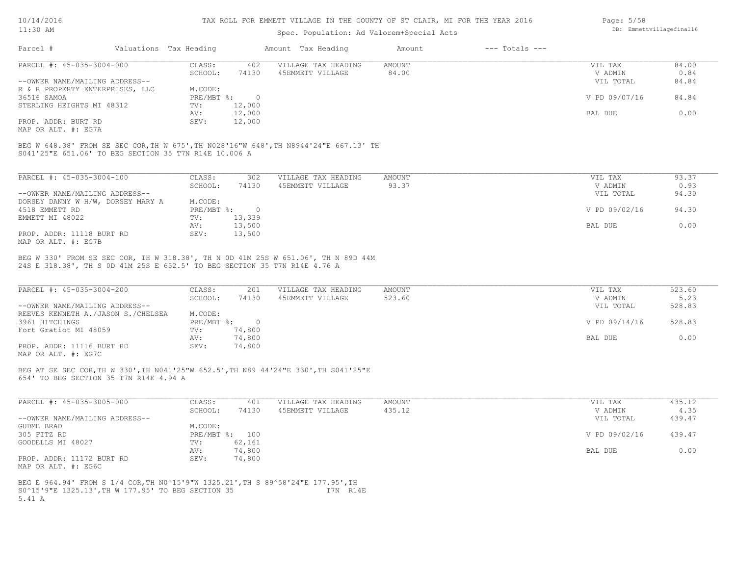TAX ROLL FOR EMMETT VILLAGE IN THE COUNTY OF ST CLAIR, MI FOR THE YEAR 2016

Spec. Population: Ad Valorem+Special Acts

| Parcel # | Valuations | Tax Heading | Amount | Tax Heading | Amount | --- Totals --- | |
|---|---|---|---|---|---|---|---|
| PARCEL #: 45-035-3004-000 | CLASS: | 402 | VILLAGE TAX HEADING | AMOUNT | | VIL TAX | 84.00 |
| | SCHOOL: | 74130 | 45EMMETT VILLAGE | 84.00 | | V ADMIN | 0.84 |
| --OWNER NAME/MAILING ADDRESS-- | | | | | | VIL TOTAL | 84.84 |
| R & R PROPERTY ENTERPRISES, LLC | M.CODE: | | | | | | |
| 36516 SAMOA | PRE/MBT %: | 0 | | | | V PD 09/07/16 | 84.84 |
| STERLING HEIGHTS MI 48312 | TV: | 12,000 | | | | | |
| | AV: | 12,000 | | | | BAL DUE | 0.00 |
| PROP. ADDR: BURT RD | SEV: | 12,000 | | | | | |
| MAP OR ALT. #: EG7A | | | | | | | |

BEG W 648.38' FROM SE SEC COR,TH W 675',TH N028'16"W 648',TH N8944'24"E 667.13' TH S041'25"E 651.06' TO BEG SECTION 35 T7N R14E 10.006 A

| Parcel # | Valuations | Tax Heading | Amount | Tax Heading | Amount | --- Totals --- | |
|---|---|---|---|---|---|---|---|
| PARCEL #: 45-035-3004-100 | CLASS: | 302 | VILLAGE TAX HEADING | AMOUNT | | VIL TAX | 93.37 |
| | SCHOOL: | 74130 | 45EMMETT VILLAGE | 93.37 | | V ADMIN | 0.93 |
| --OWNER NAME/MAILING ADDRESS-- | | | | | | VIL TOTAL | 94.30 |
| DORSEY DANNY W H/W, DORSEY MARY A | M.CODE: | | | | | | |
| 4518 EMMETT RD | PRE/MBT %: | 0 | | | | V PD 09/02/16 | 94.30 |
| EMMETT MI 48022 | TV: | 13,339 | | | | | |
| | AV: | 13,500 | | | | BAL DUE | 0.00 |
| PROP. ADDR: 11118 BURT RD | SEV: | 13,500 | | | | | |
| MAP OR ALT. #: EG7B | | | | | | | |

BEG W 330' FROM SE SEC COR, TH W 318.38', TH N 0D 41M 25S W 651.06', TH N 89D 44M 24S E 318.38', TH S 0D 41M 25S E 652.5' TO BEG SECTION 35 T7N R14E 4.76 A

| Parcel # | Valuations | Tax Heading | Amount | Tax Heading | Amount | --- Totals --- | |
|---|---|---|---|---|---|---|---|
| PARCEL #: 45-035-3004-200 | CLASS: | 201 | VILLAGE TAX HEADING | AMOUNT | | VIL TAX | 523.60 |
| | SCHOOL: | 74130 | 45EMMETT VILLAGE | 523.60 | | V ADMIN | 5.23 |
| --OWNER NAME/MAILING ADDRESS-- | | | | | | VIL TOTAL | 528.83 |
| REEVES KENNETH A./JASON S./CHELSEA | M.CODE: | | | | | | |
| 3961 HITCHINGS | PRE/MBT %: | 0 | | | | V PD 09/14/16 | 528.83 |
| Fort Gratiot MI 48059 | TV: | 74,800 | | | | | |
| | AV: | 74,800 | | | | BAL DUE | 0.00 |
| PROP. ADDR: 11116 BURT RD | SEV: | 74,800 | | | | | |
| MAP OR ALT. #: EG7C | | | | | | | |

BEG AT SE SEC COR,TH W 330',TH N041'25"W 652.5',TH N89 44'24"E 330',TH S041'25"E 654' TO BEG SECTION 35 T7N R14E 4.94 A

| Parcel # | Valuations | Tax Heading | Amount | Tax Heading | Amount | --- Totals --- | |
|---|---|---|---|---|---|---|---|
| PARCEL #: 45-035-3005-000 | CLASS: | 401 | VILLAGE TAX HEADING | AMOUNT | | VIL TAX | 435.12 |
| | SCHOOL: | 74130 | 45EMMETT VILLAGE | 435.12 | | V ADMIN | 4.35 |
| --OWNER NAME/MAILING ADDRESS-- | | | | | | VIL TOTAL | 439.47 |
| GUDME BRAD | M.CODE: | | | | | | |
| 305 FITZ RD | PRE/MBT %: | 100 | | | | V PD 09/02/16 | 439.47 |
| GOODELLS MI 48027 | TV: | 62,161 | | | | | |
| | AV: | 74,800 | | | | BAL DUE | 0.00 |
| PROP. ADDR: 11172 BURT RD | SEV: | 74,800 | | | | | |
| MAP OR ALT. #: EG6C | | | | | | | |

BEG E 964.94' FROM S 1/4 COR,TH N0^15'9"W 1325.21',TH S 89^58'24"E 177.95',TH S0^15'9"E 1325.13',TH W 177.95' TO BEG SECTION 35 T7N R14E 5.41 A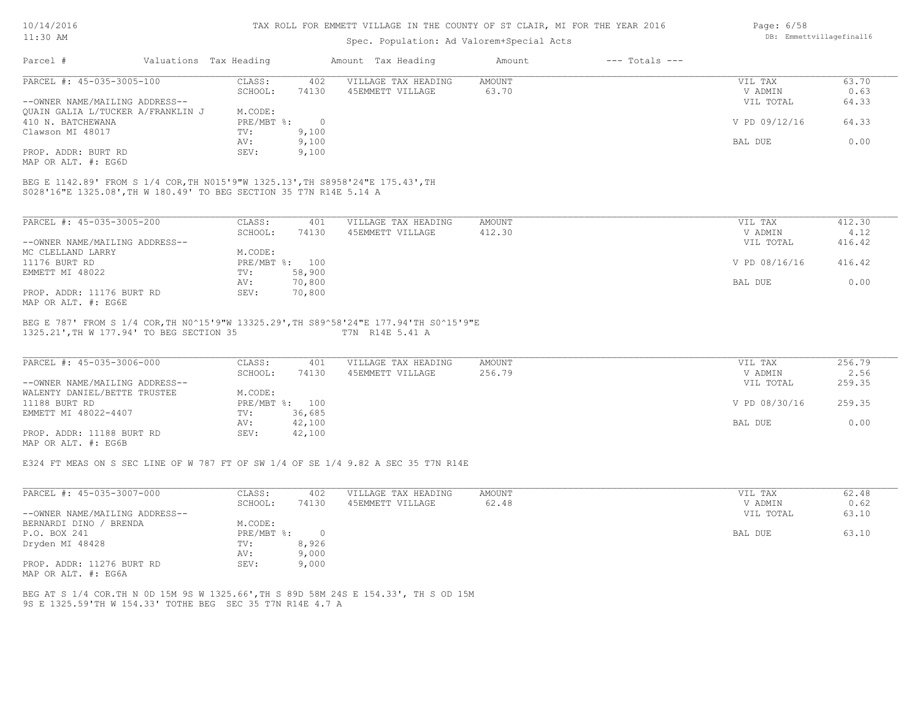# TAX ROLL FOR EMMETT VILLAGE IN THE COUNTY OF ST CLAIR, MI FOR THE YEAR 2016

Spec. Population: Ad Valorem+Special Acts

DB: Emmettvillagefinal16

| Parcel # | Valuations | Tax Heading | Amount | Tax Heading | Amount | --- Totals --- | |
|---|---|---|---|---|---|---|---|
| PARCEL #: 45-035-3005-100 | CLASS: | 402 | VILLAGE TAX HEADING | AMOUNT | | VIL TAX | 63.70 |
| | SCHOOL: | 74130 | 45EMMETT VILLAGE | 63.70 | | V ADMIN | 0.63 |
| --OWNER NAME/MAILING ADDRESS-- | | | | | | VIL TOTAL | 64.33 |
| QUAIN GALIA L/TUCKER A/FRANKLIN J | M.CODE: | | | | | | |
| 410 N. BATCHEWANA | PRE/MBT %: | 0 | | | | V PD 09/12/16 | 64.33 |
| Clawson MI 48017 | TV: | 9,100 | | | | | |
| | AV: | 9,100 | | | | BAL DUE | 0.00 |
| PROP. ADDR: BURT RD | SEV: | 9,100 | | | | | |
| MAP OR ALT. #: EG6D | | | | | | | |

BEG E 1142.89' FROM S 1/4 COR,TH N015'9"W 1325.13',TH S8958'24"E 175.43',TH S028'16"E 1325.08',TH W 180.49' TO BEG SECTION 35 T7N R14E 5.14 A

| Parcel # | Valuations | Tax Heading | Amount | Tax Heading | Amount | --- Totals --- | |
|---|---|---|---|---|---|---|---|
| PARCEL #: 45-035-3005-200 | CLASS: | 401 | VILLAGE TAX HEADING | AMOUNT | | VIL TAX | 412.30 |
| | SCHOOL: | 74130 | 45EMMETT VILLAGE | 412.30 | | V ADMIN | 4.12 |
| --OWNER NAME/MAILING ADDRESS-- | | | | | | VIL TOTAL | 416.42 |
| MC CLELLAND LARRY | M.CODE: | | | | | | |
| 11176 BURT RD | PRE/MBT %: | 100 | | | | V PD 08/16/16 | 416.42 |
| EMMETT MI 48022 | TV: | 58,900 | | | | | |
| | AV: | 70,800 | | | | BAL DUE | 0.00 |
| PROP. ADDR: 11176 BURT RD | SEV: | 70,800 | | | | | |
| MAP OR ALT. #: EG6E | | | | | | | |

BEG E 787' FROM S 1/4 COR,TH N0^15'9"W 13325.29',TH S89^58'24"E 177.94'TH S0^15'9"E 1325.21',TH W 177.94' TO BEG SECTION 35 T7N R14E 5.41 A

| Parcel # | Valuations | Tax Heading | Amount | Tax Heading | Amount | --- Totals --- | |
|---|---|---|---|---|---|---|---|
| PARCEL #: 45-035-3006-000 | CLASS: | 401 | VILLAGE TAX HEADING | AMOUNT | | VIL TAX | 256.79 |
| | SCHOOL: | 74130 | 45EMMETT VILLAGE | 256.79 | | V ADMIN | 2.56 |
| --OWNER NAME/MAILING ADDRESS-- | | | | | | VIL TOTAL | 259.35 |
| WALENTY DANIEL/BETTE TRUSTEE | M.CODE: | | | | | | |
| 11188 BURT RD | PRE/MBT %: | 100 | | | | V PD 08/30/16 | 259.35 |
| EMMETT MI 48022-4407 | TV: | 36,685 | | | | | |
| | AV: | 42,100 | | | | BAL DUE | 0.00 |
| PROP. ADDR: 11188 BURT RD | SEV: | 42,100 | | | | | |
| MAP OR ALT. #: EG6B | | | | | | | |

E324 FT MEAS ON S SEC LINE OF W 787 FT OF SW 1/4 OF SE 1/4 9.82 A SEC 35 T7N R14E

| Parcel # | Valuations | Tax Heading | Amount | Tax Heading | Amount | --- Totals --- | |
|---|---|---|---|---|---|---|---|
| PARCEL #: 45-035-3007-000 | CLASS: | 402 | VILLAGE TAX HEADING | AMOUNT | | VIL TAX | 62.48 |
| | SCHOOL: | 74130 | 45EMMETT VILLAGE | 62.48 | | V ADMIN | 0.62 |
| --OWNER NAME/MAILING ADDRESS-- | | | | | | VIL TOTAL | 63.10 |
| BERNARDI DINO / BRENDA | M.CODE: | | | | | | |
| P.O. BOX 241 | PRE/MBT %: | 0 | | | | BAL DUE | 63.10 |
| Dryden MI 48428 | TV: | 8,926 | | | | | |
| | AV: | 9,000 | | | | | |
| PROP. ADDR: 11276 BURT RD | SEV: | 9,000 | | | | | |
| MAP OR ALT. #: EG6A | | | | | | | |

BEG AT S 1/4 COR.TH N 0D 15M 9S W 1325.66',TH S 89D 58M 24S E 154.33', TH S OD 15M 9S E 1325.59'TH W 154.33' TOTHE BEG SEC 35 T7N R14E 4.7 A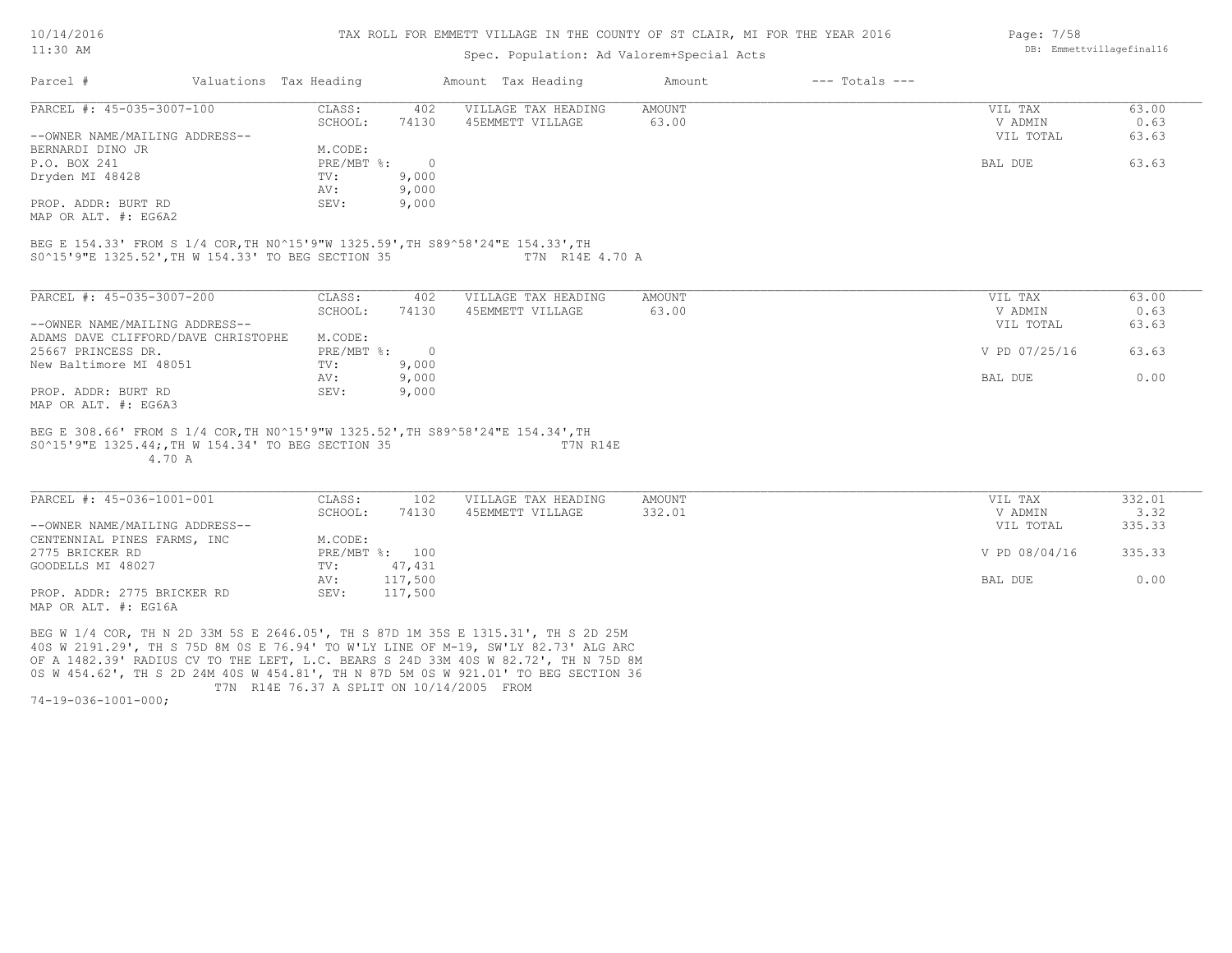TAX ROLL FOR EMMETT VILLAGE IN THE COUNTY OF ST CLAIR, MI FOR THE YEAR 2016

Spec. Population: Ad Valorem+Special Acts

| Parcel # | Valuations | Tax Heading | Amount | Tax Heading | Amount | --- Totals --- | |
|---|---|---|---|---|---|---|---|
| PARCEL #: 45-035-3007-100 | CLASS: | 402 | VILLAGE TAX HEADING | AMOUNT | | VIL TAX | 63.00 |
| | SCHOOL: | 74130 | 45EMMETT VILLAGE | 63.00 | | V ADMIN | 0.63 |
| --OWNER NAME/MAILING ADDRESS-- | | | | | | VIL TOTAL | 63.63 |
| BERNARDI DINO JR | M.CODE: | | | | | | |
| P.O. BOX 241 | PRE/MBT %: | 0 | | | | BAL DUE | 63.63 |
| Dryden MI 48428 | TV: | 9,000 | | | | | |
| | AV: | 9,000 | | | | | |
| PROP. ADDR: BURT RD | SEV: | 9,000 | | | | | |
| MAP OR ALT. #: EG6A2 | | | | | | | |

BEG E 154.33' FROM S 1/4 COR,TH N0^15'9"W 1325.59',TH S89^58'24"E 154.33',TH
S0^15'9"E 1325.52',TH W 154.33' TO BEG SECTION 35 T7N R14E 4.70 A

| Parcel # | Valuations | Tax Heading | Amount | Tax Heading | Amount | --- Totals --- | |
|---|---|---|---|---|---|---|---|
| PARCEL #: 45-035-3007-200 | CLASS: | 402 | VILLAGE TAX HEADING | AMOUNT | | VIL TAX | 63.00 |
| | SCHOOL: | 74130 | 45EMMETT VILLAGE | 63.00 | | V ADMIN | 0.63 |
| --OWNER NAME/MAILING ADDRESS-- | | | | | | VIL TOTAL | 63.63 |
| ADAMS DAVE CLIFFORD/DAVE CHRISTOPHE | M.CODE: | | | | | | |
| 25667 PRINCESS DR. | PRE/MBT %: | 0 | | | | V PD 07/25/16 | 63.63 |
| New Baltimore MI 48051 | TV: | 9,000 | | | | | |
| | AV: | 9,000 | | | | BAL DUE | 0.00 |
| PROP. ADDR: BURT RD | SEV: | 9,000 | | | | | |
| MAP OR ALT. #: EG6A3 | | | | | | | |

BEG E 308.66' FROM S 1/4 COR,TH N0^15'9"W 1325.52',TH S89^58'24"E 154.34',TH
S0^15'9"E 1325.44;,TH W 154.34' TO BEG SECTION 35 T7N R14E
4.70 A

| Parcel # | Valuations | Tax Heading | Amount | Tax Heading | Amount | --- Totals --- | |
|---|---|---|---|---|---|---|---|
| PARCEL #: 45-036-1001-001 | CLASS: | 102 | VILLAGE TAX HEADING | AMOUNT | | VIL TAX | 332.01 |
| | SCHOOL: | 74130 | 45EMMETT VILLAGE | 332.01 | | V ADMIN | 3.32 |
| --OWNER NAME/MAILING ADDRESS-- | | | | | | VIL TOTAL | 335.33 |
| CENTENNIAL PINES FARMS, INC | M.CODE: | | | | | | |
| 2775 BRICKER RD | PRE/MBT %: | 100 | | | | V PD 08/04/16 | 335.33 |
| GOODELLS MI 48027 | TV: | 47,431 | | | | | |
| | AV: | 117,500 | | | | BAL DUE | 0.00 |
| PROP. ADDR: 2775 BRICKER RD | SEV: | 117,500 | | | | | |
| MAP OR ALT. #: EG16A | | | | | | | |

BEG W 1/4 COR, TH N 2D 33M 5S E 2646.05', TH S 87D 1M 35S E 1315.31', TH S 2D 25M
40S W 2191.29', TH S 75D 8M 0S E 76.94' TO W'LY LINE OF M-19, SW'LY 82.73' ALG ARC
OF A 1482.39' RADIUS CV TO THE LEFT, L.C. BEARS S 24D 33M 40S W 82.72', TH N 75D 8M
0S W 454.62', TH S 2D 24M 40S W 454.81', TH N 87D 5M 0S W 921.01' TO BEG SECTION 36
T7N R14E 76.37 A SPLIT ON 10/14/2005 FROM
74-19-036-1001-000;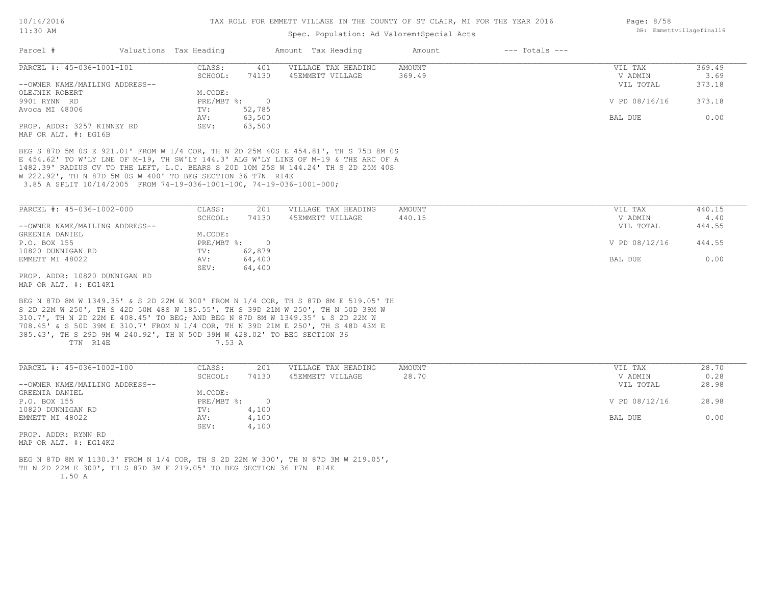TAX ROLL FOR EMMETT VILLAGE IN THE COUNTY OF ST CLAIR, MI FOR THE YEAR 2016

Spec. Population: Ad Valorem+Special Acts

| Parcel # | Valuations | Tax Heading | Amount | Tax Heading | Amount | --- Totals --- | |
|---|---|---|---|---|---|---|---|

## PARCEL #: 45-036-1001-101

| | | | | | |
|---|---|---|---|---|---|
| CLASS: | 401 | VILLAGE TAX HEADING | AMOUNT | VIL TAX | 369.49 |
| SCHOOL: | 74130 | 45EMMETT VILLAGE | 369.49 | V ADMIN | 3.69 |
| | | | | VIL TOTAL | 373.18 |
| M.CODE: | | | | | |
| PRE/MBT %: | 0 | | | V PD 08/16/16 | 373.18 |
| TV: | 52,785 | | | | |
| AV: | 63,500 | | | BAL DUE | 0.00 |
| SEV: | 63,500 | | | | |

--OWNER NAME/MAILING ADDRESS--
OLEJNIK ROBERT
9901 RYNN RD
Avoca MI 48006

PROP. ADDR: 3257 KINNEY RD
MAP OR ALT. #: EG16B

BEG S 87D 5M 0S E 921.01' FROM W 1/4 COR, TH N 2D 25M 40S E 454.81', TH S 75D 8M 0S E 454.62' TO W'LY LNE OF M-19, TH SW'LY 144.3' ALG W'LY LINE OF M-19 & THE ARC OF A 1482.39' RADIUS CV TO THE LEFT, L.C. BEARS S 20D 10M 25S W 144.24' TH S 2D 25M 40S W 222.92', TH N 87D 5M 0S W 400' TO BEG SECTION 36 T7N R14E
3.85 A SPLIT 10/14/2005 FROM 74-19-036-1001-100, 74-19-036-1001-000;

## PARCEL #: 45-036-1002-000

| | | | | | |
|---|---|---|---|---|---|
| CLASS: | 201 | VILLAGE TAX HEADING | AMOUNT | VIL TAX | 440.15 |
| SCHOOL: | 74130 | 45EMMETT VILLAGE | 440.15 | V ADMIN | 4.40 |
| | | | | VIL TOTAL | 444.55 |
| M.CODE: | | | | | |
| PRE/MBT %: | 0 | | | V PD 08/12/16 | 444.55 |
| TV: | 62,879 | | | | |
| AV: | 64,400 | | | BAL DUE | 0.00 |
| SEV: | 64,400 | | | | |

--OWNER NAME/MAILING ADDRESS--
GREENIA DANIEL
P.O. BOX 155
10820 DUNNIGAN RD
EMMETT MI 48022

PROP. ADDR: 10820 DUNNIGAN RD
MAP OR ALT. #: EG14K1

BEG N 87D 8M W 1349.35' & S 2D 22M W 300' FROM N 1/4 COR, TH S 87D 8M E 519.05' TH S 2D 22M W 250', TH S 42D 50M 48S W 185.55', TH S 39D 21M W 250', TH N 50D 39M W 310.7', TH N 2D 22M E 408.45' TO BEG; AND BEG N 87D 8M W 1349.35' & S 2D 22M W 708.45' & S 50D 39M E 310.7' FROM N 1/4 COR, TH N 39D 21M E 250', TH S 48D 43M E 385.43', TH S 29D 9M W 240.92', TH N 50D 39M W 428.02' TO BEG SECTION 36
T7N R14E 7.53 A

## PARCEL #: 45-036-1002-100

| | | | | | |
|---|---|---|---|---|---|
| CLASS: | 201 | VILLAGE TAX HEADING | AMOUNT | VIL TAX | 28.70 |
| SCHOOL: | 74130 | 45EMMETT VILLAGE | 28.70 | V ADMIN | 0.28 |
| | | | | VIL TOTAL | 28.98 |
| M.CODE: | | | | | |
| PRE/MBT %: | 0 | | | V PD 08/12/16 | 28.98 |
| TV: | 4,100 | | | | |
| AV: | 4,100 | | | BAL DUE | 0.00 |
| SEV: | 4,100 | | | | |

--OWNER NAME/MAILING ADDRESS--
GREENIA DANIEL
P.O. BOX 155
10820 DUNNIGAN RD
EMMETT MI 48022

PROP. ADDR: RYNN RD
MAP OR ALT. #: EG14K2

BEG N 87D 8M W 1130.3' FROM N 1/4 COR, TH S 2D 22M W 300', TH N 87D 3M W 219.05', TH N 2D 22M E 300', TH S 87D 3M E 219.05' TO BEG SECTION 36 T7N R14E
1.50 A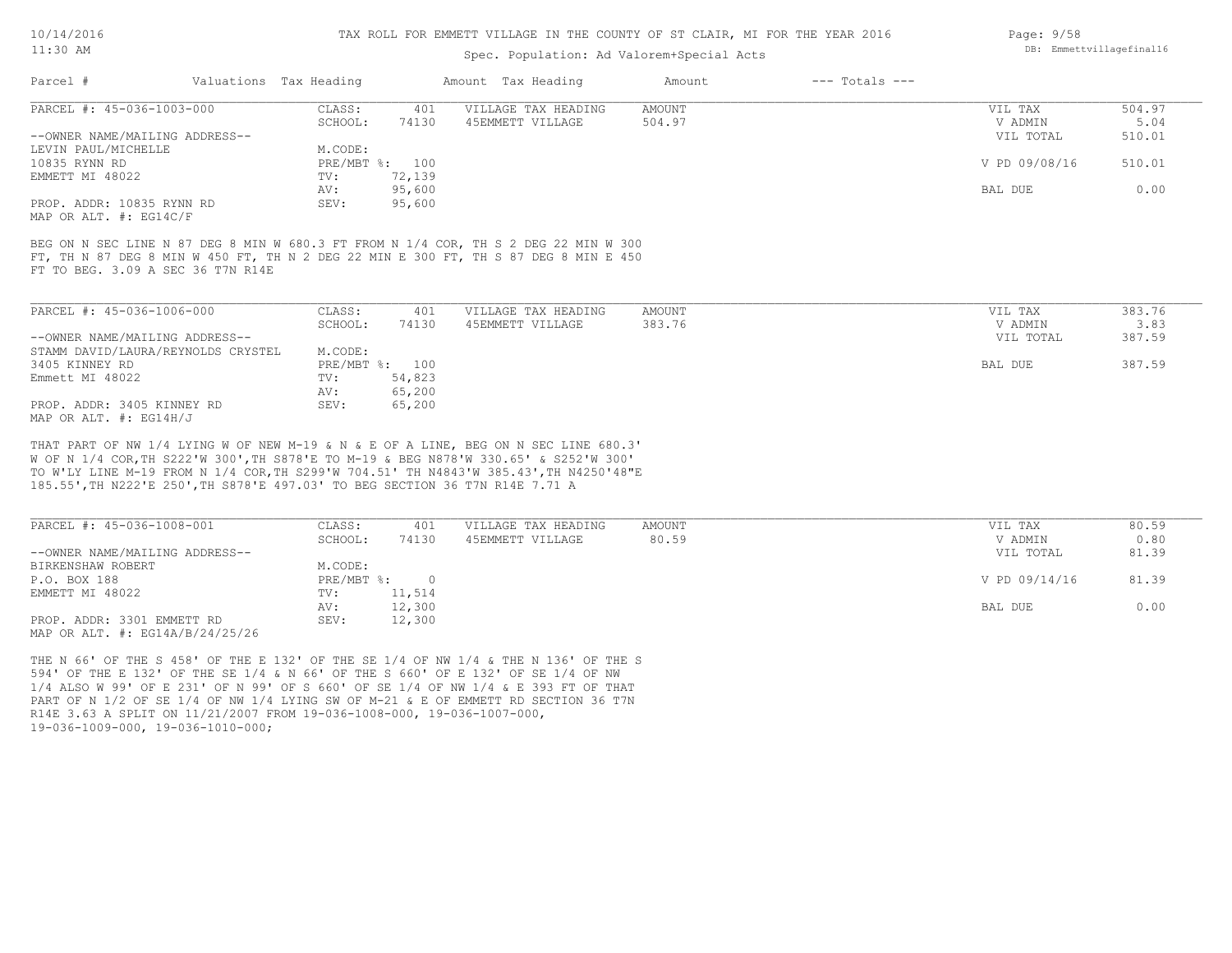# TAX ROLL FOR EMMETT VILLAGE IN THE COUNTY OF ST CLAIR, MI FOR THE YEAR 2016

Spec. Population: Ad Valorem+Special Acts

| Parcel # | Valuations | Tax Heading | Amount | Tax Heading | Amount | --- Totals --- | |
|---|---|---|---|---|---|---|---|

PARCEL #: 45-036-1003-000

| | | | | | |
|---|---|---|---|---|---|
| CLASS: | 401 | VILLAGE TAX HEADING | AMOUNT | VIL TAX | 504.97 |
| SCHOOL: | 74130 | 45EMMETT VILLAGE | 504.97 | V ADMIN | 5.04 |
| | | | | VIL TOTAL | 510.01 |
| M.CODE: | | | | | |
| PRE/MBT %: | 100 | | | V PD 09/08/16 | 510.01 |
| TV: | 72,139 | | | | |
| AV: | 95,600 | | | BAL DUE | 0.00 |
| SEV: | 95,600 | | | | |

--OWNER NAME/MAILING ADDRESS--
LEVIN PAUL/MICHELLE
10835 RYNN RD
EMMETT MI 48022

PROP. ADDR: 10835 RYNN RD
MAP OR ALT. #: EG14C/F

BEG ON N SEC LINE N 87 DEG 8 MIN W 680.3 FT FROM N 1/4 COR, TH S 2 DEG 22 MIN W 300 FT, TH N 87 DEG 8 MIN W 450 FT, TH N 2 DEG 22 MIN E 300 FT, TH S 87 DEG 8 MIN E 450 FT TO BEG. 3.09 A SEC 36 T7N R14E

PARCEL #: 45-036-1006-000

| | | | | | |
|---|---|---|---|---|---|
| CLASS: | 401 | VILLAGE TAX HEADING | AMOUNT | VIL TAX | 383.76 |
| SCHOOL: | 74130 | 45EMMETT VILLAGE | 383.76 | V ADMIN | 3.83 |
| | | | | VIL TOTAL | 387.59 |
| M.CODE: | | | | | |
| PRE/MBT %: | 100 | | | BAL DUE | 387.59 |
| TV: | 54,823 | | | | |
| AV: | 65,200 | | | | |
| SEV: | 65,200 | | | | |

--OWNER NAME/MAILING ADDRESS--
STAMM DAVID/LAURA/REYNOLDS CRYSTEL
3405 KINNEY RD
Emmett MI 48022

PROP. ADDR: 3405 KINNEY RD
MAP OR ALT. #: EG14H/J

THAT PART OF NW 1/4 LYING W OF NEW M-19 & N & E OF A LINE, BEG ON N SEC LINE 680.3' W OF N 1/4 COR,TH S222'W 300',TH S878'E TO M-19 & BEG N878'W 330.65' & S252'W 300' TO W'LY LINE M-19 FROM N 1/4 COR,TH S299'W 704.51' TH N4843'W 385.43',TH N4250'48"E 185.55',TH N222'E 250',TH S878'E 497.03' TO BEG SECTION 36 T7N R14E 7.71 A

PARCEL #: 45-036-1008-001

| | | | | | |
|---|---|---|---|---|---|
| CLASS: | 401 | VILLAGE TAX HEADING | AMOUNT | VIL TAX | 80.59 |
| SCHOOL: | 74130 | 45EMMETT VILLAGE | 80.59 | V ADMIN | 0.80 |
| | | | | VIL TOTAL | 81.39 |
| M.CODE: | | | | | |
| PRE/MBT %: | 0 | | | V PD 09/14/16 | 81.39 |
| TV: | 11,514 | | | | |
| AV: | 12,300 | | | BAL DUE | 0.00 |
| SEV: | 12,300 | | | | |

--OWNER NAME/MAILING ADDRESS--
BIRKENSHAW ROBERT
P.O. BOX 188
EMMETT MI 48022

PROP. ADDR: 3301 EMMETT RD
MAP OR ALT. #: EG14A/B/24/25/26

THE N 66' OF THE S 458' OF THE E 132' OF THE SE 1/4 OF NW 1/4 & THE N 136' OF THE S 594' OF THE E 132' OF THE SE 1/4 & N 66' OF THE S 660' OF E 132' OF SE 1/4 OF NW 1/4 ALSO W 99' OF E 231' OF N 99' OF S 660' OF SE 1/4 OF NW 1/4 & E 393 FT OF THAT PART OF N 1/2 OF SE 1/4 OF NW 1/4 LYING SW OF M-21 & E OF EMMETT RD SECTION 36 T7N R14E 3.63 A SPLIT ON 11/21/2007 FROM 19-036-1008-000, 19-036-1007-000, 19-036-1009-000, 19-036-1010-000;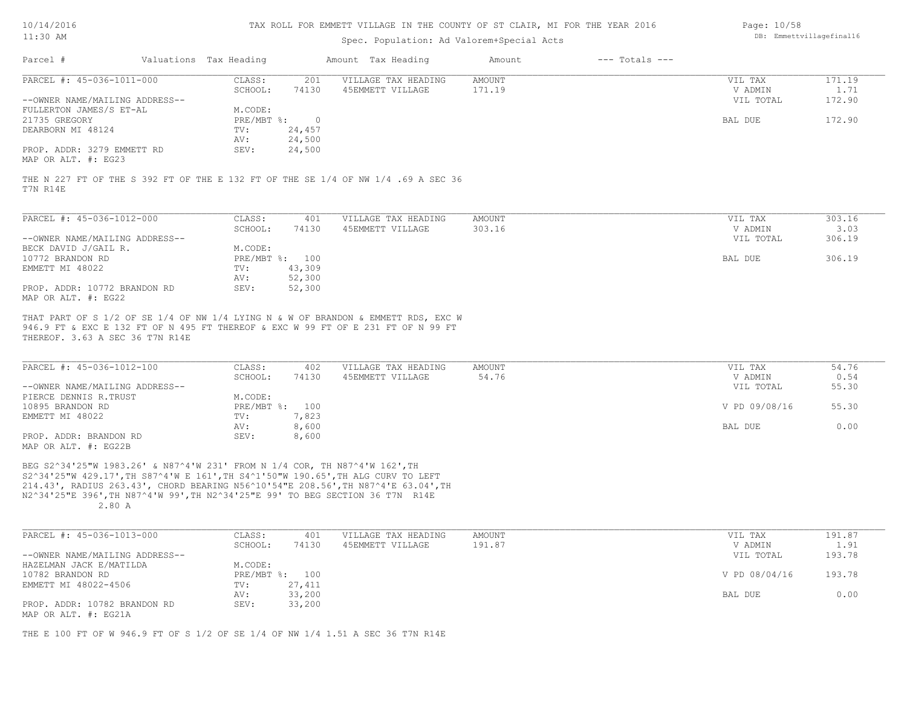# TAX ROLL FOR EMMETT VILLAGE IN THE COUNTY OF ST CLAIR, MI FOR THE YEAR 2016

Spec. Population: Ad Valorem+Special Acts

| Parcel # | Valuations | Tax Heading | Amount | Tax Heading | Amount | --- Totals --- |
|---|---|---|---|---|---|---|

---

**PARCEL #: 45-036-1011-000**

CLASS: 201 | SCHOOL: 74130 | VILLAGE TAX HEADING: 45EMMETT VILLAGE | AMOUNT: 171.19

--OWNER NAME/MAILING ADDRESS--
FULLERTON JAMES/S ET-AL
21735 GREGORY
DEARBORN MI 48124

PROP. ADDR: 3279 EMMETT RD
MAP OR ALT. #: EG23

M.CODE:
PRE/MBT %: 0
TV: 24,457
AV: 24,500
SEV: 24,500

| | |
|---|---|
| VIL TAX | 171.19 |
| V ADMIN | 1.71 |
| VIL TOTAL | 172.90 |
| BAL DUE | 172.90 |

THE N 227 FT OF THE S 392 FT OF THE E 132 FT OF THE SE 1/4 OF NW 1/4 .69 A SEC 36 T7N R14E

---

**PARCEL #: 45-036-1012-000**

CLASS: 401 | SCHOOL: 74130 | VILLAGE TAX HEADING: 45EMMETT VILLAGE | AMOUNT: 303.16

--OWNER NAME/MAILING ADDRESS--
BECK DAVID J/GAIL R.
10772 BRANDON RD
EMMETT MI 48022

PROP. ADDR: 10772 BRANDON RD
MAP OR ALT. #: EG22

M.CODE:
PRE/MBT %: 100
TV: 43,309
AV: 52,300
SEV: 52,300

| | |
|---|---|
| VIL TAX | 303.16 |
| V ADMIN | 3.03 |
| VIL TOTAL | 306.19 |
| BAL DUE | 306.19 |

THAT PART OF S 1/2 OF SE 1/4 OF NW 1/4 LYING N & W OF BRANDON & EMMETT RDS, EXC W 946.9 FT & EXC E 132 FT OF N 495 FT THEREOF & EXC W 99 FT OF E 231 FT OF N 99 FT THEREOF. 3.63 A SEC 36 T7N R14E

---

**PARCEL #: 45-036-1012-100**

CLASS: 402 | SCHOOL: 74130 | VILLAGE TAX HEADING: 45EMMETT VILLAGE | AMOUNT: 54.76

--OWNER NAME/MAILING ADDRESS--
PIERCE DENNIS R.TRUST
10895 BRANDON RD
EMMETT MI 48022

PROP. ADDR: BRANDON RD
MAP OR ALT. #: EG22B

M.CODE:
PRE/MBT %: 100
TV: 7,823
AV: 8,600
SEV: 8,600

| | |
|---|---|
| VIL TAX | 54.76 |
| V ADMIN | 0.54 |
| VIL TOTAL | 55.30 |
| V PD 09/08/16 | 55.30 |
| BAL DUE | 0.00 |

BEG S2^34'25"W 1983.26' & N87^4'W 231' FROM N 1/4 COR, TH N87^4'W 162',TH S2^34'25"W 429.17',TH S87^4'W E 161',TH S4^1'50"W 190.65',TH ALG CURV TO LEFT 214.43', RADIUS 263.43', CHORD BEARING N56^10'54"E 208.56',TH N87^4'E 63.04',TH N2^34'25"E 396',TH N87^4'W 99',TH N2^34'25"E 99' TO BEG SECTION 36 T7N R14E 2.80 A

---

**PARCEL #: 45-036-1013-000**

CLASS: 401 | SCHOOL: 74130 | VILLAGE TAX HEADING: 45EMMETT VILLAGE | AMOUNT: 191.87

--OWNER NAME/MAILING ADDRESS--
HAZELMAN JACK E/MATILDA
10782 BRANDON RD
EMMETT MI 48022-4506

PROP. ADDR: 10782 BRANDON RD
MAP OR ALT. #: EG21A

M.CODE:
PRE/MBT %: 100
TV: 27,411
AV: 33,200
SEV: 33,200

| | |
|---|---|
| VIL TAX | 191.87 |
| V ADMIN | 1.91 |
| VIL TOTAL | 193.78 |
| V PD 08/04/16 | 193.78 |
| BAL DUE | 0.00 |

THE E 100 FT OF W 946.9 FT OF S 1/2 OF SE 1/4 OF NW 1/4 1.51 A SEC 36 T7N R14E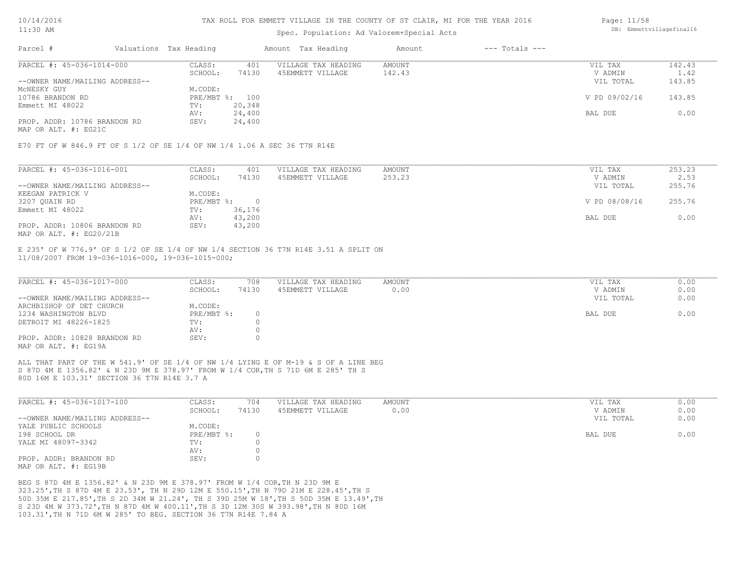TAX ROLL FOR EMMETT VILLAGE IN THE COUNTY OF ST CLAIR, MI FOR THE YEAR 2016

Spec. Population: Ad Valorem+Special Acts

| Parcel # | Valuations | Tax Heading | Amount | Tax Heading | Amount | --- Totals --- | |
|---|---|---|---|---|---|---|---|

---

**PARCEL #: 45-036-1014-000**

| | | | | | |
|---|---|---|---|---|---|
| CLASS: | 401 | VILLAGE TAX HEADING | AMOUNT | VIL TAX | 142.43 |
| SCHOOL: | 74130 | 45EMMETT VILLAGE | 142.43 | V ADMIN | 1.42 |
| | | | | VIL TOTAL | 143.85 |
| M.CODE: | | | | | |
| PRE/MBT %: | 100 | | | V PD 09/02/16 | 143.85 |
| TV: | 20,348 | | | | |
| AV: | 24,400 | | | BAL DUE | 0.00 |
| SEV: | 24,400 | | | | |

--OWNER NAME/MAILING ADDRESS--
McNESKY GUY
10786 BRANDON RD
Emmett MI 48022

PROP. ADDR: 10786 BRANDON RD
MAP OR ALT. #: EG21C

E70 FT OF W 846.9 FT OF S 1/2 OF SE 1/4 OF NW 1/4 1.06 A SEC 36 T7N R14E

---

**PARCEL #: 45-036-1016-001**

| | | | | | |
|---|---|---|---|---|---|
| CLASS: | 401 | VILLAGE TAX HEADING | AMOUNT | VIL TAX | 253.23 |
| SCHOOL: | 74130 | 45EMMETT VILLAGE | 253.23 | V ADMIN | 2.53 |
| | | | | VIL TOTAL | 255.76 |
| M.CODE: | | | | | |
| PRE/MBT %: | 0 | | | V PD 08/08/16 | 255.76 |
| TV: | 36,176 | | | | |
| AV: | 43,200 | | | BAL DUE | 0.00 |
| SEV: | 43,200 | | | | |

--OWNER NAME/MAILING ADDRESS--
KEEGAN PATRICK V
3207 QUAIN RD
Emmett MI 48022

PROP. ADDR: 10806 BRANDON RD
MAP OR ALT. #: EG20/21B

E 235' OF W 776.9' OF S 1/2 OF SE 1/4 OF NW 1/4 SECTION 36 T7N R14E 3.51 A SPLIT ON 11/08/2007 FROM 19-036-1016-000, 19-036-1015-000;

---

**PARCEL #: 45-036-1017-000**

| | | | | | |
|---|---|---|---|---|---|
| CLASS: | 708 | VILLAGE TAX HEADING | AMOUNT | VIL TAX | 0.00 |
| SCHOOL: | 74130 | 45EMMETT VILLAGE | 0.00 | V ADMIN | 0.00 |
| | | | | VIL TOTAL | 0.00 |
| M.CODE: | | | | | |
| PRE/MBT %: | 0 | | | BAL DUE | 0.00 |
| TV: | 0 | | | | |
| AV: | 0 | | | | |
| SEV: | 0 | | | | |

--OWNER NAME/MAILING ADDRESS--
ARCHBISHOP OF DET CHURCH
1234 WASHINGTON BLVD
DETROIT MI 48226-1825

PROP. ADDR: 10828 BRANDON RD
MAP OR ALT. #: EG19A

ALL THAT PART OF THE W 541.9' OF SE 1/4 OF NW 1/4 LYING E OF M-19 & S OF A LINE BEG S 87D 4M E 1356.82' & N 23D 9M E 378.97' FROM W 1/4 COR,TH S 71D 6M E 285' TH S 80D 16M E 103.31' SECTION 36 T7N R14E 3.7 A

---

**PARCEL #: 45-036-1017-100**

| | | | | | |
|---|---|---|---|---|---|
| CLASS: | 704 | VILLAGE TAX HEADING | AMOUNT | VIL TAX | 0.00 |
| SCHOOL: | 74130 | 45EMMETT VILLAGE | 0.00 | V ADMIN | 0.00 |
| | | | | VIL TOTAL | 0.00 |
| M.CODE: | | | | | |
| PRE/MBT %: | 0 | | | BAL DUE | 0.00 |
| TV: | 0 | | | | |
| AV: | 0 | | | | |
| SEV: | 0 | | | | |

--OWNER NAME/MAILING ADDRESS--
YALE PUBLIC SCHOOLS
198 SCHOOL DR
YALE MI 48097-3342

PROP. ADDR: BRANDON RD
MAP OR ALT. #: EG19B

BEG S 87D 4M E 1356.82' & N 23D 9M E 378.97' FROM W 1/4 COR,TH N 23D 9M E 323.25',TH S 87D 4M E 23.53', TH N 29D 12M E 550.15',TH N 79D 21M E 228.45',TH S 50D 35M E 217.85',TH S 2D 34M W 21.24', TH S 39D 25M W 18',TH S 50D 35M E 13.49',TH S 23D 4M W 373.72',TH N 87D 4M W 400.11',TH S 3D 12M 30S W 393.98',TH N 80D 16M 103.31',TH N 71D 6M W 285' TO BEG. SECTION 36 T7N R14E 7.84 A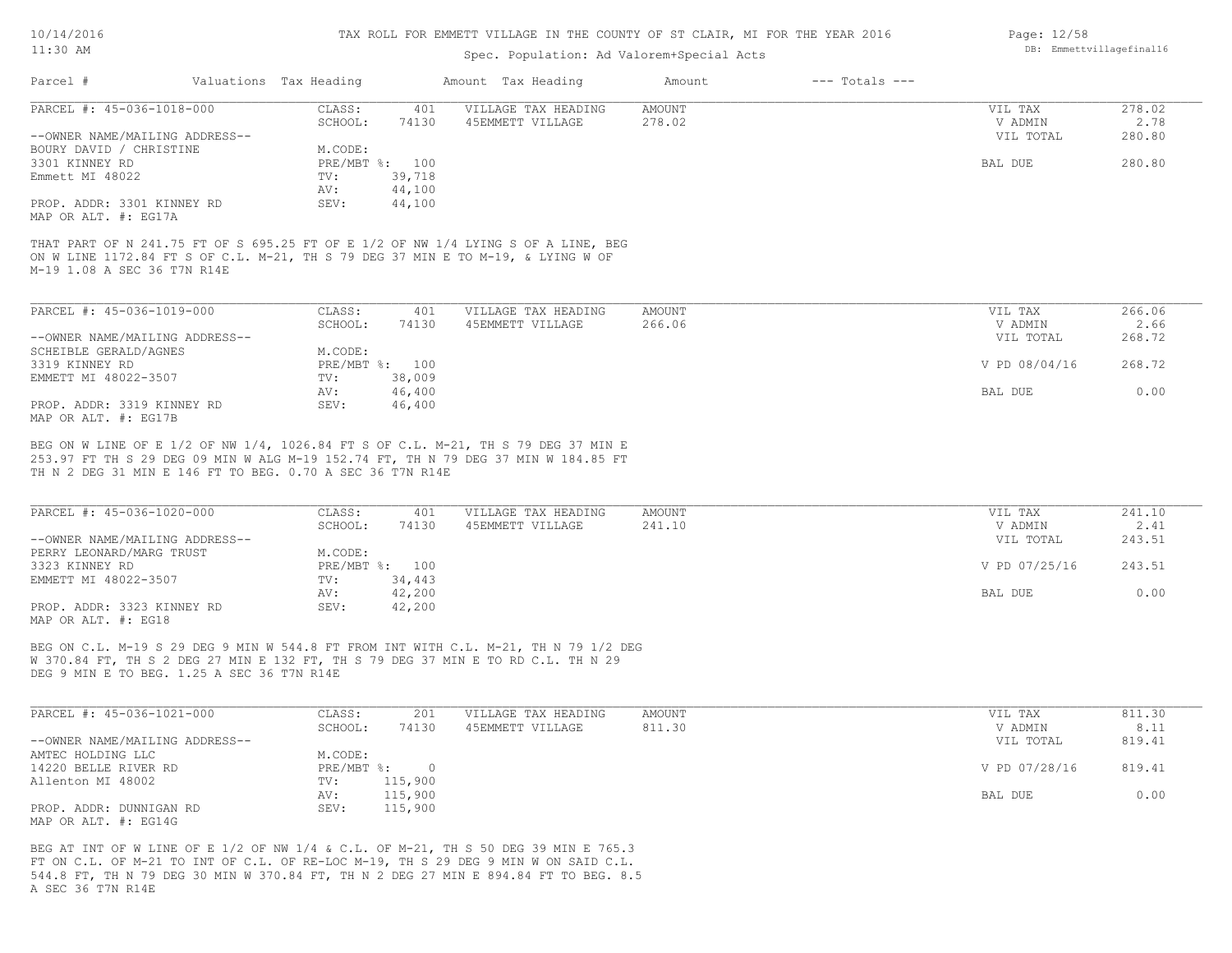TAX ROLL FOR EMMETT VILLAGE IN THE COUNTY OF ST CLAIR, MI FOR THE YEAR 2016

Spec. Population: Ad Valorem+Special Acts

| Parcel # | Valuations | Tax Heading | Amount | Tax Heading | Amount | --- Totals --- | |
|---|---|---|---|---|---|---|---|

## PARCEL #: 45-036-1018-000

| | | | | | |
|---|---|---|---|---|---|
| CLASS: | 401 | VILLAGE TAX HEADING | AMOUNT | VIL TAX | 278.02 |
| SCHOOL: | 74130 | 45EMMETT VILLAGE | 278.02 | V ADMIN | 2.78 |
| M.CODE: | | | | VIL TOTAL | 280.80 |
| PRE/MBT %: | 100 | | | BAL DUE | 280.80 |
| TV: | 39,718 | | | | |
| AV: | 44,100 | | | | |
| SEV: | 44,100 | | | | |

--OWNER NAME/MAILING ADDRESS--
BOURY DAVID / CHRISTINE
3301 KINNEY RD
Emmett MI 48022

PROP. ADDR: 3301 KINNEY RD
MAP OR ALT. #: EG17A

THAT PART OF N 241.75 FT OF S 695.25 FT OF E 1/2 OF NW 1/4 LYING S OF A LINE, BEG ON W LINE 1172.84 FT S OF C.L. M-21, TH S 79 DEG 37 MIN E TO M-19, & LYING W OF M-19 1.08 A SEC 36 T7N R14E

## PARCEL #: 45-036-1019-000

| | | | | | |
|---|---|---|---|---|---|
| CLASS: | 401 | VILLAGE TAX HEADING | AMOUNT | VIL TAX | 266.06 |
| SCHOOL: | 74130 | 45EMMETT VILLAGE | 266.06 | V ADMIN | 2.66 |
| M.CODE: | | | | VIL TOTAL | 268.72 |
| PRE/MBT %: | 100 | | | V PD 08/04/16 | 268.72 |
| TV: | 38,009 | | | | |
| AV: | 46,400 | | | BAL DUE | 0.00 |
| SEV: | 46,400 | | | | |

--OWNER NAME/MAILING ADDRESS--
SCHEIBLE GERALD/AGNES
3319 KINNEY RD
EMMETT MI 48022-3507

PROP. ADDR: 3319 KINNEY RD
MAP OR ALT. #: EG17B

BEG ON W LINE OF E 1/2 OF NW 1/4, 1026.84 FT S OF C.L. M-21, TH S 79 DEG 37 MIN E 253.97 FT TH S 29 DEG 09 MIN W ALG M-19 152.74 FT, TH N 79 DEG 37 MIN W 184.85 FT TH N 2 DEG 31 MIN E 146 FT TO BEG. 0.70 A SEC 36 T7N R14E

## PARCEL #: 45-036-1020-000

| | | | | | |
|---|---|---|---|---|---|
| CLASS: | 401 | VILLAGE TAX HEADING | AMOUNT | VIL TAX | 241.10 |
| SCHOOL: | 74130 | 45EMMETT VILLAGE | 241.10 | V ADMIN | 2.41 |
| M.CODE: | | | | VIL TOTAL | 243.51 |
| PRE/MBT %: | 100 | | | V PD 07/25/16 | 243.51 |
| TV: | 34,443 | | | | |
| AV: | 42,200 | | | BAL DUE | 0.00 |
| SEV: | 42,200 | | | | |

--OWNER NAME/MAILING ADDRESS--
PERRY LEONARD/MARG TRUST
3323 KINNEY RD
EMMETT MI 48022-3507

PROP. ADDR: 3323 KINNEY RD
MAP OR ALT. #: EG18

BEG ON C.L. M-19 S 29 DEG 9 MIN W 544.8 FT FROM INT WITH C.L. M-21, TH N 79 1/2 DEG W 370.84 FT, TH S 2 DEG 27 MIN E 132 FT, TH S 79 DEG 37 MIN E TO RD C.L. TH N 29 DEG 9 MIN E TO BEG. 1.25 A SEC 36 T7N R14E

## PARCEL #: 45-036-1021-000

| | | | | | |
|---|---|---|---|---|---|
| CLASS: | 201 | VILLAGE TAX HEADING | AMOUNT | VIL TAX | 811.30 |
| SCHOOL: | 74130 | 45EMMETT VILLAGE | 811.30 | V ADMIN | 8.11 |
| M.CODE: | | | | VIL TOTAL | 819.41 |
| PRE/MBT %: | 0 | | | V PD 07/28/16 | 819.41 |
| TV: | 115,900 | | | | |
| AV: | 115,900 | | | BAL DUE | 0.00 |
| SEV: | 115,900 | | | | |

--OWNER NAME/MAILING ADDRESS--
AMTEC HOLDING LLC
14220 BELLE RIVER RD
Allenton MI 48002

PROP. ADDR: DUNNIGAN RD
MAP OR ALT. #: EG14G

BEG AT INT OF W LINE OF E 1/2 OF NW 1/4 & C.L. OF M-21, TH S 50 DEG 39 MIN E 765.3 FT ON C.L. OF M-21 TO INT OF C.L. OF RE-LOC M-19, TH S 29 DEG 9 MIN W ON SAID C.L. 544.8 FT, TH N 79 DEG 30 MIN W 370.84 FT, TH N 2 DEG 27 MIN E 894.84 FT TO BEG. 8.5 A SEC 36 T7N R14E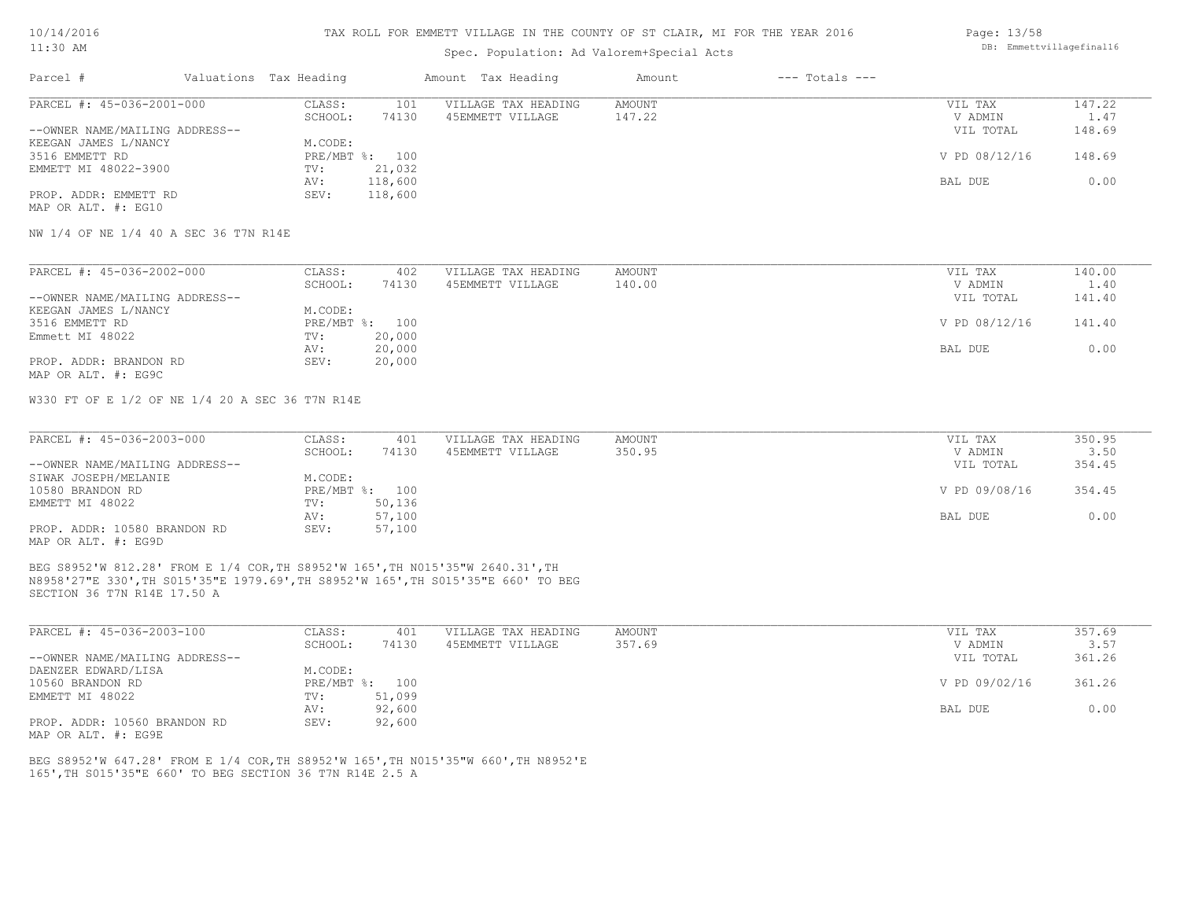# TAX ROLL FOR EMMETT VILLAGE IN THE COUNTY OF ST CLAIR, MI FOR THE YEAR 2016

Spec. Population: Ad Valorem+Special Acts

| Parcel # | Valuations | Tax Heading | Amount | Tax Heading | Amount | --- Totals --- |
|---|---|---|---|---|---|---|

---

**PARCEL #: 45-036-2001-000**

| | | | | | |
|---|---|---|---|---|---|
| CLASS: | 101 | VILLAGE TAX HEADING | AMOUNT | VIL TAX | 147.22 |
| SCHOOL: | 74130 | 45EMMETT VILLAGE | 147.22 | V ADMIN | 1.47 |
| | | | | VIL TOTAL | 148.69 |
| M.CODE: | | | | | |
| PRE/MBT %: | 100 | | | V PD 08/12/16 | 148.69 |
| TV: | 21,032 | | | | |
| AV: | 118,600 | | | BAL DUE | 0.00 |
| SEV: | 118,600 | | | | |

--OWNER NAME/MAILING ADDRESS--
KEEGAN JAMES L/NANCY
3516 EMMETT RD
EMMETT MI 48022-3900

PROP. ADDR: EMMETT RD
MAP OR ALT. #: EG10

NW 1/4 OF NE 1/4 40 A SEC 36 T7N R14E

---

**PARCEL #: 45-036-2002-000**

| | | | | | |
|---|---|---|---|---|---|
| CLASS: | 402 | VILLAGE TAX HEADING | AMOUNT | VIL TAX | 140.00 |
| SCHOOL: | 74130 | 45EMMETT VILLAGE | 140.00 | V ADMIN | 1.40 |
| | | | | VIL TOTAL | 141.40 |
| M.CODE: | | | | | |
| PRE/MBT %: | 100 | | | V PD 08/12/16 | 141.40 |
| TV: | 20,000 | | | | |
| AV: | 20,000 | | | BAL DUE | 0.00 |
| SEV: | 20,000 | | | | |

--OWNER NAME/MAILING ADDRESS--
KEEGAN JAMES L/NANCY
3516 EMMETT RD
Emmett MI 48022

PROP. ADDR: BRANDON RD
MAP OR ALT. #: EG9C

W330 FT OF E 1/2 OF NE 1/4 20 A SEC 36 T7N R14E

---

**PARCEL #: 45-036-2003-000**

| | | | | | |
|---|---|---|---|---|---|
| CLASS: | 401 | VILLAGE TAX HEADING | AMOUNT | VIL TAX | 350.95 |
| SCHOOL: | 74130 | 45EMMETT VILLAGE | 350.95 | V ADMIN | 3.50 |
| | | | | VIL TOTAL | 354.45 |
| M.CODE: | | | | | |
| PRE/MBT %: | 100 | | | V PD 09/08/16 | 354.45 |
| TV: | 50,136 | | | | |
| AV: | 57,100 | | | BAL DUE | 0.00 |
| SEV: | 57,100 | | | | |

--OWNER NAME/MAILING ADDRESS--
SIWAK JOSEPH/MELANIE
10580 BRANDON RD
EMMETT MI 48022

PROP. ADDR: 10580 BRANDON RD
MAP OR ALT. #: EG9D

BEG S8952'W 812.28' FROM E 1/4 COR,TH S8952'W 165',TH N015'35"W 2640.31',TH N8958'27"E 330',TH S015'35"E 1979.69',TH S8952'W 165',TH S015'35"E 660' TO BEG SECTION 36 T7N R14E 17.50 A

---

**PARCEL #: 45-036-2003-100**

| | | | | | |
|---|---|---|---|---|---|
| CLASS: | 401 | VILLAGE TAX HEADING | AMOUNT | VIL TAX | 357.69 |
| SCHOOL: | 74130 | 45EMMETT VILLAGE | 357.69 | V ADMIN | 3.57 |
| | | | | VIL TOTAL | 361.26 |
| M.CODE: | | | | | |
| PRE/MBT %: | 100 | | | V PD 09/02/16 | 361.26 |
| TV: | 51,099 | | | | |
| AV: | 92,600 | | | BAL DUE | 0.00 |
| SEV: | 92,600 | | | | |

--OWNER NAME/MAILING ADDRESS--
DAENZER EDWARD/LISA
10560 BRANDON RD
EMMETT MI 48022

PROP. ADDR: 10560 BRANDON RD
MAP OR ALT. #: EG9E

BEG S8952'W 647.28' FROM E 1/4 COR,TH S8952'W 165',TH N015'35"W 660',TH N8952'E 165',TH S015'35"E 660' TO BEG SECTION 36 T7N R14E 2.5 A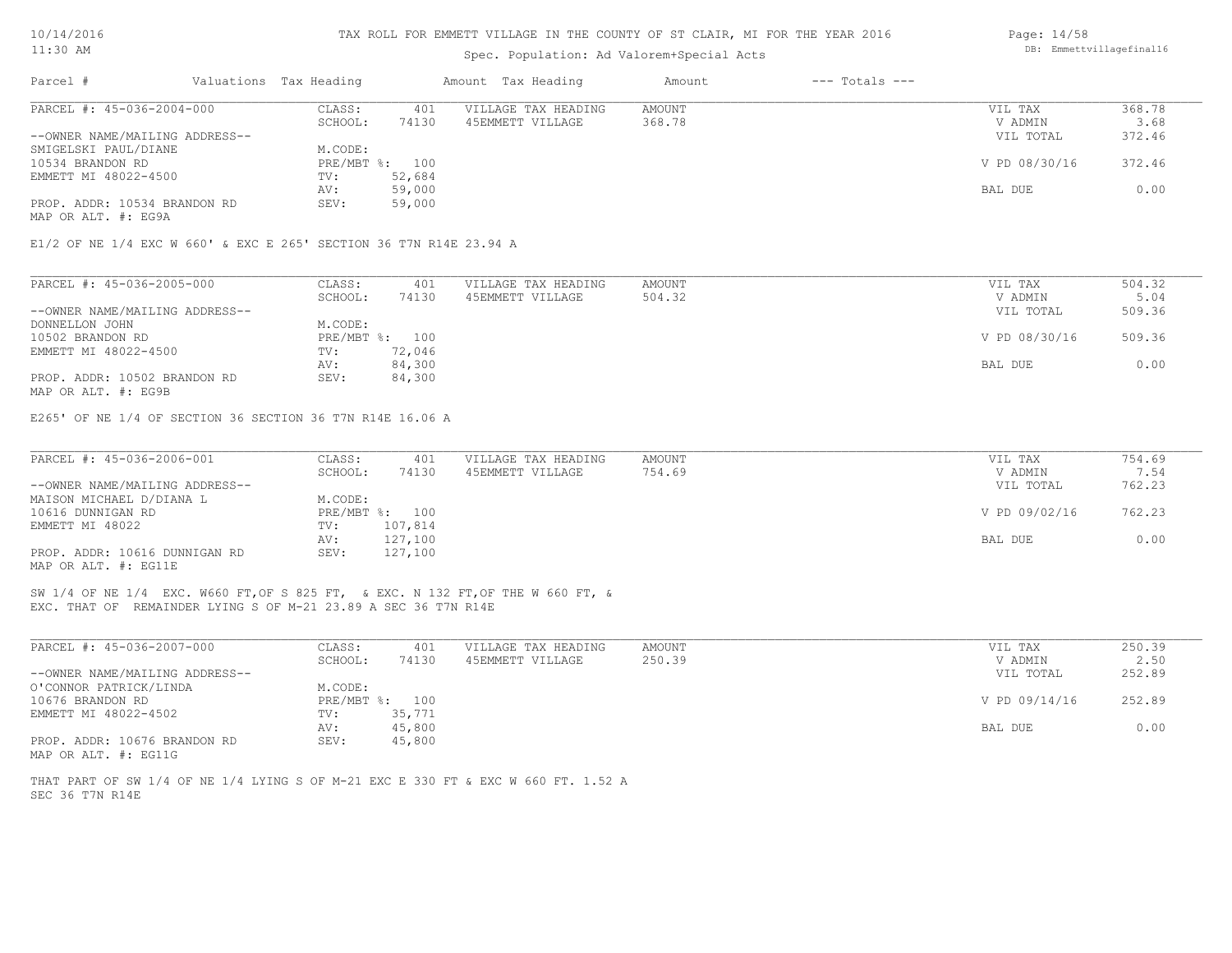# TAX ROLL FOR EMMETT VILLAGE IN THE COUNTY OF ST CLAIR, MI FOR THE YEAR 2016

Spec. Population: Ad Valorem+Special Acts

| Parcel # | Valuations | Tax Heading | Amount | Tax Heading | Amount | --- Totals --- | |
|---|---|---|---|---|---|---|---|
| PARCEL #: 45-036-2004-000 | CLASS: | 401 | VILLAGE TAX HEADING | AMOUNT | | VIL TAX | 368.78 |
| | SCHOOL: | 74130 | 45EMMETT VILLAGE | 368.78 | | V ADMIN | 3.68 |
| --OWNER NAME/MAILING ADDRESS-- | | | | | | VIL TOTAL | 372.46 |
| SMIGELSKI PAUL/DIANE | M.CODE: | | | | | | |
| 10534 BRANDON RD | PRE/MBT %: | 100 | | | | V PD 08/30/16 | 372.46 |
| EMMETT MI 48022-4500 | TV: | 52,684 | | | | | |
| | AV: | 59,000 | | | | BAL DUE | 0.00 |
| PROP. ADDR: 10534 BRANDON RD | SEV: | 59,000 | | | | | |
| MAP OR ALT. #: EG9A | | | | | | | |

E1/2 OF NE 1/4 EXC W 660' & EXC E 265' SECTION 36 T7N R14E 23.94 A

| Parcel # | Valuations | Tax Heading | Amount | Tax Heading | Amount | --- Totals --- | |
|---|---|---|---|---|---|---|---|
| PARCEL #: 45-036-2005-000 | CLASS: | 401 | VILLAGE TAX HEADING | AMOUNT | | VIL TAX | 504.32 |
| | SCHOOL: | 74130 | 45EMMETT VILLAGE | 504.32 | | V ADMIN | 5.04 |
| --OWNER NAME/MAILING ADDRESS-- | | | | | | VIL TOTAL | 509.36 |
| DONNELLON JOHN | M.CODE: | | | | | | |
| 10502 BRANDON RD | PRE/MBT %: | 100 | | | | V PD 08/30/16 | 509.36 |
| EMMETT MI 48022-4500 | TV: | 72,046 | | | | | |
| | AV: | 84,300 | | | | BAL DUE | 0.00 |
| PROP. ADDR: 10502 BRANDON RD | SEV: | 84,300 | | | | | |
| MAP OR ALT. #: EG9B | | | | | | | |

E265' OF NE 1/4 OF SECTION 36 SECTION 36 T7N R14E 16.06 A

| Parcel # | Valuations | Tax Heading | Amount | Tax Heading | Amount | --- Totals --- | |
|---|---|---|---|---|---|---|---|
| PARCEL #: 45-036-2006-001 | CLASS: | 401 | VILLAGE TAX HEADING | AMOUNT | | VIL TAX | 754.69 |
| | SCHOOL: | 74130 | 45EMMETT VILLAGE | 754.69 | | V ADMIN | 7.54 |
| --OWNER NAME/MAILING ADDRESS-- | | | | | | VIL TOTAL | 762.23 |
| MAISON MICHAEL D/DIANA L | M.CODE: | | | | | | |
| 10616 DUNNIGAN RD | PRE/MBT %: | 100 | | | | V PD 09/02/16 | 762.23 |
| EMMETT MI 48022 | TV: | 107,814 | | | | | |
| | AV: | 127,100 | | | | BAL DUE | 0.00 |
| PROP. ADDR: 10616 DUNNIGAN RD | SEV: | 127,100 | | | | | |
| MAP OR ALT. #: EG11E | | | | | | | |

SW 1/4 OF NE 1/4 EXC. W660 FT,OF S 825 FT, & EXC. N 132 FT,OF THE W 660 FT, &
EXC. THAT OF REMAINDER LYING S OF M-21 23.89 A SEC 36 T7N R14E

| Parcel # | Valuations | Tax Heading | Amount | Tax Heading | Amount | --- Totals --- | |
|---|---|---|---|---|---|---|---|
| PARCEL #: 45-036-2007-000 | CLASS: | 401 | VILLAGE TAX HEADING | AMOUNT | | VIL TAX | 250.39 |
| | SCHOOL: | 74130 | 45EMMETT VILLAGE | 250.39 | | V ADMIN | 2.50 |
| --OWNER NAME/MAILING ADDRESS-- | | | | | | VIL TOTAL | 252.89 |
| O'CONNOR PATRICK/LINDA | M.CODE: | | | | | | |
| 10676 BRANDON RD | PRE/MBT %: | 100 | | | | V PD 09/14/16 | 252.89 |
| EMMETT MI 48022-4502 | TV: | 35,771 | | | | | |
| | AV: | 45,800 | | | | BAL DUE | 0.00 |
| PROP. ADDR: 10676 BRANDON RD | SEV: | 45,800 | | | | | |
| MAP OR ALT. #: EG11G | | | | | | | |

THAT PART OF SW 1/4 OF NE 1/4 LYING S OF M-21 EXC E 330 FT & EXC W 660 FT. 1.52 A
SEC 36 T7N R14E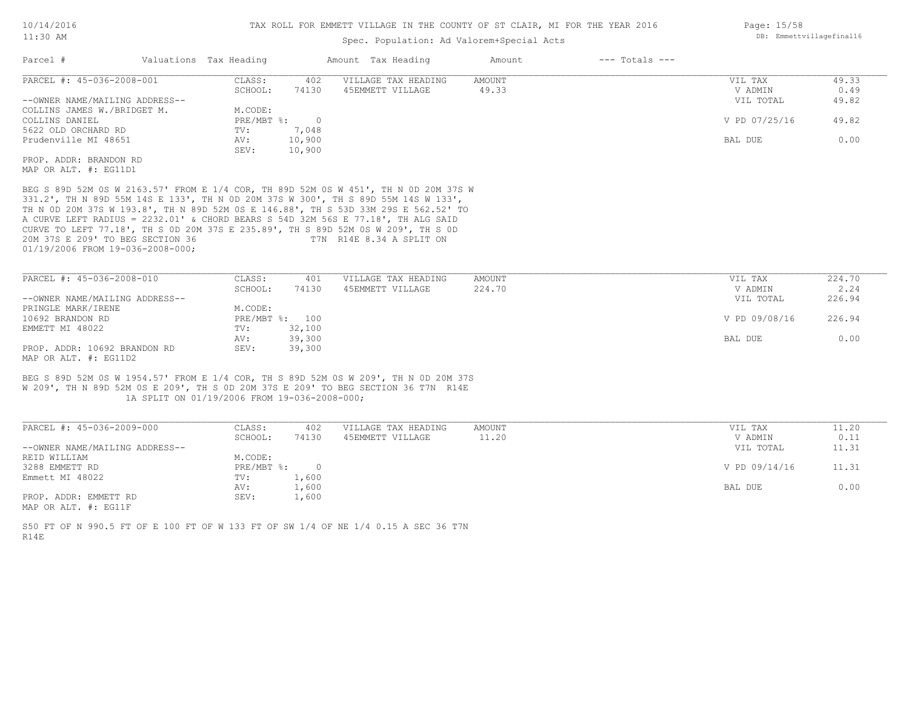TAX ROLL FOR EMMETT VILLAGE IN THE COUNTY OF ST CLAIR, MI FOR THE YEAR 2016

Spec. Population: Ad Valorem+Special Acts

| Parcel # | Valuations | Tax Heading | Amount | Tax Heading | Amount | --- Totals --- | |
|---|---|---|---|---|---|---|---|

---

**PARCEL #: 45-036-2008-001**

| | | | | | |
|---|---|---|---|---|---|
| CLASS: | 402 | VILLAGE TAX HEADING | AMOUNT | VIL TAX | 49.33 |
| SCHOOL: | 74130 | 45EMMETT VILLAGE | 49.33 | V ADMIN | 0.49 |
| | | | | VIL TOTAL | 49.82 |
| M.CODE: | | | | | |
| PRE/MBT %: | 0 | | | V PD 07/25/16 | 49.82 |
| TV: | 7,048 | | | | |
| AV: | 10,900 | | | BAL DUE | 0.00 |
| SEV: | 10,900 | | | | |

--OWNER NAME/MAILING ADDRESS--
COLLINS JAMES W./BRIDGET M.
COLLINS DANIEL
5622 OLD ORCHARD RD
Prudenville MI 48651

PROP. ADDR: BRANDON RD
MAP OR ALT. #: EG11D1

BEG S 89D 52M 0S W 2163.57' FROM E 1/4 COR, TH 89D 52M 0S W 451', TH N 0D 20M 37S W 331.2', TH N 89D 55M 14S E 133', TH N 0D 20M 37S W 300', TH S 89D 55M 14S W 133', TH N 0D 20M 37S W 193.8', TH N 89D 52M 0S E 146.88', TH S 53D 33M 29S E 562.52' TO A CURVE LEFT RADIUS = 2232.01' & CHORD BEARS S 54D 32M 56S E 77.18', TH ALG SAID CURVE TO LEFT 77.18', TH S 0D 20M 37S E 235.89', TH S 89D 52M 0S W 209', TH S 0D 20M 37S E 209' TO BEG SECTION 36 T7N R14E 8.34 A SPLIT ON 01/19/2006 FROM 19-036-2008-000;

---

**PARCEL #: 45-036-2008-010**

| | | | | | |
|---|---|---|---|---|---|
| CLASS: | 401 | VILLAGE TAX HEADING | AMOUNT | VIL TAX | 224.70 |
| SCHOOL: | 74130 | 45EMMETT VILLAGE | 224.70 | V ADMIN | 2.24 |
| | | | | VIL TOTAL | 226.94 |
| M.CODE: | | | | | |
| PRE/MBT %: | 100 | | | V PD 09/08/16 | 226.94 |
| TV: | 32,100 | | | | |
| AV: | 39,300 | | | BAL DUE | 0.00 |
| SEV: | 39,300 | | | | |

--OWNER NAME/MAILING ADDRESS--
PRINGLE MARK/IRENE
10692 BRANDON RD
EMMETT MI 48022

PROP. ADDR: 10692 BRANDON RD
MAP OR ALT. #: EG11D2

BEG S 89D 52M 0S W 1954.57' FROM E 1/4 COR, TH S 89D 52M 0S W 209', TH N 0D 20M 37S W 209', TH N 89D 52M 0S E 209', TH S 0D 20M 37S E 209' TO BEG SECTION 36 T7N R14E 1A SPLIT ON 01/19/2006 FROM 19-036-2008-000;

---

**PARCEL #: 45-036-2009-000**

| | | | | | |
|---|---|---|---|---|---|
| CLASS: | 402 | VILLAGE TAX HEADING | AMOUNT | VIL TAX | 11.20 |
| SCHOOL: | 74130 | 45EMMETT VILLAGE | 11.20 | V ADMIN | 0.11 |
| | | | | VIL TOTAL | 11.31 |
| M.CODE: | | | | | |
| PRE/MBT %: | 0 | | | V PD 09/14/16 | 11.31 |
| TV: | 1,600 | | | | |
| AV: | 1,600 | | | BAL DUE | 0.00 |
| SEV: | 1,600 | | | | |

--OWNER NAME/MAILING ADDRESS--
REID WILLIAM
3288 EMMETT RD
Emmett MI 48022

PROP. ADDR: EMMETT RD
MAP OR ALT. #: EG11F

S50 FT OF N 990.5 FT OF E 100 FT OF W 133 FT OF SW 1/4 OF NE 1/4 0.15 A SEC 36 T7N R14E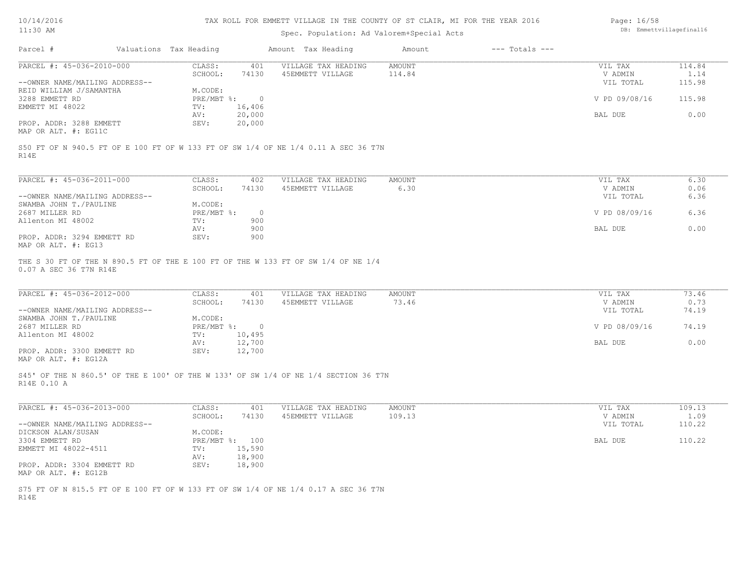# TAX ROLL FOR EMMETT VILLAGE IN THE COUNTY OF ST CLAIR, MI FOR THE YEAR 2016

Spec. Population: Ad Valorem+Special Acts

| Parcel # | Valuations | Tax Heading | Amount | Tax Heading | Amount | --- Totals --- |
|---|---|---|---|---|---|---|

---

**PARCEL #: 45-036-2010-000**

| | | | | | |
|---|---|---|---|---|---|
| CLASS: | 401 | VILLAGE TAX HEADING | AMOUNT | VIL TAX | 114.84 |
| SCHOOL: | 74130 | 45EMMETT VILLAGE | 114.84 | V ADMIN | 1.14 |
| | | | | VIL TOTAL | 115.98 |
| M.CODE: | | | | | |
| PRE/MBT %: | 0 | | | V PD 09/08/16 | 115.98 |
| TV: | 16,406 | | | | |
| AV: | 20,000 | | | BAL DUE | 0.00 |
| SEV: | 20,000 | | | | |

--OWNER NAME/MAILING ADDRESS--
REID WILLIAM J/SAMANTHA
3288 EMMETT RD
EMMETT MI 48022

PROP. ADDR: 3288 EMMETT
MAP OR ALT. #: EG11C

S50 FT OF N 940.5 FT OF E 100 FT OF W 133 FT OF SW 1/4 OF NE 1/4 0.11 A SEC 36 T7N R14E

---

**PARCEL #: 45-036-2011-000**

| | | | | | |
|---|---|---|---|---|---|
| CLASS: | 402 | VILLAGE TAX HEADING | AMOUNT | VIL TAX | 6.30 |
| SCHOOL: | 74130 | 45EMMETT VILLAGE | 6.30 | V ADMIN | 0.06 |
| | | | | VIL TOTAL | 6.36 |
| M.CODE: | | | | | |
| PRE/MBT %: | 0 | | | V PD 08/09/16 | 6.36 |
| TV: | 900 | | | | |
| AV: | 900 | | | BAL DUE | 0.00 |
| SEV: | 900 | | | | |

--OWNER NAME/MAILING ADDRESS--
SWAMBA JOHN T./PAULINE
2687 MILLER RD
Allenton MI 48002

PROP. ADDR: 3294 EMMETT RD
MAP OR ALT. #: EG13

THE S 30 FT OF THE N 890.5 FT OF THE E 100 FT OF THE W 133 FT OF SW 1/4 OF NE 1/4 0.07 A SEC 36 T7N R14E

---

**PARCEL #: 45-036-2012-000**

| | | | | | |
|---|---|---|---|---|---|
| CLASS: | 401 | VILLAGE TAX HEADING | AMOUNT | VIL TAX | 73.46 |
| SCHOOL: | 74130 | 45EMMETT VILLAGE | 73.46 | V ADMIN | 0.73 |
| | | | | VIL TOTAL | 74.19 |
| M.CODE: | | | | | |
| PRE/MBT %: | 0 | | | V PD 08/09/16 | 74.19 |
| TV: | 10,495 | | | | |
| AV: | 12,700 | | | BAL DUE | 0.00 |
| SEV: | 12,700 | | | | |

--OWNER NAME/MAILING ADDRESS--
SWAMBA JOHN T./PAULINE
2687 MILLER RD
Allenton MI 48002

PROP. ADDR: 3300 EMMETT RD
MAP OR ALT. #: EG12A

S45' OF THE N 860.5' OF THE E 100' OF THE W 133' OF SW 1/4 OF NE 1/4 SECTION 36 T7N R14E 0.10 A

---

**PARCEL #: 45-036-2013-000**

| | | | | | |
|---|---|---|---|---|---|
| CLASS: | 401 | VILLAGE TAX HEADING | AMOUNT | VIL TAX | 109.13 |
| SCHOOL: | 74130 | 45EMMETT VILLAGE | 109.13 | V ADMIN | 1.09 |
| | | | | VIL TOTAL | 110.22 |
| M.CODE: | | | | | |
| PRE/MBT %: | 100 | | | BAL DUE | 110.22 |
| TV: | 15,590 | | | | |
| AV: | 18,900 | | | | |
| SEV: | 18,900 | | | | |

--OWNER NAME/MAILING ADDRESS--
DICKSON ALAN/SUSAN
3304 EMMETT RD
EMMETT MI 48022-4511

PROP. ADDR: 3304 EMMETT RD
MAP OR ALT. #: EG12B

S75 FT OF N 815.5 FT OF E 100 FT OF W 133 FT OF SW 1/4 OF NE 1/4 0.17 A SEC 36 T7N R14E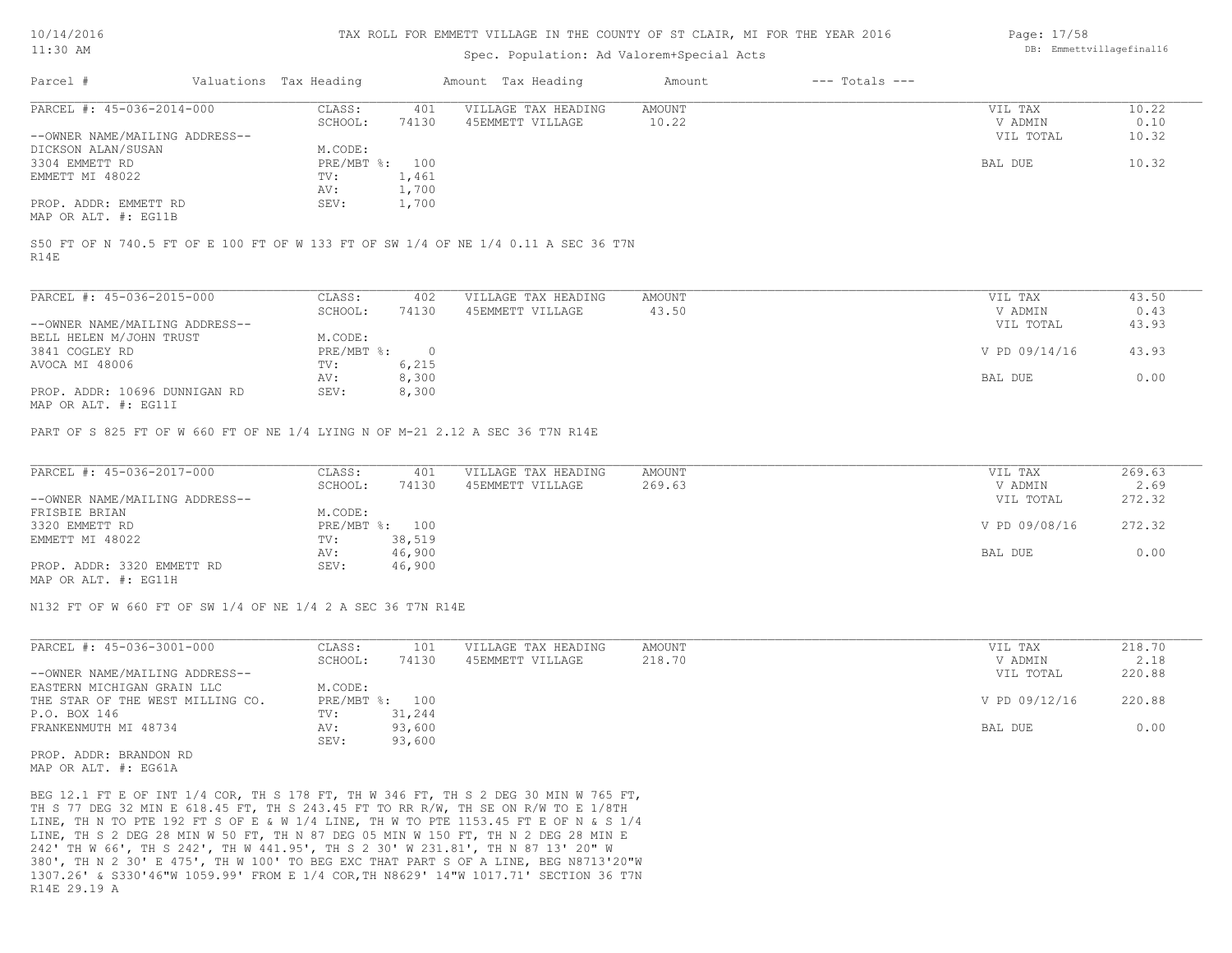TAX ROLL FOR EMMETT VILLAGE IN THE COUNTY OF ST CLAIR, MI FOR THE YEAR 2016

Spec. Population: Ad Valorem+Special Acts

| Parcel # | Valuations | Tax Heading | Amount | Tax Heading | Amount | --- Totals --- | |
|---|---|---|---|---|---|---|---|
| PARCEL #: 45-036-2014-000 | CLASS: | 401 | VILLAGE TAX HEADING | AMOUNT | | VIL TAX | 10.22 |
| | SCHOOL: | 74130 | 45EMMETT VILLAGE | 10.22 | | V ADMIN | 0.10 |
| --OWNER NAME/MAILING ADDRESS-- | | | | | | VIL TOTAL | 10.32 |
| DICKSON ALAN/SUSAN | M.CODE: | | | | | | |
| 3304 EMMETT RD | PRE/MBT %: | 100 | | | | BAL DUE | 10.32 |
| EMMETT MI 48022 | TV: | 1,461 | | | | | |
| | AV: | 1,700 | | | | | |
| PROP. ADDR: EMMETT RD | SEV: | 1,700 | | | | | |
| MAP OR ALT. #: EG11B | | | | | | | |

S50 FT OF N 740.5 FT OF E 100 FT OF W 133 FT OF SW 1/4 OF NE 1/4 0.11 A SEC 36 T7N R14E

| Parcel # | Valuations | Tax Heading | Amount | Tax Heading | Amount | --- Totals --- | |
|---|---|---|---|---|---|---|---|
| PARCEL #: 45-036-2015-000 | CLASS: | 402 | VILLAGE TAX HEADING | AMOUNT | | VIL TAX | 43.50 |
| | SCHOOL: | 74130 | 45EMMETT VILLAGE | 43.50 | | V ADMIN | 0.43 |
| --OWNER NAME/MAILING ADDRESS-- | | | | | | VIL TOTAL | 43.93 |
| BELL HELEN M/JOHN TRUST | M.CODE: | | | | | | |
| 3841 COGLEY RD | PRE/MBT %: | 0 | | | | V PD 09/14/16 | 43.93 |
| AVOCA MI 48006 | TV: | 6,215 | | | | | |
| | AV: | 8,300 | | | | BAL DUE | 0.00 |
| PROP. ADDR: 10696 DUNNIGAN RD | SEV: | 8,300 | | | | | |
| MAP OR ALT. #: EG11I | | | | | | | |

PART OF S 825 FT OF W 660 FT OF NE 1/4 LYING N OF M-21 2.12 A SEC 36 T7N R14E

| Parcel # | Valuations | Tax Heading | Amount | Tax Heading | Amount | --- Totals --- | |
|---|---|---|---|---|---|---|---|
| PARCEL #: 45-036-2017-000 | CLASS: | 401 | VILLAGE TAX HEADING | AMOUNT | | VIL TAX | 269.63 |
| | SCHOOL: | 74130 | 45EMMETT VILLAGE | 269.63 | | V ADMIN | 2.69 |
| --OWNER NAME/MAILING ADDRESS-- | | | | | | VIL TOTAL | 272.32 |
| FRISBIE BRIAN | M.CODE: | | | | | | |
| 3320 EMMETT RD | PRE/MBT %: | 100 | | | | V PD 09/08/16 | 272.32 |
| EMMETT MI 48022 | TV: | 38,519 | | | | | |
| | AV: | 46,900 | | | | BAL DUE | 0.00 |
| PROP. ADDR: 3320 EMMETT RD | SEV: | 46,900 | | | | | |
| MAP OR ALT. #: EG11H | | | | | | | |

N132 FT OF W 660 FT OF SW 1/4 OF NE 1/4 2 A SEC 36 T7N R14E

| Parcel # | Valuations | Tax Heading | Amount | Tax Heading | Amount | --- Totals --- | |
|---|---|---|---|---|---|---|---|
| PARCEL #: 45-036-3001-000 | CLASS: | 101 | VILLAGE TAX HEADING | AMOUNT | | VIL TAX | 218.70 |
| | SCHOOL: | 74130 | 45EMMETT VILLAGE | 218.70 | | V ADMIN | 2.18 |
| --OWNER NAME/MAILING ADDRESS-- | | | | | | VIL TOTAL | 220.88 |
| EASTERN MICHIGAN GRAIN LLC | M.CODE: | | | | | | |
| THE STAR OF THE WEST MILLING CO. | PRE/MBT %: | 100 | | | | V PD 09/12/16 | 220.88 |
| P.O. BOX 146 | TV: | 31,244 | | | | | |
| FRANKENMUTH MI 48734 | AV: | 93,600 | | | | BAL DUE | 0.00 |
| | SEV: | 93,600 | | | | | |
| PROP. ADDR: BRANDON RD | | | | | | | |
| MAP OR ALT. #: EG61A | | | | | | | |

BEG 12.1 FT E OF INT 1/4 COR, TH S 178 FT, TH W 346 FT, TH S 2 DEG 30 MIN W 765 FT, TH S 77 DEG 32 MIN E 618.45 FT, TH S 243.45 FT TO RR R/W, TH SE ON R/W TO E 1/8TH LINE, TH N TO PTE 192 FT S OF E & W 1/4 LINE, TH W TO PTE 1153.45 FT E OF N & S 1/4 LINE, TH S 2 DEG 28 MIN W 50 FT, TH N 87 DEG 05 MIN W 150 FT, TH N 2 DEG 28 MIN E 242' TH W 66', TH S 242', TH W 441.95', TH S 2 30' W 231.81', TH N 87 13' 20" W 380', TH N 2 30' E 475', TH W 100' TO BEG EXC THAT PART S OF A LINE, BEG N8713'20"W 1307.26' & S330'46"W 1059.99' FROM E 1/4 COR,TH N8629' 14"W 1017.71' SECTION 36 T7N R14E 29.19 A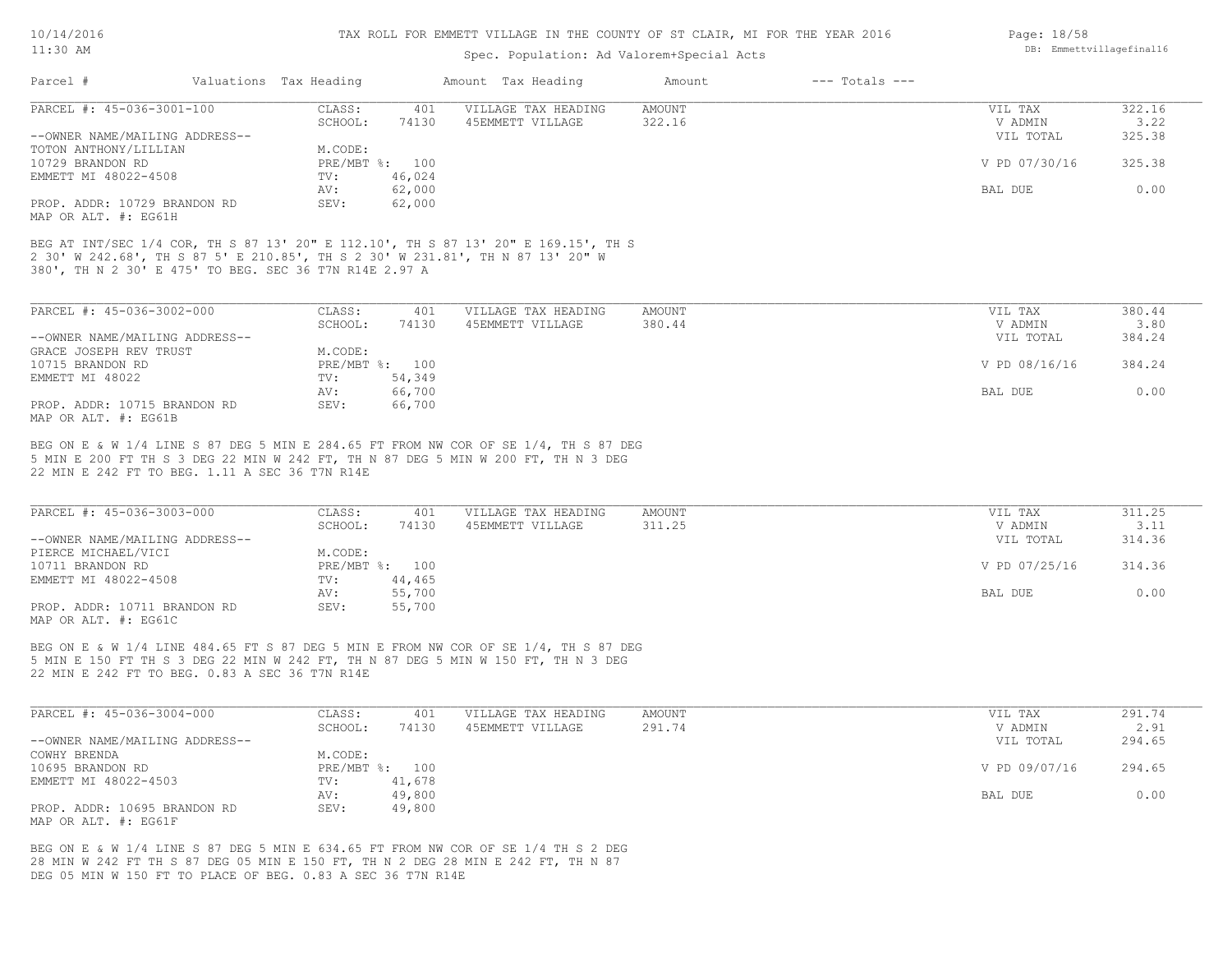# TAX ROLL FOR EMMETT VILLAGE IN THE COUNTY OF ST CLAIR, MI FOR THE YEAR 2016

Spec. Population: Ad Valorem+Special Acts

| Parcel # | Valuations | Tax Heading | Amount | Tax Heading | Amount | --- Totals --- | |
|---|---|---|---|---|---|---|---|

---

**PARCEL #: 45-036-3001-100**

| | | | | | |
|---|---|---|---|---|---|
| CLASS: | 401 | VILLAGE TAX HEADING | AMOUNT | VIL TAX | 322.16 |
| SCHOOL: | 74130 | 45EMMETT VILLAGE | 322.16 | V ADMIN | 3.22 |
| | | | | VIL TOTAL | 325.38 |
| M.CODE: | | | | | |
| PRE/MBT %: | 100 | | | V PD 07/30/16 | 325.38 |
| TV: | 46,024 | | | | |
| AV: | 62,000 | | | BAL DUE | 0.00 |
| SEV: | 62,000 | | | | |

--OWNER NAME/MAILING ADDRESS--
TOTON ANTHONY/LILLIAN
10729 BRANDON RD
EMMETT MI 48022-4508

PROP. ADDR: 10729 BRANDON RD
MAP OR ALT. #: EG61H

BEG AT INT/SEC 1/4 COR, TH S 87 13' 20" E 112.10', TH S 87 13' 20" E 169.15', TH S 2 30' W 242.68', TH S 87 5' E 210.85', TH S 2 30' W 231.81', TH N 87 13' 20" W 380', TH N 2 30' E 475' TO BEG. SEC 36 T7N R14E 2.97 A

---

**PARCEL #: 45-036-3002-000**

| | | | | | |
|---|---|---|---|---|---|
| CLASS: | 401 | VILLAGE TAX HEADING | AMOUNT | VIL TAX | 380.44 |
| SCHOOL: | 74130 | 45EMMETT VILLAGE | 380.44 | V ADMIN | 3.80 |
| | | | | VIL TOTAL | 384.24 |
| M.CODE: | | | | | |
| PRE/MBT %: | 100 | | | V PD 08/16/16 | 384.24 |
| TV: | 54,349 | | | | |
| AV: | 66,700 | | | BAL DUE | 0.00 |
| SEV: | 66,700 | | | | |

--OWNER NAME/MAILING ADDRESS--
GRACE JOSEPH REV TRUST
10715 BRANDON RD
EMMETT MI 48022

PROP. ADDR: 10715 BRANDON RD
MAP OR ALT. #: EG61B

BEG ON E & W 1/4 LINE S 87 DEG 5 MIN E 284.65 FT FROM NW COR OF SE 1/4, TH S 87 DEG 5 MIN E 200 FT TH S 3 DEG 22 MIN W 242 FT, TH N 87 DEG 5 MIN W 200 FT, TH N 3 DEG 22 MIN E 242 FT TO BEG. 1.11 A SEC 36 T7N R14E

---

**PARCEL #: 45-036-3003-000**

| | | | | | |
|---|---|---|---|---|---|
| CLASS: | 401 | VILLAGE TAX HEADING | AMOUNT | VIL TAX | 311.25 |
| SCHOOL: | 74130 | 45EMMETT VILLAGE | 311.25 | V ADMIN | 3.11 |
| | | | | VIL TOTAL | 314.36 |
| M.CODE: | | | | | |
| PRE/MBT %: | 100 | | | V PD 07/25/16 | 314.36 |
| TV: | 44,465 | | | | |
| AV: | 55,700 | | | BAL DUE | 0.00 |
| SEV: | 55,700 | | | | |

--OWNER NAME/MAILING ADDRESS--
PIERCE MICHAEL/VICI
10711 BRANDON RD
EMMETT MI 48022-4508

PROP. ADDR: 10711 BRANDON RD
MAP OR ALT. #: EG61C

BEG ON E & W 1/4 LINE 484.65 FT S 87 DEG 5 MIN E FROM NW COR OF SE 1/4, TH S 87 DEG 5 MIN E 150 FT TH S 3 DEG 22 MIN W 242 FT, TH N 87 DEG 5 MIN W 150 FT, TH N 3 DEG 22 MIN E 242 FT TO BEG. 0.83 A SEC 36 T7N R14E

---

**PARCEL #: 45-036-3004-000**

| | | | | | |
|---|---|---|---|---|---|
| CLASS: | 401 | VILLAGE TAX HEADING | AMOUNT | VIL TAX | 291.74 |
| SCHOOL: | 74130 | 45EMMETT VILLAGE | 291.74 | V ADMIN | 2.91 |
| | | | | VIL TOTAL | 294.65 |
| M.CODE: | | | | | |
| PRE/MBT %: | 100 | | | V PD 09/07/16 | 294.65 |
| TV: | 41,678 | | | | |
| AV: | 49,800 | | | BAL DUE | 0.00 |
| SEV: | 49,800 | | | | |

--OWNER NAME/MAILING ADDRESS--
COWHY BRENDA
10695 BRANDON RD
EMMETT MI 48022-4503

PROP. ADDR: 10695 BRANDON RD
MAP OR ALT. #: EG61F

BEG ON E & W 1/4 LINE S 87 DEG 5 MIN E 634.65 FT FROM NW COR OF SE 1/4 TH S 2 DEG 28 MIN W 242 FT TH S 87 DEG 05 MIN E 150 FT, TH N 2 DEG 28 MIN E 242 FT, TH N 87 DEG 05 MIN W 150 FT TO PLACE OF BEG. 0.83 A SEC 36 T7N R14E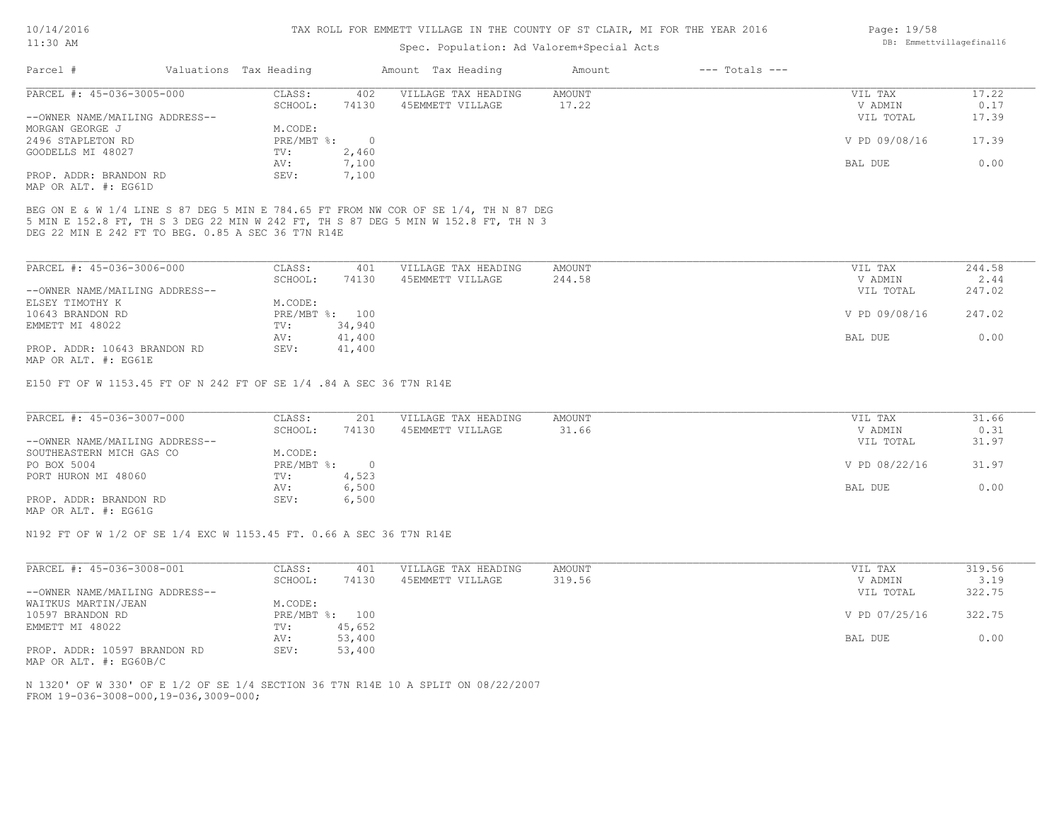TAX ROLL FOR EMMETT VILLAGE IN THE COUNTY OF ST CLAIR, MI FOR THE YEAR 2016

Spec. Population: Ad Valorem+Special Acts

| Parcel # | Valuations | Tax Heading | Amount | Tax Heading | Amount | --- Totals --- | |
|---|---|---|---|---|---|---|---|

---

**PARCEL #: 45-036-3005-000**

| | | | | | | |
|---|---|---|---|---|---|---|
| CLASS: | 402 | VILLAGE TAX HEADING | AMOUNT | | VIL TAX | 17.22 |
| SCHOOL: | 74130 | 45EMMETT VILLAGE | 17.22 | | V ADMIN | 0.17 |
| | | | | | VIL TOTAL | 17.39 |
| M.CODE: | | | | | | |
| PRE/MBT %: | 0 | | | | V PD 09/08/16 | 17.39 |
| TV: | 2,460 | | | | | |
| AV: | 7,100 | | | | BAL DUE | 0.00 |
| SEV: | 7,100 | | | | | |

--OWNER NAME/MAILING ADDRESS--
MORGAN GEORGE J
2496 STAPLETON RD
GOODELLS MI 48027

PROP. ADDR: BRANDON RD
MAP OR ALT. #: EG61D

BEG ON E & W 1/4 LINE S 87 DEG 5 MIN E 784.65 FT FROM NW COR OF SE 1/4, TH N 87 DEG 5 MIN E 152.8 FT, TH S 3 DEG 22 MIN W 242 FT, TH S 87 DEG 5 MIN W 152.8 FT, TH N 3 DEG 22 MIN E 242 FT TO BEG. 0.85 A SEC 36 T7N R14E

---

**PARCEL #: 45-036-3006-000**

| | | | | | | |
|---|---|---|---|---|---|---|
| CLASS: | 401 | VILLAGE TAX HEADING | AMOUNT | | VIL TAX | 244.58 |
| SCHOOL: | 74130 | 45EMMETT VILLAGE | 244.58 | | V ADMIN | 2.44 |
| | | | | | VIL TOTAL | 247.02 |
| M.CODE: | | | | | | |
| PRE/MBT %: | 100 | | | | V PD 09/08/16 | 247.02 |
| TV: | 34,940 | | | | | |
| AV: | 41,400 | | | | BAL DUE | 0.00 |
| SEV: | 41,400 | | | | | |

--OWNER NAME/MAILING ADDRESS--
ELSEY TIMOTHY K
10643 BRANDON RD
EMMETT MI 48022

PROP. ADDR: 10643 BRANDON RD
MAP OR ALT. #: EG61E

E150 FT OF W 1153.45 FT OF N 242 FT OF SE 1/4 .84 A SEC 36 T7N R14E

---

**PARCEL #: 45-036-3007-000**

| | | | | | | |
|---|---|---|---|---|---|---|
| CLASS: | 201 | VILLAGE TAX HEADING | AMOUNT | | VIL TAX | 31.66 |
| SCHOOL: | 74130 | 45EMMETT VILLAGE | 31.66 | | V ADMIN | 0.31 |
| | | | | | VIL TOTAL | 31.97 |
| M.CODE: | | | | | | |
| PRE/MBT %: | 0 | | | | V PD 08/22/16 | 31.97 |
| TV: | 4,523 | | | | | |
| AV: | 6,500 | | | | BAL DUE | 0.00 |
| SEV: | 6,500 | | | | | |

--OWNER NAME/MAILING ADDRESS--
SOUTHEASTERN MICH GAS CO
PO BOX 5004
PORT HURON MI 48060

PROP. ADDR: BRANDON RD
MAP OR ALT. #: EG61G

N192 FT OF W 1/2 OF SE 1/4 EXC W 1153.45 FT. 0.66 A SEC 36 T7N R14E

---

**PARCEL #: 45-036-3008-001**

| | | | | | | |
|---|---|---|---|---|---|---|
| CLASS: | 401 | VILLAGE TAX HEADING | AMOUNT | | VIL TAX | 319.56 |
| SCHOOL: | 74130 | 45EMMETT VILLAGE | 319.56 | | V ADMIN | 3.19 |
| | | | | | VIL TOTAL | 322.75 |
| M.CODE: | | | | | | |
| PRE/MBT %: | 100 | | | | V PD 07/25/16 | 322.75 |
| TV: | 45,652 | | | | | |
| AV: | 53,400 | | | | BAL DUE | 0.00 |
| SEV: | 53,400 | | | | | |

--OWNER NAME/MAILING ADDRESS--
WAITKUS MARTIN/JEAN
10597 BRANDON RD
EMMETT MI 48022

PROP. ADDR: 10597 BRANDON RD
MAP OR ALT. #: EG60B/C

N 1320' OF W 330' OF E 1/2 OF SE 1/4 SECTION 36 T7N R14E 10 A SPLIT ON 08/22/2007
FROM 19-036-3008-000,19-036,3009-000;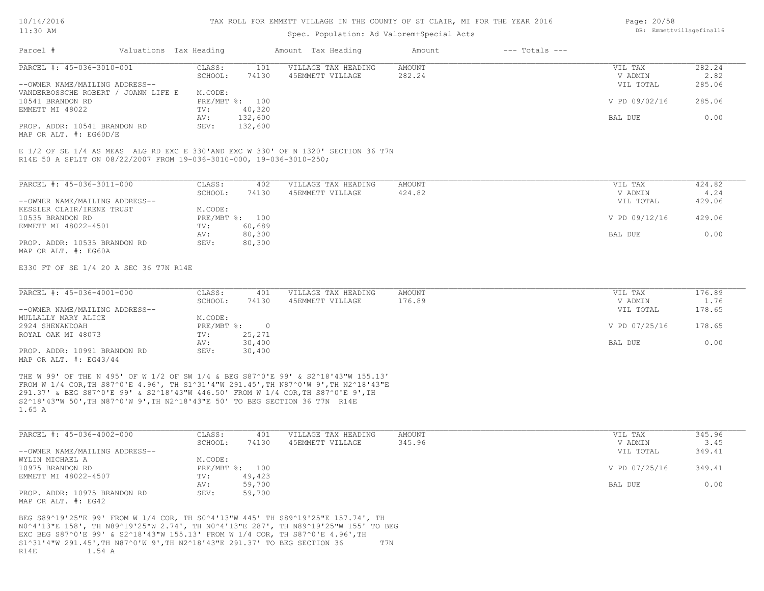TAX ROLL FOR EMMETT VILLAGE IN THE COUNTY OF ST CLAIR, MI FOR THE YEAR 2016

Spec. Population: Ad Valorem+Special Acts

| Parcel # | Valuations | Tax Heading | Amount | Tax Heading | Amount | --- Totals --- | |
|---|---|---|---|---|---|---|---|

**PARCEL #: 45-036-3010-001**

| | | | | | | |
|---|---|---|---|---|---|---|
| --OWNER NAME/MAILING ADDRESS-- | CLASS: | 101 | VILLAGE TAX HEADING | AMOUNT | VIL TAX | 282.24 |
| VANDERBOSSCHE ROBERT / JOANN LIFE E | SCHOOL: | 74130 | 45EMMETT VILLAGE | 282.24 | V ADMIN | 2.82 |
| 10541 BRANDON RD | M.CODE: | | | | VIL TOTAL | 285.06 |
| EMMETT MI 48022 | PRE/MBT %: | 100 | | | V PD 09/02/16 | 285.06 |
| | TV: | 40,320 | | | | |
| PROP. ADDR: 10541 BRANDON RD | AV: | 132,600 | | | BAL DUE | 0.00 |
| MAP OR ALT. #: EG60D/E | SEV: | 132,600 | | | | |

E 1/2 OF SE 1/4 AS MEAS ALG RD EXC E 330'AND EXC W 330' OF N 1320' SECTION 36 T7N R14E 50 A SPLIT ON 08/22/2007 FROM 19-036-3010-000, 19-036-3010-250;

**PARCEL #: 45-036-3011-000**

| | | | | | | |
|---|---|---|---|---|---|---|
| --OWNER NAME/MAILING ADDRESS-- | CLASS: | 402 | VILLAGE TAX HEADING | AMOUNT | VIL TAX | 424.82 |
| KESSLER CLAIR/IRENE TRUST | SCHOOL: | 74130 | 45EMMETT VILLAGE | 424.82 | V ADMIN | 4.24 |
| 10535 BRANDON RD | M.CODE: | | | | VIL TOTAL | 429.06 |
| EMMETT MI 48022-4501 | PRE/MBT %: | 100 | | | V PD 09/12/16 | 429.06 |
| | TV: | 60,689 | | | | |
| PROP. ADDR: 10535 BRANDON RD | AV: | 80,300 | | | BAL DUE | 0.00 |
| MAP OR ALT. #: EG60A | SEV: | 80,300 | | | | |

E330 FT OF SE 1/4 20 A SEC 36 T7N R14E

**PARCEL #: 45-036-4001-000**

| | | | | | | |
|---|---|---|---|---|---|---|
| --OWNER NAME/MAILING ADDRESS-- | CLASS: | 401 | VILLAGE TAX HEADING | AMOUNT | VIL TAX | 176.89 |
| MULLALLY MARY ALICE | SCHOOL: | 74130 | 45EMMETT VILLAGE | 176.89 | V ADMIN | 1.76 |
| 2924 SHENANDOAH | M.CODE: | | | | VIL TOTAL | 178.65 |
| ROYAL OAK MI 48073 | PRE/MBT %: | 0 | | | V PD 07/25/16 | 178.65 |
| | TV: | 25,271 | | | | |
| PROP. ADDR: 10991 BRANDON RD | AV: | 30,400 | | | BAL DUE | 0.00 |
| MAP OR ALT. #: EG43/44 | SEV: | 30,400 | | | | |

THE W 99' OF THE N 495' OF W 1/2 OF SW 1/4 & BEG S87^0'E 99' & S2^18'43"W 155.13' FROM W 1/4 COR,TH S87^0'E 4.96', TH S1^31'4"W 291.45',TH N87^0'W 9',TH N2^18'43"E 291.37' & BEG S87^0'E 99' & S2^18'43"W 446.50' FROM W 1/4 COR,TH S87^0'E 9',TH S2^18'43"W 50',TH N87^0'W 9',TH N2^18'43"E 50' TO BEG SECTION 36 T7N R14E 1.65 A

**PARCEL #: 45-036-4002-000**

| | | | | | | |
|---|---|---|---|---|---|---|
| --OWNER NAME/MAILING ADDRESS-- | CLASS: | 401 | VILLAGE TAX HEADING | AMOUNT | VIL TAX | 345.96 |
| WYLIN MICHAEL A | SCHOOL: | 74130 | 45EMMETT VILLAGE | 345.96 | V ADMIN | 3.45 |
| 10975 BRANDON RD | M.CODE: | | | | VIL TOTAL | 349.41 |
| EMMETT MI 48022-4507 | PRE/MBT %: | 100 | | | V PD 07/25/16 | 349.41 |
| | TV: | 49,423 | | | | |
| PROP. ADDR: 10975 BRANDON RD | AV: | 59,700 | | | BAL DUE | 0.00 |
| MAP OR ALT. #: EG42 | SEV: | 59,700 | | | | |

BEG S89^19'25"E 99' FROM W 1/4 COR, TH S0^4'13"W 445' TH S89^19'25"E 157.74', TH N0^4'13"E 158', TH N89^19'25"W 2.74', TH N0^4'13"E 287', TH N89^19'25"W 155' TO BEG EXC BEG S87^0'E 99' & S2^18'43"W 155.13' FROM W 1/4 COR, TH S87^0'E 4.96',TH S1^31'4"W 291.45',TH N87^0'W 9',TH N2^18'43"E 291.37' TO BEG SECTION 36 T7N R14E 1.54 A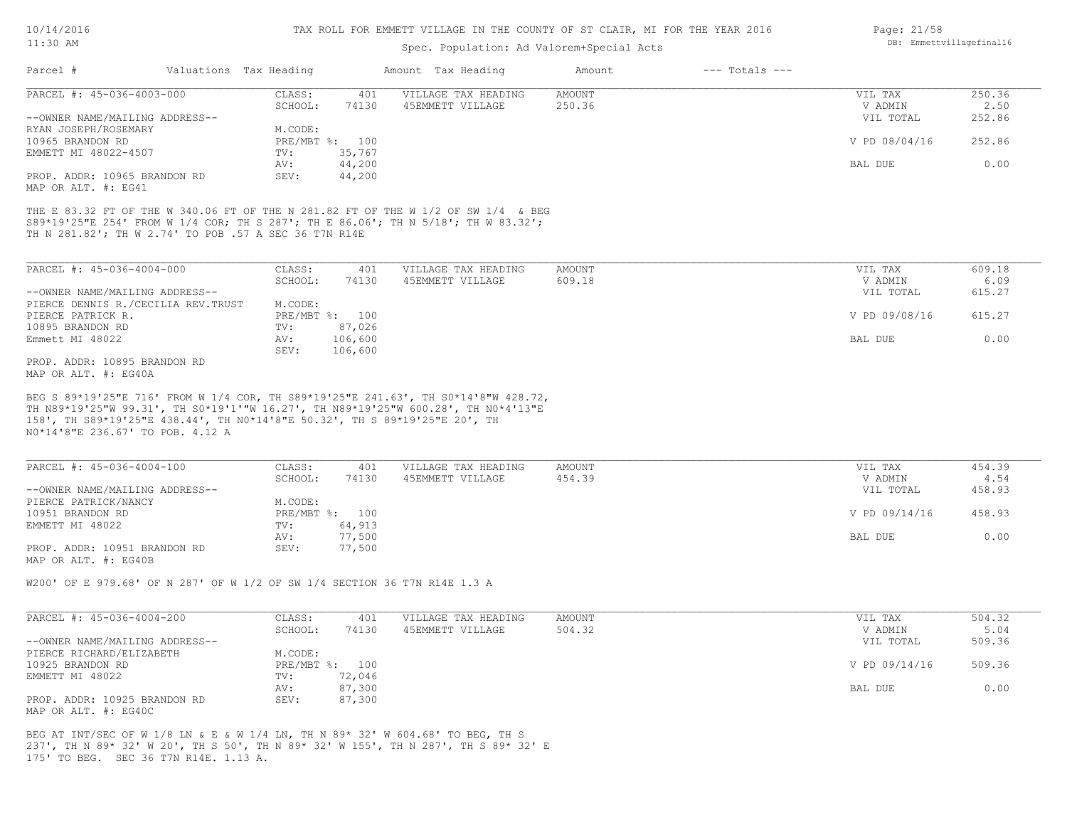TAX ROLL FOR EMMETT VILLAGE IN THE COUNTY OF ST CLAIR, MI FOR THE YEAR 2016

Spec. Population: Ad Valorem+Special Acts

| Parcel # | Valuations | Tax Heading | Amount | Tax Heading | Amount | --- Totals --- | |
|---|---|---|---|---|---|---|---|
| PARCEL #: 45-036-4003-000 | CLASS: | 401 | VILLAGE TAX HEADING | AMOUNT | | VIL TAX | 250.36 |
| | SCHOOL: | 74130 | 45EMMETT VILLAGE | 250.36 | | V ADMIN | 2.50 |
| --OWNER NAME/MAILING ADDRESS-- | | | | | | VIL TOTAL | 252.86 |
| RYAN JOSEPH/ROSEMARY | M.CODE: | | | | | | |
| 10965 BRANDON RD | PRE/MBT %: | 100 | | | | V PD 08/04/16 | 252.86 |
| EMMETT MI 48022-4507 | TV: | 35,767 | | | | | |
| | AV: | 44,200 | | | | BAL DUE | 0.00 |
| PROP. ADDR: 10965 BRANDON RD | SEV: | 44,200 | | | | | |
| MAP OR ALT. #: EG41 | | | | | | | |

THE E 83.32 FT OF THE W 340.06 FT OF THE N 281.82 FT OF THE W 1/2 OF SW 1/4 & BEG S89*19'25"E 254' FROM W 1/4 COR; TH S 287'; TH E 86.06'; TH N 5/18'; TH W 83.32'; TH N 281.82'; TH W 2.74' TO POB .57 A SEC 36 T7N R14E

| Parcel # | Valuations | Tax Heading | Amount | Tax Heading | Amount | --- Totals --- | |
|---|---|---|---|---|---|---|---|
| PARCEL #: 45-036-4004-000 | CLASS: | 401 | VILLAGE TAX HEADING | AMOUNT | | VIL TAX | 609.18 |
| | SCHOOL: | 74130 | 45EMMETT VILLAGE | 609.18 | | V ADMIN | 6.09 |
| --OWNER NAME/MAILING ADDRESS-- | | | | | | VIL TOTAL | 615.27 |
| PIERCE DENNIS R./CECILIA REV.TRUST | M.CODE: | | | | | | |
| PIERCE PATRICK R. | PRE/MBT %: | 100 | | | | V PD 09/08/16 | 615.27 |
| 10895 BRANDON RD | TV: | 87,026 | | | | | |
| Emmett MI 48022 | AV: | 106,600 | | | | BAL DUE | 0.00 |
| | SEV: | 106,600 | | | | | |
| PROP. ADDR: 10895 BRANDON RD | | | | | | | |
| MAP OR ALT. #: EG40A | | | | | | | |

BEG S 89*19'25"E 716' FROM W 1/4 COR, TH S89*19'25"E 241.63', TH S0*14'8"W 428.72, TH N89*19'25"W 99.31', TH S0*19'1'"W 16.27', TH N89*19'25"W 600.28', TH N0*4'13"E 158', TH S89*19'25"E 438.44', TH N0*14'8"E 50.32', TH S 89*19'25"E 20', TH N0*14'8"E 236.67' TO POB. 4.12 A

| Parcel # | Valuations | Tax Heading | Amount | Tax Heading | Amount | --- Totals --- | |
|---|---|---|---|---|---|---|---|
| PARCEL #: 45-036-4004-100 | CLASS: | 401 | VILLAGE TAX HEADING | AMOUNT | | VIL TAX | 454.39 |
| | SCHOOL: | 74130 | 45EMMETT VILLAGE | 454.39 | | V ADMIN | 4.54 |
| --OWNER NAME/MAILING ADDRESS-- | | | | | | VIL TOTAL | 458.93 |
| PIERCE PATRICK/NANCY | M.CODE: | | | | | | |
| 10951 BRANDON RD | PRE/MBT %: | 100 | | | | V PD 09/14/16 | 458.93 |
| EMMETT MI 48022 | TV: | 64,913 | | | | | |
| | AV: | 77,500 | | | | BAL DUE | 0.00 |
| PROP. ADDR: 10951 BRANDON RD | SEV: | 77,500 | | | | | |
| MAP OR ALT. #: EG40B | | | | | | | |

W200' OF E 979.68' OF N 287' OF W 1/2 OF SW 1/4 SECTION 36 T7N R14E 1.3 A

| Parcel # | Valuations | Tax Heading | Amount | Tax Heading | Amount | --- Totals --- | |
|---|---|---|---|---|---|---|---|
| PARCEL #: 45-036-4004-200 | CLASS: | 401 | VILLAGE TAX HEADING | AMOUNT | | VIL TAX | 504.32 |
| | SCHOOL: | 74130 | 45EMMETT VILLAGE | 504.32 | | V ADMIN | 5.04 |
| --OWNER NAME/MAILING ADDRESS-- | | | | | | VIL TOTAL | 509.36 |
| PIERCE RICHARD/ELIZABETH | M.CODE: | | | | | | |
| 10925 BRANDON RD | PRE/MBT %: | 100 | | | | V PD 09/14/16 | 509.36 |
| EMMETT MI 48022 | TV: | 72,046 | | | | | |
| | AV: | 87,300 | | | | BAL DUE | 0.00 |
| PROP. ADDR: 10925 BRANDON RD | SEV: | 87,300 | | | | | |
| MAP OR ALT. #: EG40C | | | | | | | |

BEG AT INT/SEC OF W 1/8 LN & E & W 1/4 LN, TH N 89* 32' W 604.68' TO BEG, TH S 237', TH N 89* 32' W 20', TH S 50', TH N 89* 32' W 155', TH N 287', TH S 89* 32' E 175' TO BEG. SEC 36 T7N R14E. 1.13 A.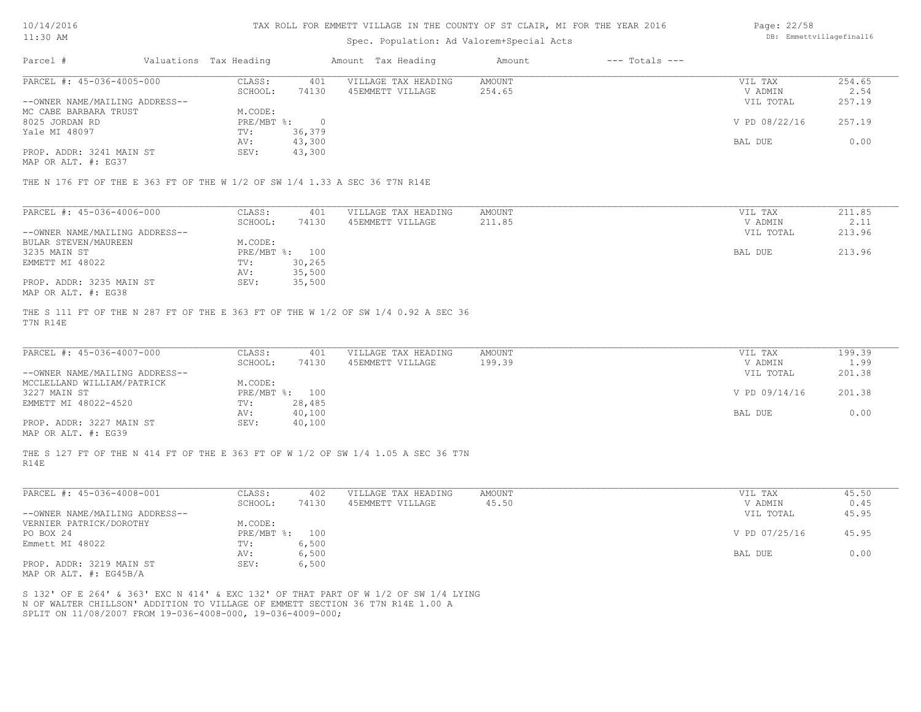TAX ROLL FOR EMMETT VILLAGE IN THE COUNTY OF ST CLAIR, MI FOR THE YEAR 2016

Spec. Population: Ad Valorem+Special Acts

| Parcel # | Valuations | Tax Heading | Amount | Tax Heading | Amount | --- Totals --- | |
|---|---|---|---|---|---|---|---|
| PARCEL #: 45-036-4005-000 | CLASS: | 401 | VILLAGE TAX HEADING | AMOUNT | | VIL TAX | 254.65 |
| | SCHOOL: | 74130 | 45EMMETT VILLAGE | 254.65 | | V ADMIN | 2.54 |
| --OWNER NAME/MAILING ADDRESS-- | | | | | | VIL TOTAL | 257.19 |
| MC CABE BARBARA TRUST | M.CODE: | | | | | | |
| 8025 JORDAN RD | PRE/MBT %: | 0 | | | | V PD 08/22/16 | 257.19 |
| Yale MI 48097 | TV: | 36,379 | | | | | |
| | AV: | 43,300 | | | | BAL DUE | 0.00 |
| PROP. ADDR: 3241 MAIN ST | SEV: | 43,300 | | | | | |
| MAP OR ALT. #: EG37 | | | | | | | |

THE N 176 FT OF THE E 363 FT OF THE W 1/2 OF SW 1/4 1.33 A SEC 36 T7N R14E

| Parcel # | Valuations | Tax Heading | Amount | Tax Heading | Amount | --- Totals --- | |
|---|---|---|---|---|---|---|---|
| PARCEL #: 45-036-4006-000 | CLASS: | 401 | VILLAGE TAX HEADING | AMOUNT | | VIL TAX | 211.85 |
| | SCHOOL: | 74130 | 45EMMETT VILLAGE | 211.85 | | V ADMIN | 2.11 |
| --OWNER NAME/MAILING ADDRESS-- | | | | | | VIL TOTAL | 213.96 |
| BULAR STEVEN/MAUREEN | M.CODE: | | | | | | |
| 3235 MAIN ST | PRE/MBT %: | 100 | | | | BAL DUE | 213.96 |
| EMMETT MI 48022 | TV: | 30,265 | | | | | |
| | AV: | 35,500 | | | | | |
| PROP. ADDR: 3235 MAIN ST | SEV: | 35,500 | | | | | |
| MAP OR ALT. #: EG38 | | | | | | | |

THE S 111 FT OF THE N 287 FT OF THE E 363 FT OF THE W 1/2 OF SW 1/4 0.92 A SEC 36 T7N R14E

| Parcel # | Valuations | Tax Heading | Amount | Tax Heading | Amount | --- Totals --- | |
|---|---|---|---|---|---|---|---|
| PARCEL #: 45-036-4007-000 | CLASS: | 401 | VILLAGE TAX HEADING | AMOUNT | | VIL TAX | 199.39 |
| | SCHOOL: | 74130 | 45EMMETT VILLAGE | 199.39 | | V ADMIN | 1.99 |
| --OWNER NAME/MAILING ADDRESS-- | | | | | | VIL TOTAL | 201.38 |
| MCCLELLAND WILLIAM/PATRICK | M.CODE: | | | | | | |
| 3227 MAIN ST | PRE/MBT %: | 100 | | | | V PD 09/14/16 | 201.38 |
| EMMETT MI 48022-4520 | TV: | 28,485 | | | | | |
| | AV: | 40,100 | | | | BAL DUE | 0.00 |
| PROP. ADDR: 3227 MAIN ST | SEV: | 40,100 | | | | | |
| MAP OR ALT. #: EG39 | | | | | | | |

THE S 127 FT OF THE N 414 FT OF THE E 363 FT OF W 1/2 OF SW 1/4 1.05 A SEC 36 T7N R14E

| Parcel # | Valuations | Tax Heading | Amount | Tax Heading | Amount | --- Totals --- | |
|---|---|---|---|---|---|---|---|
| PARCEL #: 45-036-4008-001 | CLASS: | 402 | VILLAGE TAX HEADING | AMOUNT | | VIL TAX | 45.50 |
| | SCHOOL: | 74130 | 45EMMETT VILLAGE | 45.50 | | V ADMIN | 0.45 |
| --OWNER NAME/MAILING ADDRESS-- | | | | | | VIL TOTAL | 45.95 |
| VERNIER PATRICK/DOROTHY | M.CODE: | | | | | | |
| PO BOX 24 | PRE/MBT %: | 100 | | | | V PD 07/25/16 | 45.95 |
| Emmett MI 48022 | TV: | 6,500 | | | | | |
| | AV: | 6,500 | | | | BAL DUE | 0.00 |
| PROP. ADDR: 3219 MAIN ST | SEV: | 6,500 | | | | | |
| MAP OR ALT. #: EG45B/A | | | | | | | |

S 132' OF E 264' & 363' EXC N 414' & EXC 132' OF THAT PART OF W 1/2 OF SW 1/4 LYING N OF WALTER CHILLSON' ADDITION TO VILLAGE OF EMMETT SECTION 36 T7N R14E 1.00 A
SPLIT ON 11/08/2007 FROM 19-036-4008-000, 19-036-4009-000;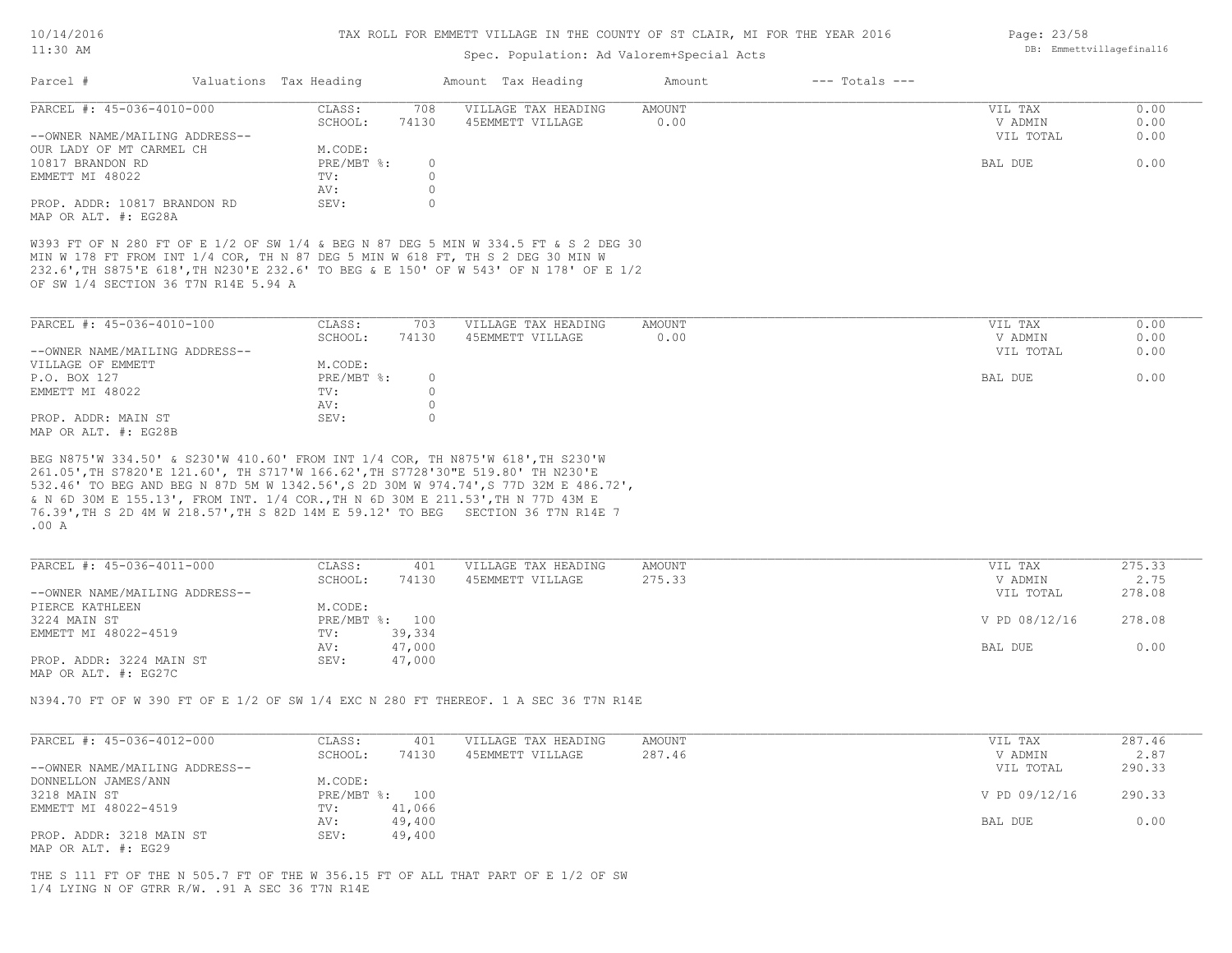TAX ROLL FOR EMMETT VILLAGE IN THE COUNTY OF ST CLAIR, MI FOR THE YEAR 2016

Spec. Population: Ad Valorem+Special Acts

| Parcel # | Valuations | Tax Heading | Amount | Tax Heading | Amount | --- Totals --- | |
|---|---|---|---|---|---|---|---|

**PARCEL #: 45-036-4010-000**

| | | | | | | |
|---|---|---|---|---|---|---|
| | CLASS: | 708 | VILLAGE TAX HEADING | AMOUNT | VIL TAX | 0.00 |
| | SCHOOL: | 74130 | 45EMMETT VILLAGE | 0.00 | V ADMIN | 0.00 |
| --OWNER NAME/MAILING ADDRESS-- | | | | | VIL TOTAL | 0.00 |
| OUR LADY OF MT CARMEL CH | M.CODE: | | | | | |
| 10817 BRANDON RD | PRE/MBT %: | 0 | | | BAL DUE | 0.00 |
| EMMETT MI 48022 | TV: | 0 | | | | |
| | AV: | 0 | | | | |
| PROP. ADDR: 10817 BRANDON RD | SEV: | 0 | | | | |
| MAP OR ALT. #: EG28A | | | | | | |

W393 FT OF N 280 FT OF E 1/2 OF SW 1/4 & BEG N 87 DEG 5 MIN W 334.5 FT & S 2 DEG 30 MIN W 178 FT FROM INT 1/4 COR, TH N 87 DEG 5 MIN W 618 FT, TH S 2 DEG 30 MIN W 232.6',TH S875'E 618',TH N230'E 232.6' TO BEG & E 150' OF W 543' OF N 178' OF E 1/2 OF SW 1/4 SECTION 36 T7N R14E 5.94 A

**PARCEL #: 45-036-4010-100**

| | | | | | | |
|---|---|---|---|---|---|---|
| | CLASS: | 703 | VILLAGE TAX HEADING | AMOUNT | VIL TAX | 0.00 |
| | SCHOOL: | 74130 | 45EMMETT VILLAGE | 0.00 | V ADMIN | 0.00 |
| --OWNER NAME/MAILING ADDRESS-- | | | | | VIL TOTAL | 0.00 |
| VILLAGE OF EMMETT | M.CODE: | | | | | |
| P.O. BOX 127 | PRE/MBT %: | 0 | | | BAL DUE | 0.00 |
| EMMETT MI 48022 | TV: | 0 | | | | |
| | AV: | 0 | | | | |
| PROP. ADDR: MAIN ST | SEV: | 0 | | | | |
| MAP OR ALT. #: EG28B | | | | | | |

BEG N875'W 334.50' & S230'W 410.60' FROM INT 1/4 COR, TH N875'W 618',TH S230'W 261.05',TH S7820'E 121.60', TH S717'W 166.62',TH S7728'30"E 519.80' TH N230'E 532.46' TO BEG AND BEG N 87D 5M W 1342.56',S 2D 30M W 974.74',S 77D 32M E 486.72', & N 6D 30M E 155.13', FROM INT. 1/4 COR.,TH N 6D 30M E 211.53',TH N 77D 43M E 76.39',TH S 2D 4M W 218.57',TH S 82D 14M E 59.12' TO BEG SECTION 36 T7N R14E 7 .00 A

**PARCEL #: 45-036-4011-000**

| | | | | | | |
|---|---|---|---|---|---|---|
| | CLASS: | 401 | VILLAGE TAX HEADING | AMOUNT | VIL TAX | 275.33 |
| | SCHOOL: | 74130 | 45EMMETT VILLAGE | 275.33 | V ADMIN | 2.75 |
| --OWNER NAME/MAILING ADDRESS-- | | | | | VIL TOTAL | 278.08 |
| PIERCE KATHLEEN | M.CODE: | | | | | |
| 3224 MAIN ST | PRE/MBT %: | 100 | | | V PD 08/12/16 | 278.08 |
| EMMETT MI 48022-4519 | TV: | 39,334 | | | | |
| | AV: | 47,000 | | | BAL DUE | 0.00 |
| PROP. ADDR: 3224 MAIN ST | SEV: | 47,000 | | | | |
| MAP OR ALT. #: EG27C | | | | | | |

N394.70 FT OF W 390 FT OF E 1/2 OF SW 1/4 EXC N 280 FT THEREOF. 1 A SEC 36 T7N R14E

**PARCEL #: 45-036-4012-000**

| | | | | | | |
|---|---|---|---|---|---|---|
| | CLASS: | 401 | VILLAGE TAX HEADING | AMOUNT | VIL TAX | 287.46 |
| | SCHOOL: | 74130 | 45EMMETT VILLAGE | 287.46 | V ADMIN | 2.87 |
| --OWNER NAME/MAILING ADDRESS-- | | | | | VIL TOTAL | 290.33 |
| DONNELLON JAMES/ANN | M.CODE: | | | | | |
| 3218 MAIN ST | PRE/MBT %: | 100 | | | V PD 09/12/16 | 290.33 |
| EMMETT MI 48022-4519 | TV: | 41,066 | | | | |
| | AV: | 49,400 | | | BAL DUE | 0.00 |
| PROP. ADDR: 3218 MAIN ST | SEV: | 49,400 | | | | |
| MAP OR ALT. #: EG29 | | | | | | |

THE S 111 FT OF THE N 505.7 FT OF THE W 356.15 FT OF ALL THAT PART OF E 1/2 OF SW 1/4 LYING N OF GTRR R/W. .91 A SEC 36 T7N R14E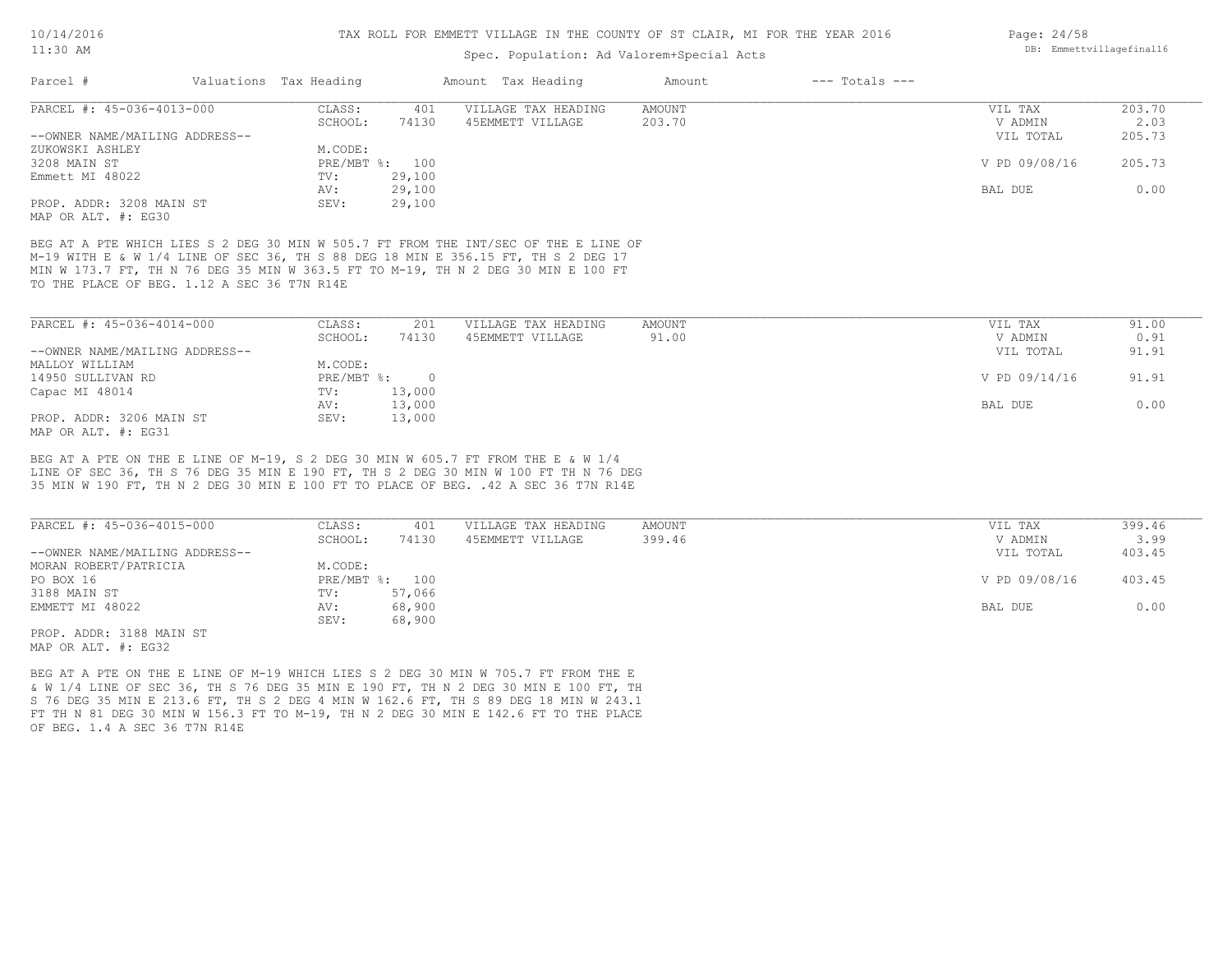# TAX ROLL FOR EMMETT VILLAGE IN THE COUNTY OF ST CLAIR, MI FOR THE YEAR 2016

Spec. Population: Ad Valorem+Special Acts

10/14/2016
11:30 AM

DB: Emmettvillagefinal16

| Parcel # | Valuations | Tax Heading | Amount | Tax Heading | Amount | --- Totals --- | |
|---|---|---|---|---|---|---|---|

---

**PARCEL #: 45-036-4013-000**

| | | | | | | |
|---|---|---|---|---|---|---|
| CLASS: | 401 | VILLAGE TAX HEADING | AMOUNT | | VIL TAX | 203.70 |
| SCHOOL: | 74130 | 45EMMETT VILLAGE | 203.70 | | V ADMIN | 2.03 |
| | | | | | VIL TOTAL | 205.73 |
| M.CODE: | | | | | | |
| PRE/MBT %: | 100 | | | | V PD 09/08/16 | 205.73 |
| TV: | 29,100 | | | | | |
| AV: | 29,100 | | | | BAL DUE | 0.00 |
| SEV: | 29,100 | | | | | |

--OWNER NAME/MAILING ADDRESS--
ZUKOWSKI ASHLEY
3208 MAIN ST
Emmett MI 48022

PROP. ADDR: 3208 MAIN ST
MAP OR ALT. #: EG30

BEG AT A PTE WHICH LIES S 2 DEG 30 MIN W 505.7 FT FROM THE INT/SEC OF THE E LINE OF M-19 WITH E & W 1/4 LINE OF SEC 36, TH S 88 DEG 18 MIN E 356.15 FT, TH S 2 DEG 17 MIN W 173.7 FT, TH N 76 DEG 35 MIN W 363.5 FT TO M-19, TH N 2 DEG 30 MIN E 100 FT TO THE PLACE OF BEG. 1.12 A SEC 36 T7N R14E

---

**PARCEL #: 45-036-4014-000**

| | | | | | | |
|---|---|---|---|---|---|---|
| CLASS: | 201 | VILLAGE TAX HEADING | AMOUNT | | VIL TAX | 91.00 |
| SCHOOL: | 74130 | 45EMMETT VILLAGE | 91.00 | | V ADMIN | 0.91 |
| | | | | | VIL TOTAL | 91.91 |
| M.CODE: | | | | | | |
| PRE/MBT %: | 0 | | | | V PD 09/14/16 | 91.91 |
| TV: | 13,000 | | | | | |
| AV: | 13,000 | | | | BAL DUE | 0.00 |
| SEV: | 13,000 | | | | | |

--OWNER NAME/MAILING ADDRESS--
MALLOY WILLIAM
14950 SULLIVAN RD
Capac MI 48014

PROP. ADDR: 3206 MAIN ST
MAP OR ALT. #: EG31

BEG AT A PTE ON THE E LINE OF M-19, S 2 DEG 30 MIN W 605.7 FT FROM THE E & W 1/4 LINE OF SEC 36, TH S 76 DEG 35 MIN E 190 FT, TH S 2 DEG 30 MIN W 100 FT TH N 76 DEG 35 MIN W 190 FT, TH N 2 DEG 30 MIN E 100 FT TO PLACE OF BEG. .42 A SEC 36 T7N R14E

---

**PARCEL #: 45-036-4015-000**

| | | | | | | |
|---|---|---|---|---|---|---|
| CLASS: | 401 | VILLAGE TAX HEADING | AMOUNT | | VIL TAX | 399.46 |
| SCHOOL: | 74130 | 45EMMETT VILLAGE | 399.46 | | V ADMIN | 3.99 |
| | | | | | VIL TOTAL | 403.45 |
| M.CODE: | | | | | | |
| PRE/MBT %: | 100 | | | | V PD 09/08/16 | 403.45 |
| TV: | 57,066 | | | | | |
| AV: | 68,900 | | | | BAL DUE | 0.00 |
| SEV: | 68,900 | | | | | |

--OWNER NAME/MAILING ADDRESS--
MORAN ROBERT/PATRICIA
PO BOX 16
3188 MAIN ST
EMMETT MI 48022

PROP. ADDR: 3188 MAIN ST
MAP OR ALT. #: EG32

BEG AT A PTE ON THE E LINE OF M-19 WHICH LIES S 2 DEG 30 MIN W 705.7 FT FROM THE E & W 1/4 LINE OF SEC 36, TH S 76 DEG 35 MIN E 190 FT, TH N 2 DEG 30 MIN E 100 FT, TH S 76 DEG 35 MIN E 213.6 FT, TH S 2 DEG 4 MIN W 162.6 FT, TH S 89 DEG 18 MIN W 243.1 FT TH N 81 DEG 30 MIN W 156.3 FT TO M-19, TH N 2 DEG 30 MIN E 142.6 FT TO THE PLACE OF BEG. 1.4 A SEC 36 T7N R14E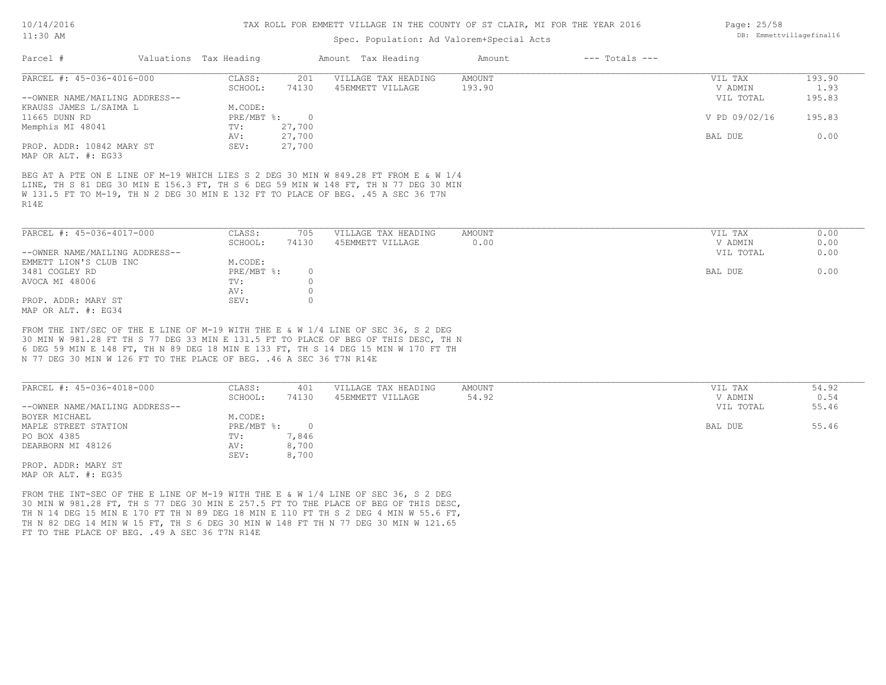TAX ROLL FOR EMMETT VILLAGE IN THE COUNTY OF ST CLAIR, MI FOR THE YEAR 2016

Spec. Population: Ad Valorem+Special Acts

| Parcel # | Valuations | Tax Heading | Amount | Tax Heading | Amount | --- Totals --- | |
|---|---|---|---|---|---|---|---|

**PARCEL #: 45-036-4016-000**

| | | | | | |
|---|---|---|---|---|---|
| CLASS: | 201 | VILLAGE TAX HEADING | AMOUNT | VIL TAX | 193.90 |
| SCHOOL: | 74130 | 45EMMETT VILLAGE | 193.90 | V ADMIN | 1.93 |
| | | | | VIL TOTAL | 195.83 |
| M.CODE: | | | | | |
| PRE/MBT %: | 0 | | | V PD 09/02/16 | 195.83 |
| TV: | 27,700 | | | | |
| AV: | 27,700 | | | BAL DUE | 0.00 |
| SEV: | 27,700 | | | | |

--OWNER NAME/MAILING ADDRESS--
KRAUSS JAMES L/SAIMA L
11665 DUNN RD
Memphis MI 48041

PROP. ADDR: 10842 MARY ST
MAP OR ALT. #: EG33

BEG AT A PTE ON E LINE OF M-19 WHICH LIES S 2 DEG 30 MIN W 849.28 FT FROM E & W 1/4 LINE, TH S 81 DEG 30 MIN E 156.3 FT, TH S 6 DEG 59 MIN W 148 FT, TH N 77 DEG 30 MIN W 131.5 FT TO M-19, TH N 2 DEG 30 MIN E 132 FT TO PLACE OF BEG. .45 A SEC 36 T7N R14E

**PARCEL #: 45-036-4017-000**

| | | | | | |
|---|---|---|---|---|---|
| CLASS: | 705 | VILLAGE TAX HEADING | AMOUNT | VIL TAX | 0.00 |
| SCHOOL: | 74130 | 45EMMETT VILLAGE | 0.00 | V ADMIN | 0.00 |
| | | | | VIL TOTAL | 0.00 |
| M.CODE: | | | | | |
| PRE/MBT %: | 0 | | | BAL DUE | 0.00 |
| TV: | 0 | | | | |
| AV: | 0 | | | | |
| SEV: | 0 | | | | |

--OWNER NAME/MAILING ADDRESS--
EMMETT LION'S CLUB INC
3481 COGLEY RD
AVOCA MI 48006

PROP. ADDR: MARY ST
MAP OR ALT. #: EG34

FROM THE INT/SEC OF THE E LINE OF M-19 WITH THE E & W 1/4 LINE OF SEC 36, S 2 DEG 30 MIN W 981.28 FT TH S 77 DEG 33 MIN E 131.5 FT TO PLACE OF BEG OF THIS DESC, TH N 6 DEG 59 MIN E 148 FT, TH N 89 DEG 18 MIN E 133 FT, TH S 14 DEG 15 MIN W 170 FT TH N 77 DEG 30 MIN W 126 FT TO THE PLACE OF BEG. .46 A SEC 36 T7N R14E

**PARCEL #: 45-036-4018-000**

| | | | | | |
|---|---|---|---|---|---|
| CLASS: | 401 | VILLAGE TAX HEADING | AMOUNT | VIL TAX | 54.92 |
| SCHOOL: | 74130 | 45EMMETT VILLAGE | 54.92 | V ADMIN | 0.54 |
| | | | | VIL TOTAL | 55.46 |
| M.CODE: | | | | | |
| PRE/MBT %: | 0 | | | BAL DUE | 55.46 |
| TV: | 7,846 | | | | |
| AV: | 8,700 | | | | |
| SEV: | 8,700 | | | | |

--OWNER NAME/MAILING ADDRESS--
BOYER MICHAEL
MAPLE STREET STATION
PO BOX 4385
DEARBORN MI 48126

PROP. ADDR: MARY ST
MAP OR ALT. #: EG35

FROM THE INT-SEC OF THE E LINE OF M-19 WITH THE E & W 1/4 LINE OF SEC 36, S 2 DEG 30 MIN W 981.28 FT, TH S 77 DEG 30 MIN E 257.5 FT TO THE PLACE OF BEG OF THIS DESC, TH N 14 DEG 15 MIN E 170 FT TH N 89 DEG 18 MIN E 110 FT TH S 2 DEG 4 MIN W 55.6 FT, TH N 82 DEG 14 MIN W 15 FT, TH S 6 DEG 30 MIN W 148 FT TH N 77 DEG 30 MIN W 121.65 FT TO THE PLACE OF BEG. .49 A SEC 36 T7N R14E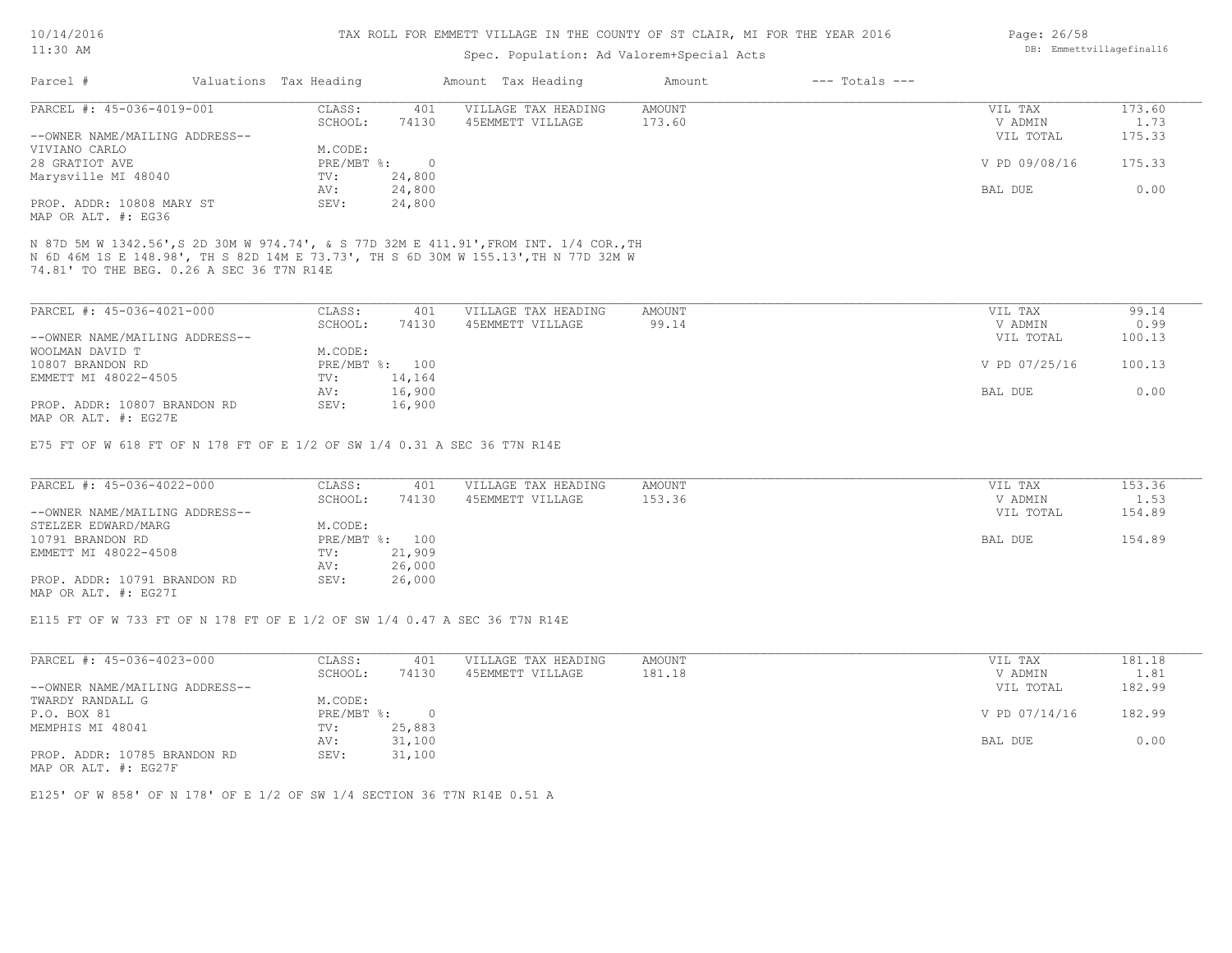TAX ROLL FOR EMMETT VILLAGE IN THE COUNTY OF ST CLAIR, MI FOR THE YEAR 2016

Spec. Population: Ad Valorem+Special Acts

| Parcel # | Valuations | Tax Heading | Amount | Tax Heading | Amount | --- Totals --- | |
|---|---|---|---|---|---|---|---|
| PARCEL #: 45-036-4019-001 | CLASS: | 401 | VILLAGE TAX HEADING | AMOUNT | | VIL TAX | 173.60 |
| | SCHOOL: | 74130 | 45EMMETT VILLAGE | 173.60 | | V ADMIN | 1.73 |
| --OWNER NAME/MAILING ADDRESS-- | | | | | | VIL TOTAL | 175.33 |
| VIVIANO CARLO | M.CODE: | | | | | | |
| 28 GRATIOT AVE | PRE/MBT %: | 0 | | | | V PD 09/08/16 | 175.33 |
| Marysville MI 48040 | TV: | 24,800 | | | | | |
| | AV: | 24,800 | | | | BAL DUE | 0.00 |
| PROP. ADDR: 10808 MARY ST | SEV: | 24,800 | | | | | |
| MAP OR ALT. #: EG36 | | | | | | | |

N 87D 5M W 1342.56',S 2D 30M W 974.74', & S 77D 32M E 411.91',FROM INT. 1/4 COR.,TH N 6D 46M 1S E 148.98', TH S 82D 14M E 73.73', TH S 6D 30M W 155.13',TH N 77D 32M W 74.81' TO THE BEG. 0.26 A SEC 36 T7N R14E

| Parcel # | Valuations | Tax Heading | Amount | Tax Heading | Amount | --- Totals --- | |
|---|---|---|---|---|---|---|---|
| PARCEL #: 45-036-4021-000 | CLASS: | 401 | VILLAGE TAX HEADING | AMOUNT | | VIL TAX | 99.14 |
| | SCHOOL: | 74130 | 45EMMETT VILLAGE | 99.14 | | V ADMIN | 0.99 |
| --OWNER NAME/MAILING ADDRESS-- | | | | | | VIL TOTAL | 100.13 |
| WOOLMAN DAVID T | M.CODE: | | | | | | |
| 10807 BRANDON RD | PRE/MBT %: | 100 | | | | V PD 07/25/16 | 100.13 |
| EMMETT MI 48022-4505 | TV: | 14,164 | | | | | |
| | AV: | 16,900 | | | | BAL DUE | 0.00 |
| PROP. ADDR: 10807 BRANDON RD | SEV: | 16,900 | | | | | |
| MAP OR ALT. #: EG27E | | | | | | | |

E75 FT OF W 618 FT OF N 178 FT OF E 1/2 OF SW 1/4 0.31 A SEC 36 T7N R14E

| Parcel # | Valuations | Tax Heading | Amount | Tax Heading | Amount | --- Totals --- | |
|---|---|---|---|---|---|---|---|
| PARCEL #: 45-036-4022-000 | CLASS: | 401 | VILLAGE TAX HEADING | AMOUNT | | VIL TAX | 153.36 |
| | SCHOOL: | 74130 | 45EMMETT VILLAGE | 153.36 | | V ADMIN | 1.53 |
| --OWNER NAME/MAILING ADDRESS-- | | | | | | VIL TOTAL | 154.89 |
| STELZER EDWARD/MARG | M.CODE: | | | | | | |
| 10791 BRANDON RD | PRE/MBT %: | 100 | | | | BAL DUE | 154.89 |
| EMMETT MI 48022-4508 | TV: | 21,909 | | | | | |
| | AV: | 26,000 | | | | | |
| PROP. ADDR: 10791 BRANDON RD | SEV: | 26,000 | | | | | |
| MAP OR ALT. #: EG27I | | | | | | | |

E115 FT OF W 733 FT OF N 178 FT OF E 1/2 OF SW 1/4 0.47 A SEC 36 T7N R14E

| Parcel # | Valuations | Tax Heading | Amount | Tax Heading | Amount | --- Totals --- | |
|---|---|---|---|---|---|---|---|
| PARCEL #: 45-036-4023-000 | CLASS: | 401 | VILLAGE TAX HEADING | AMOUNT | | VIL TAX | 181.18 |
| | SCHOOL: | 74130 | 45EMMETT VILLAGE | 181.18 | | V ADMIN | 1.81 |
| --OWNER NAME/MAILING ADDRESS-- | | | | | | VIL TOTAL | 182.99 |
| TWARDY RANDALL G | M.CODE: | | | | | | |
| P.O. BOX 81 | PRE/MBT %: | 0 | | | | V PD 07/14/16 | 182.99 |
| MEMPHIS MI 48041 | TV: | 25,883 | | | | | |
| | AV: | 31,100 | | | | BAL DUE | 0.00 |
| PROP. ADDR: 10785 BRANDON RD | SEV: | 31,100 | | | | | |
| MAP OR ALT. #: EG27F | | | | | | | |

E125' OF W 858' OF N 178' OF E 1/2 OF SW 1/4 SECTION 36 T7N R14E 0.51 A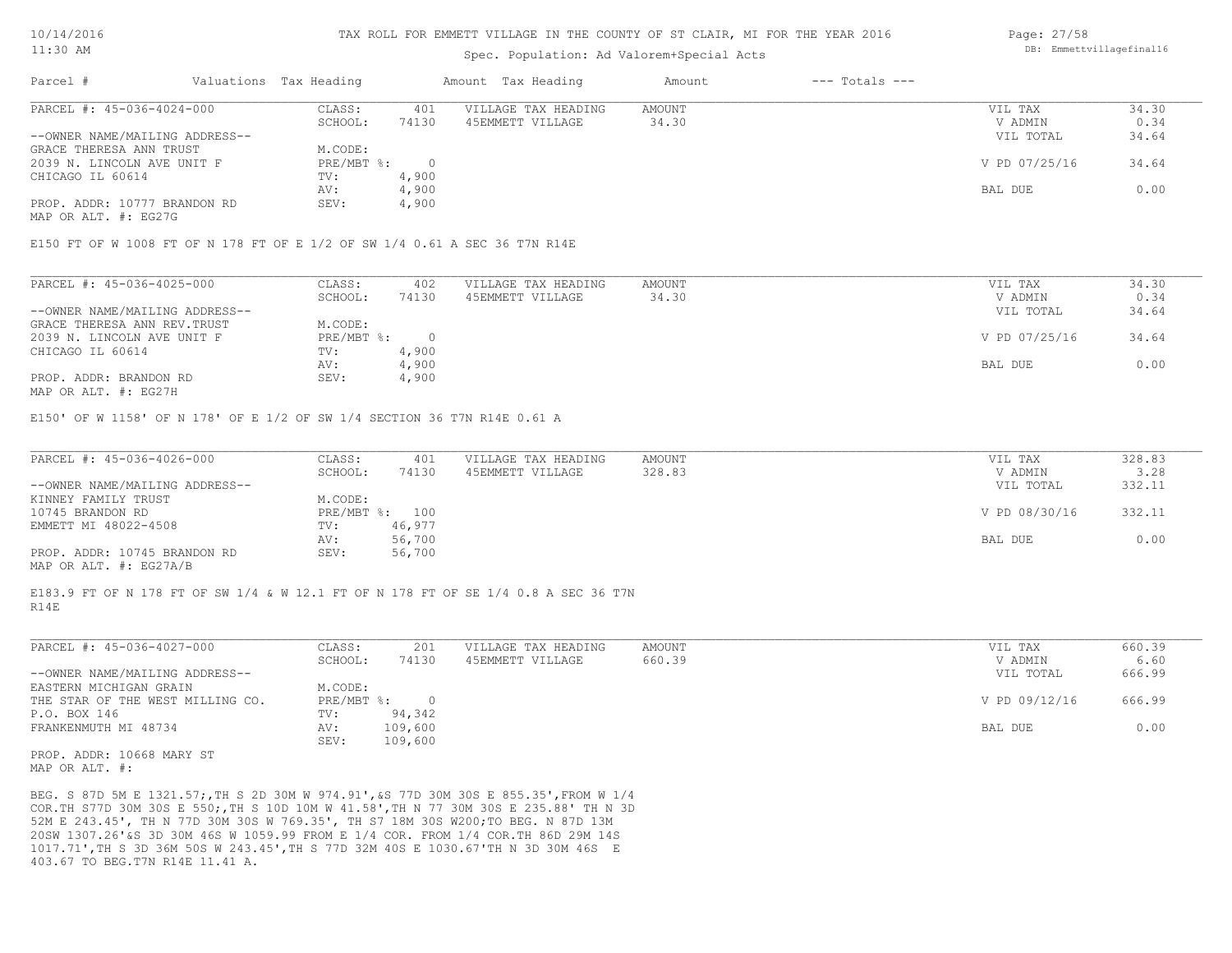TAX ROLL FOR EMMETT VILLAGE IN THE COUNTY OF ST CLAIR, MI FOR THE YEAR 2016

Spec. Population: Ad Valorem+Special Acts

| Parcel # | Valuations | Tax Heading | Amount | Tax Heading | Amount | --- Totals --- | |
|---|---|---|---|---|---|---|---|
| PARCEL #: 45-036-4024-000 | CLASS: | 401 | VILLAGE TAX HEADING | AMOUNT | | VIL TAX | 34.30 |
| | SCHOOL: | 74130 | 45EMMETT VILLAGE | 34.30 | | V ADMIN | 0.34 |
| --OWNER NAME/MAILING ADDRESS-- | | | | | | VIL TOTAL | 34.64 |
| GRACE THERESA ANN TRUST | M.CODE: | | | | | | |
| 2039 N. LINCOLN AVE UNIT F | PRE/MBT %: | 0 | | | | V PD 07/25/16 | 34.64 |
| CHICAGO IL 60614 | TV: | 4,900 | | | | | |
| | AV: | 4,900 | | | | BAL DUE | 0.00 |
| PROP. ADDR: 10777 BRANDON RD | SEV: | 4,900 | | | | | |
| MAP OR ALT. #: EG27G | | | | | | | |

E150 FT OF W 1008 FT OF N 178 FT OF E 1/2 OF SW 1/4 0.61 A SEC 36 T7N R14E

| Parcel # | Valuations | Tax Heading | Amount | Tax Heading | Amount | --- Totals --- | |
|---|---|---|---|---|---|---|---|
| PARCEL #: 45-036-4025-000 | CLASS: | 402 | VILLAGE TAX HEADING | AMOUNT | | VIL TAX | 34.30 |
| | SCHOOL: | 74130 | 45EMMETT VILLAGE | 34.30 | | V ADMIN | 0.34 |
| --OWNER NAME/MAILING ADDRESS-- | | | | | | VIL TOTAL | 34.64 |
| GRACE THERESA ANN REV.TRUST | M.CODE: | | | | | | |
| 2039 N. LINCOLN AVE UNIT F | PRE/MBT %: | 0 | | | | V PD 07/25/16 | 34.64 |
| CHICAGO IL 60614 | TV: | 4,900 | | | | | |
| | AV: | 4,900 | | | | BAL DUE | 0.00 |
| PROP. ADDR: BRANDON RD | SEV: | 4,900 | | | | | |
| MAP OR ALT. #: EG27H | | | | | | | |

E150' OF W 1158' OF N 178' OF E 1/2 OF SW 1/4 SECTION 36 T7N R14E 0.61 A

| Parcel # | Valuations | Tax Heading | Amount | Tax Heading | Amount | --- Totals --- | |
|---|---|---|---|---|---|---|---|
| PARCEL #: 45-036-4026-000 | CLASS: | 401 | VILLAGE TAX HEADING | AMOUNT | | VIL TAX | 328.83 |
| | SCHOOL: | 74130 | 45EMMETT VILLAGE | 328.83 | | V ADMIN | 3.28 |
| --OWNER NAME/MAILING ADDRESS-- | | | | | | VIL TOTAL | 332.11 |
| KINNEY FAMILY TRUST | M.CODE: | | | | | | |
| 10745 BRANDON RD | PRE/MBT %: | 100 | | | | V PD 08/30/16 | 332.11 |
| EMMETT MI 48022-4508 | TV: | 46,977 | | | | | |
| | AV: | 56,700 | | | | BAL DUE | 0.00 |
| PROP. ADDR: 10745 BRANDON RD | SEV: | 56,700 | | | | | |
| MAP OR ALT. #: EG27A/B | | | | | | | |

E183.9 FT OF N 178 FT OF SW 1/4 & W 12.1 FT OF N 178 FT OF SE 1/4 0.8 A SEC 36 T7N R14E

| Parcel # | Valuations | Tax Heading | Amount | Tax Heading | Amount | --- Totals --- | |
|---|---|---|---|---|---|---|---|
| PARCEL #: 45-036-4027-000 | CLASS: | 201 | VILLAGE TAX HEADING | AMOUNT | | VIL TAX | 660.39 |
| | SCHOOL: | 74130 | 45EMMETT VILLAGE | 660.39 | | V ADMIN | 6.60 |
| --OWNER NAME/MAILING ADDRESS-- | | | | | | VIL TOTAL | 666.99 |
| EASTERN MICHIGAN GRAIN | M.CODE: | | | | | | |
| THE STAR OF THE WEST MILLING CO. | PRE/MBT %: | 0 | | | | V PD 09/12/16 | 666.99 |
| P.O. BOX 146 | TV: | 94,342 | | | | | |
| FRANKENMUTH MI 48734 | AV: | 109,600 | | | | BAL DUE | 0.00 |
| | SEV: | 109,600 | | | | | |
| PROP. ADDR: 10668 MARY ST | | | | | | | |
| MAP OR ALT. #: | | | | | | | |

BEG. S 87D 5M E 1321.57;,TH S 2D 30M W 974.91',&S 77D 30M 30S E 855.35',FROM W 1/4 COR.TH S77D 30M 30S E 550;,TH S 10D 10M W 41.58',TH N 77 30M 30S E 235.88' TH N 3D 52M E 243.45', TH N 77D 30M 30S W 769.35', TH S7 18M 30S W200;TO BEG. N 87D 13M 20SW 1307.26'&S 3D 30M 46S W 1059.99 FROM E 1/4 COR. FROM 1/4 COR.TH 86D 29M 14S 1017.71',TH S 3D 36M 50S W 243.45',TH S 77D 32M 40S E 1030.67'TH N 3D 30M 46S E 403.67 TO BEG.T7N R14E 11.41 A.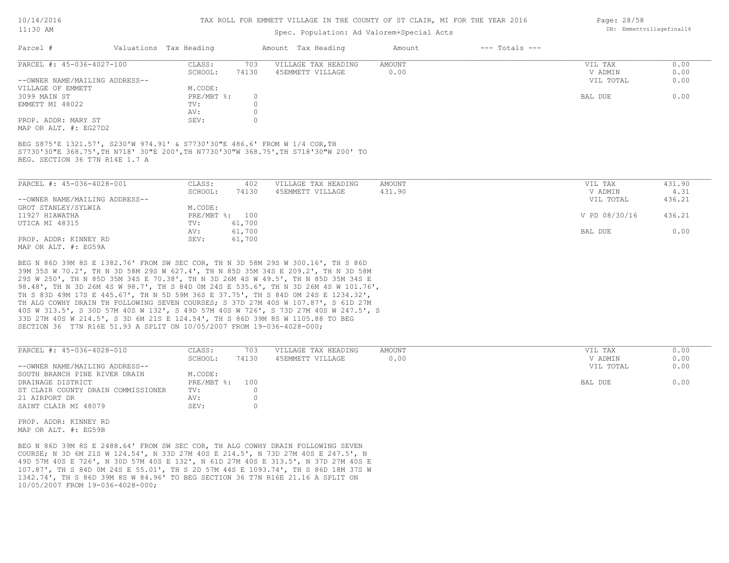| Parcel # | Valuations | Tax Heading | Amount | Tax Heading | Amount | --- Totals --- | |
|---|---|---|---|---|---|---|---|

**PARCEL #: 45-036-4027-100**

| | | | | | |
|---|---|---|---|---|---|
| CLASS: | 703 | VILLAGE TAX HEADING | AMOUNT | VIL TAX | 0.00 |
| SCHOOL: | 74130 | 45EMMETT VILLAGE | 0.00 | V ADMIN | 0.00 |
| | | | | VIL TOTAL | 0.00 |
| M.CODE: | | | | | |
| PRE/MBT %: | 0 | | | BAL DUE | 0.00 |
| TV: | 0 | | | | |
| AV: | 0 | | | | |
| SEV: | 0 | | | | |

--OWNER NAME/MAILING ADDRESS--
VILLAGE OF EMMETT
3099 MAIN ST
EMMETT MI 48022

PROP. ADDR: MARY ST
MAP OR ALT. #: EG27D2

BEG S875'E 1321.57', S230'W 974.91' & S7730'30"E 486.6' FROM W 1/4 COR,TH S7730'30"E 368.75',TH N718' 30"E 200',TH N7730'30"W 368.75',TH S718'30"W 200' TO BEG. SECTION 36 T7N R14E 1.7 A

**PARCEL #: 45-036-4028-001**

| | | | | | |
|---|---|---|---|---|---|
| CLASS: | 402 | VILLAGE TAX HEADING | AMOUNT | VIL TAX | 431.90 |
| SCHOOL: | 74130 | 45EMMETT VILLAGE | 431.90 | V ADMIN | 4.31 |
| | | | | VIL TOTAL | 436.21 |
| M.CODE: | | | | | |
| PRE/MBT %: | 100 | | | V PD 08/30/16 | 436.21 |
| TV: | 61,700 | | | | |
| AV: | 61,700 | | | BAL DUE | 0.00 |
| SEV: | 61,700 | | | | |

--OWNER NAME/MAILING ADDRESS--
GROT STANLEY/SYLWIA
11927 HIAWATHA
UTICA MI 48315

PROP. ADDR: KINNEY RD
MAP OR ALT. #: EG59A

BEG N 86D 39M 8S E 1382.76' FROM SW SEC COR, TH N 3D 58M 29S W 300.16', TH S 86D 39M 35S W 70.2', TH N 3D 58M 29S W 627.4', TH N 85D 35M 34S E 209.2', TH N 3D 58M 29S W 250', TH N 85D 35M 34S E 70.38', TH N 3D 26M 4S W 49.5', TH N 85D 35M 34S E 98.48', TH N 3D 26M 4S W 98.7', TH S 84D 0M 24S E 535.6', TH N 3D 26M 4S W 101.76', TH S 83D 49M 17S E 445.67', TH N 5D 59M 36S E 37.75', TH S 84D 0M 24S E 1234.32', TH ALG COWHY DRAIN TH FOLLOWING SEVEN COURSES; S 37D 27M 40S W 107.87', S 61D 27M 40S W 313.5', S 30D 57M 40S W 132', S 49D 57M 40S W 726', S 73D 27M 40S W 247.5', S 33D 27M 40S W 214.5', S 3D 6M 21S E 124.54', TH S 86D 39M 8S W 1105.88 TO BEG SECTION 36 T7N R16E 51.93 A SPLIT ON 10/05/2007 FROM 19-036-4028-000;

**PARCEL #: 45-036-4028-010**

| | | | | | |
|---|---|---|---|---|---|
| CLASS: | 703 | VILLAGE TAX HEADING | AMOUNT | VIL TAX | 0.00 |
| SCHOOL: | 74130 | 45EMMETT VILLAGE | 0.00 | V ADMIN | 0.00 |
| | | | | VIL TOTAL | 0.00 |
| M.CODE: | | | | | |
| PRE/MBT %: | 100 | | | BAL DUE | 0.00 |
| TV: | 0 | | | | |
| AV: | 0 | | | | |
| SEV: | 0 | | | | |

--OWNER NAME/MAILING ADDRESS--
SOUTH BRANCH PINE RIVER DRAIN
DRAINAGE DISTRICT
ST CLAIR COUNTY DRAIN COMMISSIONER
21 AIRPORT DR
SAINT CLAIR MI 48079

PROP. ADDR: KINNEY RD
MAP OR ALT. #: EG59B

BEG N 86D 39M 8S E 2488.64' FROM SW SEC COR, TH ALG COWHY DRAIN FOLLOWING SEVEN COURSE; N 3D 6M 21S W 124.54', N 33D 27M 40S E 214.5', N 73D 27M 40S E 247.5', N 49D 57M 40S E 726', N 30D 57M 40S E 132', N 61D 27M 40S E 313.5', N 37D 27M 40S E 107.87', TH S 84D 0M 24S E 55.01', TH S 2D 57M 44S E 1093.74', TH S 86D 18M 37S W 1342.74', TH S 86D 39M 8S W 84.96' TO BEG SECTION 36 T7N R16E 21.16 A SPLIT ON 10/05/2007 FROM 19-036-4028-000;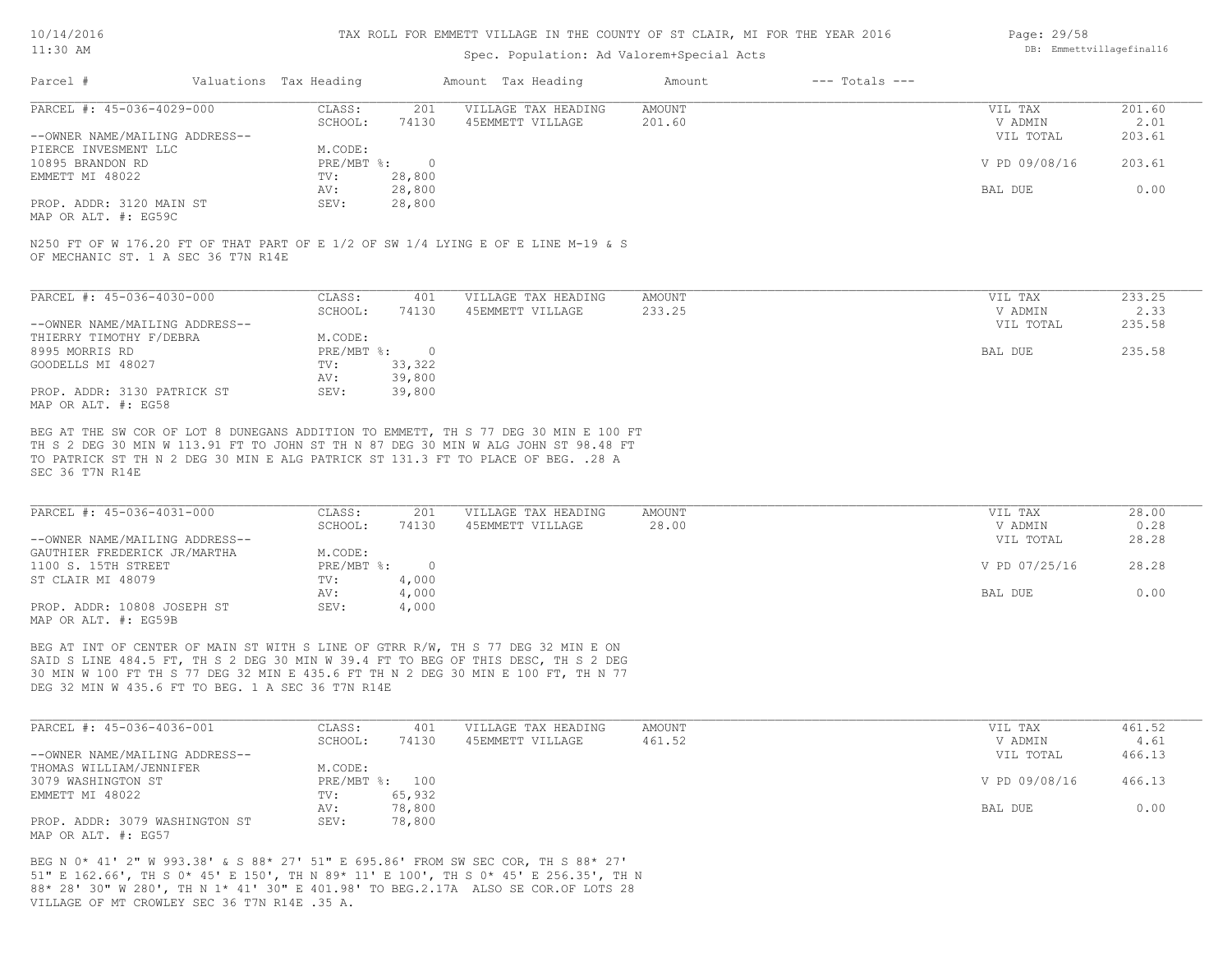TAX ROLL FOR EMMETT VILLAGE IN THE COUNTY OF ST CLAIR, MI FOR THE YEAR 2016

Spec. Population: Ad Valorem+Special Acts

| Parcel # | Valuations | Tax Heading | Amount | Tax Heading | Amount | --- Totals --- | |
|---|---|---|---|---|---|---|---|

**PARCEL #: 45-036-4029-000**

| | | | | | |
|---|---|---|---|---|---|
| CLASS: | 201 | VILLAGE TAX HEADING | AMOUNT | VIL TAX | 201.60 |
| SCHOOL: | 74130 | 45EMMETT VILLAGE | 201.60 | V ADMIN | 2.01 |
| | | | | VIL TOTAL | 203.61 |
| M.CODE: | | | | | |
| PRE/MBT %: | 0 | | | V PD 09/08/16 | 203.61 |
| TV: | 28,800 | | | | |
| AV: | 28,800 | | | BAL DUE | 0.00 |
| SEV: | 28,800 | | | | |

--OWNER NAME/MAILING ADDRESS--
PIERCE INVESMENT LLC
10895 BRANDON RD
EMMETT MI 48022

PROP. ADDR: 3120 MAIN ST
MAP OR ALT. #: EG59C

N250 FT OF W 176.20 FT OF THAT PART OF E 1/2 OF SW 1/4 LYING E OF E LINE M-19 & S OF MECHANIC ST. 1 A SEC 36 T7N R14E

**PARCEL #: 45-036-4030-000**

| | | | | | |
|---|---|---|---|---|---|
| CLASS: | 401 | VILLAGE TAX HEADING | AMOUNT | VIL TAX | 233.25 |
| SCHOOL: | 74130 | 45EMMETT VILLAGE | 233.25 | V ADMIN | 2.33 |
| | | | | VIL TOTAL | 235.58 |
| M.CODE: | | | | | |
| PRE/MBT %: | 0 | | | BAL DUE | 235.58 |
| TV: | 33,322 | | | | |
| AV: | 39,800 | | | | |
| SEV: | 39,800 | | | | |

--OWNER NAME/MAILING ADDRESS--
THIERRY TIMOTHY F/DEBRA
8995 MORRIS RD
GOODELLS MI 48027

PROP. ADDR: 3130 PATRICK ST
MAP OR ALT. #: EG58

BEG AT THE SW COR OF LOT 8 DUNEGANS ADDITION TO EMMETT, TH S 77 DEG 30 MIN E 100 FT TH S 2 DEG 30 MIN W 113.91 FT TO JOHN ST TH N 87 DEG 30 MIN W ALG JOHN ST 98.48 FT TO PATRICK ST TH N 2 DEG 30 MIN E ALG PATRICK ST 131.3 FT TO PLACE OF BEG. .28 A SEC 36 T7N R14E

**PARCEL #: 45-036-4031-000**

| | | | | | |
|---|---|---|---|---|---|
| CLASS: | 201 | VILLAGE TAX HEADING | AMOUNT | VIL TAX | 28.00 |
| SCHOOL: | 74130 | 45EMMETT VILLAGE | 28.00 | V ADMIN | 0.28 |
| | | | | VIL TOTAL | 28.28 |
| M.CODE: | | | | | |
| PRE/MBT %: | 0 | | | V PD 07/25/16 | 28.28 |
| TV: | 4,000 | | | | |
| AV: | 4,000 | | | BAL DUE | 0.00 |
| SEV: | 4,000 | | | | |

--OWNER NAME/MAILING ADDRESS--
GAUTHIER FREDERICK JR/MARTHA
1100 S. 15TH STREET
ST CLAIR MI 48079

PROP. ADDR: 10808 JOSEPH ST
MAP OR ALT. #: EG59B

BEG AT INT OF CENTER OF MAIN ST WITH S LINE OF GTRR R/W, TH S 77 DEG 32 MIN E ON SAID S LINE 484.5 FT, TH S 2 DEG 30 MIN W 39.4 FT TO BEG OF THIS DESC, TH S 2 DEG 30 MIN W 100 FT TH S 77 DEG 32 MIN E 435.6 FT TH N 2 DEG 30 MIN E 100 FT, TH N 77 DEG 32 MIN W 435.6 FT TO BEG. 1 A SEC 36 T7N R14E

**PARCEL #: 45-036-4036-001**

| | | | | | |
|---|---|---|---|---|---|
| CLASS: | 401 | VILLAGE TAX HEADING | AMOUNT | VIL TAX | 461.52 |
| SCHOOL: | 74130 | 45EMMETT VILLAGE | 461.52 | V ADMIN | 4.61 |
| | | | | VIL TOTAL | 466.13 |
| M.CODE: | | | | | |
| PRE/MBT %: | 100 | | | V PD 09/08/16 | 466.13 |
| TV: | 65,932 | | | | |
| AV: | 78,800 | | | BAL DUE | 0.00 |
| SEV: | 78,800 | | | | |

--OWNER NAME/MAILING ADDRESS--
THOMAS WILLIAM/JENNIFER
3079 WASHINGTON ST
EMMETT MI 48022

PROP. ADDR: 3079 WASHINGTON ST
MAP OR ALT. #: EG57

BEG N 0* 41' 2" W 993.38' & S 88* 27' 51" E 695.86' FROM SW SEC COR, TH S 88* 27' 51" E 162.66', TH S 0* 45' E 150', TH N 89* 11' E 100', TH S 0* 45' E 256.35', TH N 88* 28' 30" W 280', TH N 1* 41' 30" E 401.98' TO BEG.2.17A ALSO SE COR.OF LOTS 28 VILLAGE OF MT CROWLEY SEC 36 T7N R14E .35 A.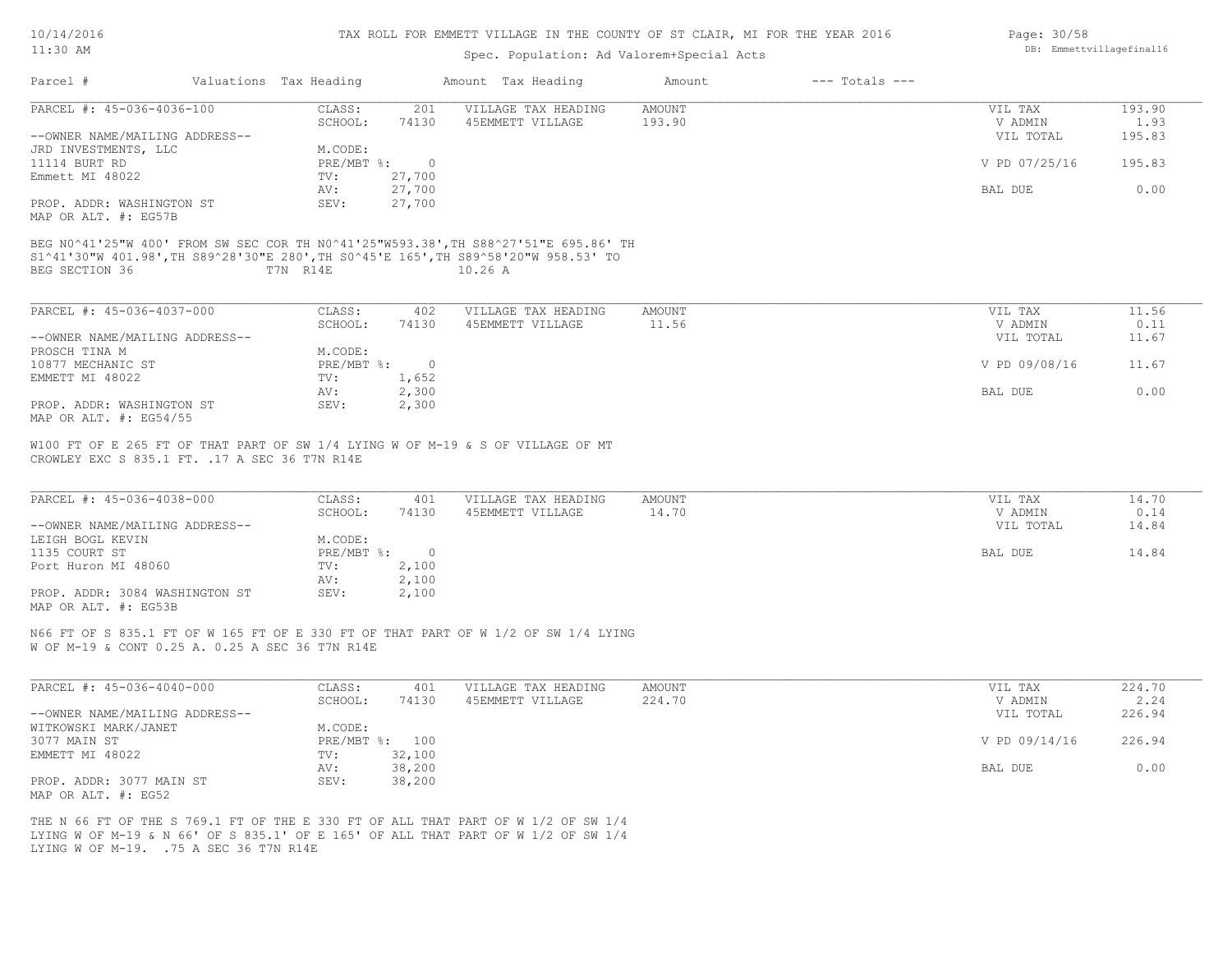TAX ROLL FOR EMMETT VILLAGE IN THE COUNTY OF ST CLAIR, MI FOR THE YEAR 2016

Spec. Population: Ad Valorem+Special Acts

| Parcel # | Valuations | Tax Heading | Amount | Tax Heading | Amount | --- Totals --- | |
|---|---|---|---|---|---|---|---|

---

**PARCEL #: 45-036-4036-100**

| | | | | | | |
|---|---|---|---|---|---|---|
| | CLASS: | 201 | VILLAGE TAX HEADING | AMOUNT | VIL TAX | 193.90 |
| | SCHOOL: | 74130 | 45EMMETT VILLAGE | 193.90 | V ADMIN | 1.93 |
| --OWNER NAME/MAILING ADDRESS-- | | | | | VIL TOTAL | 195.83 |
| JRD INVESTMENTS, LLC | M.CODE: | | | | | |
| 11114 BURT RD | PRE/MBT %: | 0 | | | V PD 07/25/16 | 195.83 |
| Emmett MI 48022 | TV: | 27,700 | | | | |
| | AV: | 27,700 | | | BAL DUE | 0.00 |
| PROP. ADDR: WASHINGTON ST | SEV: | 27,700 | | | | |
| MAP OR ALT. #: EG57B | | | | | | |

BEG N0^41'25"W 400' FROM SW SEC COR TH N0^41'25"W593.38',TH S88^27'51"E 695.86' TH S1^41'30"W 401.98',TH S89^28'30"E 280',TH S0^45'E 165',TH S89^58'20"W 958.53' TO BEG SECTION 36 T7N R14E 10.26 A

---

**PARCEL #: 45-036-4037-000**

| | | | | | | |
|---|---|---|---|---|---|---|
| | CLASS: | 402 | VILLAGE TAX HEADING | AMOUNT | VIL TAX | 11.56 |
| | SCHOOL: | 74130 | 45EMMETT VILLAGE | 11.56 | V ADMIN | 0.11 |
| --OWNER NAME/MAILING ADDRESS-- | | | | | VIL TOTAL | 11.67 |
| PROSCH TINA M | M.CODE: | | | | | |
| 10877 MECHANIC ST | PRE/MBT %: | 0 | | | V PD 09/08/16 | 11.67 |
| EMMETT MI 48022 | TV: | 1,652 | | | | |
| | AV: | 2,300 | | | BAL DUE | 0.00 |
| PROP. ADDR: WASHINGTON ST | SEV: | 2,300 | | | | |
| MAP OR ALT. #: EG54/55 | | | | | | |

W100 FT OF E 265 FT OF THAT PART OF SW 1/4 LYING W OF M-19 & S OF VILLAGE OF MT CROWLEY EXC S 835.1 FT. .17 A SEC 36 T7N R14E

---

**PARCEL #: 45-036-4038-000**

| | | | | | | |
|---|---|---|---|---|---|---|
| | CLASS: | 401 | VILLAGE TAX HEADING | AMOUNT | VIL TAX | 14.70 |
| | SCHOOL: | 74130 | 45EMMETT VILLAGE | 14.70 | V ADMIN | 0.14 |
| --OWNER NAME/MAILING ADDRESS-- | | | | | VIL TOTAL | 14.84 |
| LEIGH BOGL KEVIN | M.CODE: | | | | | |
| 1135 COURT ST | PRE/MBT %: | 0 | | | BAL DUE | 14.84 |
| Port Huron MI 48060 | TV: | 2,100 | | | | |
| | AV: | 2,100 | | | | |
| PROP. ADDR: 3084 WASHINGTON ST | SEV: | 2,100 | | | | |
| MAP OR ALT. #: EG53B | | | | | | |

N66 FT OF S 835.1 FT OF W 165 FT OF E 330 FT OF THAT PART OF W 1/2 OF SW 1/4 LYING W OF M-19 & CONT 0.25 A. 0.25 A SEC 36 T7N R14E

---

**PARCEL #: 45-036-4040-000**

| | | | | | | |
|---|---|---|---|---|---|---|
| | CLASS: | 401 | VILLAGE TAX HEADING | AMOUNT | VIL TAX | 224.70 |
| | SCHOOL: | 74130 | 45EMMETT VILLAGE | 224.70 | V ADMIN | 2.24 |
| --OWNER NAME/MAILING ADDRESS-- | | | | | VIL TOTAL | 226.94 |
| WITKOWSKI MARK/JANET | M.CODE: | | | | | |
| 3077 MAIN ST | PRE/MBT %: | 100 | | | V PD 09/14/16 | 226.94 |
| EMMETT MI 48022 | TV: | 32,100 | | | | |
| | AV: | 38,200 | | | BAL DUE | 0.00 |
| PROP. ADDR: 3077 MAIN ST | SEV: | 38,200 | | | | |
| MAP OR ALT. #: EG52 | | | | | | |

THE N 66 FT OF THE S 769.1 FT OF THE E 330 FT OF ALL THAT PART OF W 1/2 OF SW 1/4 LYING W OF M-19 & N 66' OF S 835.1' OF E 165' OF ALL THAT PART OF W 1/2 OF SW 1/4 LYING W OF M-19. .75 A SEC 36 T7N R14E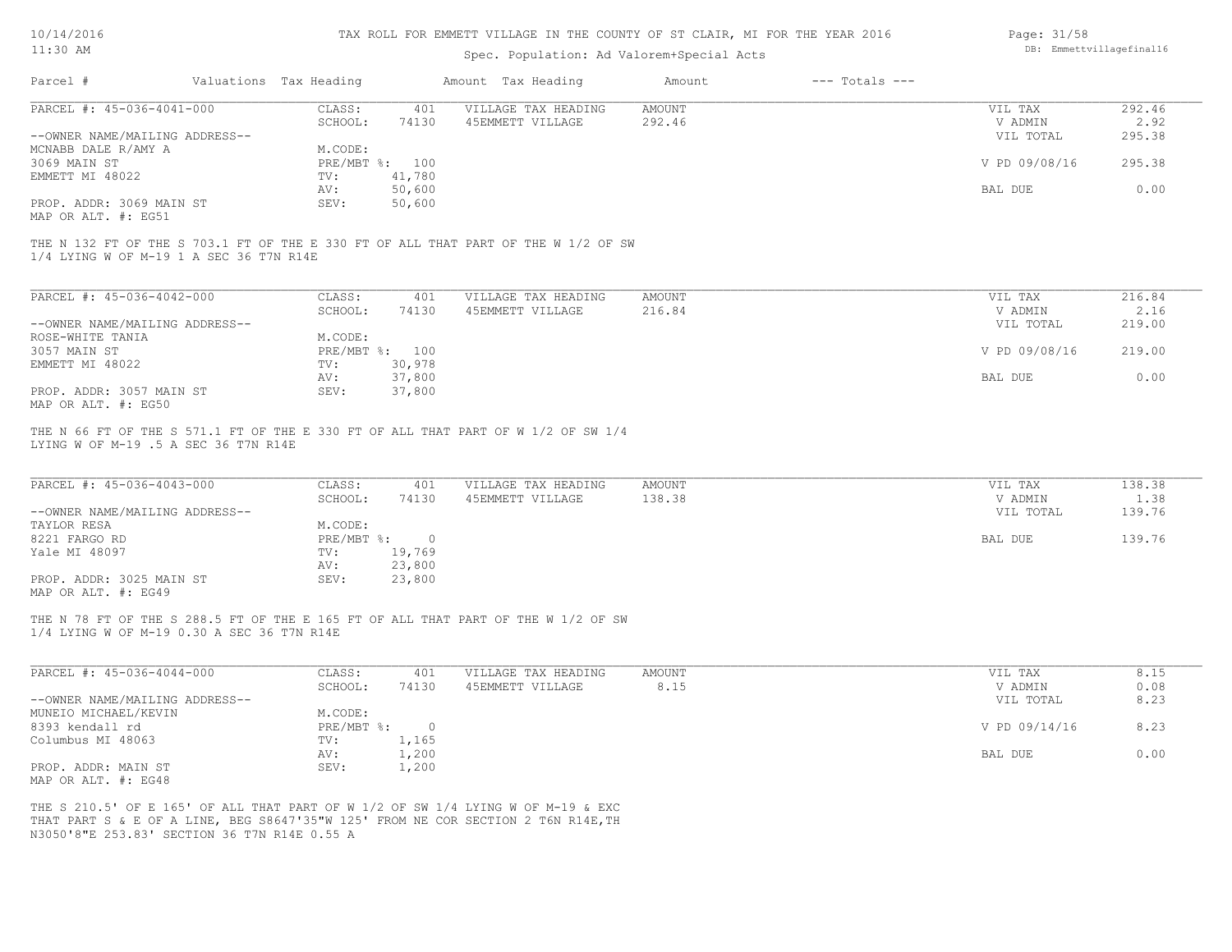TAX ROLL FOR EMMETT VILLAGE IN THE COUNTY OF ST CLAIR, MI FOR THE YEAR 2016

Spec. Population: Ad Valorem+Special Acts

| Parcel # | Valuations | Tax Heading | Amount | Tax Heading | Amount | --- Totals --- | |
|---|---|---|---|---|---|---|---|
| PARCEL #: 45-036-4041-000 | CLASS: | 401 | VILLAGE TAX HEADING | AMOUNT | | VIL TAX | 292.46 |
| | SCHOOL: | 74130 | 45EMMETT VILLAGE | 292.46 | | V ADMIN | 2.92 |
| --OWNER NAME/MAILING ADDRESS-- | | | | | | VIL TOTAL | 295.38 |
| MCNABB DALE R/AMY A | M.CODE: | | | | | | |
| 3069 MAIN ST | PRE/MBT %: | 100 | | | | V PD 09/08/16 | 295.38 |
| EMMETT MI 48022 | TV: | 41,780 | | | | | |
| | AV: | 50,600 | | | | BAL DUE | 0.00 |
| PROP. ADDR: 3069 MAIN ST | SEV: | 50,600 | | | | | |
| MAP OR ALT. #: EG51 | | | | | | | |

THE N 132 FT OF THE S 703.1 FT OF THE E 330 FT OF ALL THAT PART OF THE W 1/2 OF SW 1/4 LYING W OF M-19 1 A SEC 36 T7N R14E

| Parcel # | Valuations | Tax Heading | Amount | Tax Heading | Amount | --- Totals --- | |
|---|---|---|---|---|---|---|---|
| PARCEL #: 45-036-4042-000 | CLASS: | 401 | VILLAGE TAX HEADING | AMOUNT | | VIL TAX | 216.84 |
| | SCHOOL: | 74130 | 45EMMETT VILLAGE | 216.84 | | V ADMIN | 2.16 |
| --OWNER NAME/MAILING ADDRESS-- | | | | | | VIL TOTAL | 219.00 |
| ROSE-WHITE TANIA | M.CODE: | | | | | | |
| 3057 MAIN ST | PRE/MBT %: | 100 | | | | V PD 09/08/16 | 219.00 |
| EMMETT MI 48022 | TV: | 30,978 | | | | | |
| | AV: | 37,800 | | | | BAL DUE | 0.00 |
| PROP. ADDR: 3057 MAIN ST | SEV: | 37,800 | | | | | |
| MAP OR ALT. #: EG50 | | | | | | | |

THE N 66 FT OF THE S 571.1 FT OF THE E 330 FT OF ALL THAT PART OF W 1/2 OF SW 1/4 LYING W OF M-19 .5 A SEC 36 T7N R14E

| Parcel # | Valuations | Tax Heading | Amount | Tax Heading | Amount | --- Totals --- | |
|---|---|---|---|---|---|---|---|
| PARCEL #: 45-036-4043-000 | CLASS: | 401 | VILLAGE TAX HEADING | AMOUNT | | VIL TAX | 138.38 |
| | SCHOOL: | 74130 | 45EMMETT VILLAGE | 138.38 | | V ADMIN | 1.38 |
| --OWNER NAME/MAILING ADDRESS-- | | | | | | VIL TOTAL | 139.76 |
| TAYLOR RESA | M.CODE: | | | | | | |
| 8221 FARGO RD | PRE/MBT %: | 0 | | | | BAL DUE | 139.76 |
| Yale MI 48097 | TV: | 19,769 | | | | | |
| | AV: | 23,800 | | | | | |
| PROP. ADDR: 3025 MAIN ST | SEV: | 23,800 | | | | | |
| MAP OR ALT. #: EG49 | | | | | | | |

THE N 78 FT OF THE S 288.5 FT OF THE E 165 FT OF ALL THAT PART OF THE W 1/2 OF SW 1/4 LYING W OF M-19 0.30 A SEC 36 T7N R14E

| Parcel # | Valuations | Tax Heading | Amount | Tax Heading | Amount | --- Totals --- | |
|---|---|---|---|---|---|---|---|
| PARCEL #: 45-036-4044-000 | CLASS: | 401 | VILLAGE TAX HEADING | AMOUNT | | VIL TAX | 8.15 |
| | SCHOOL: | 74130 | 45EMMETT VILLAGE | 8.15 | | V ADMIN | 0.08 |
| --OWNER NAME/MAILING ADDRESS-- | | | | | | VIL TOTAL | 8.23 |
| MUNEIO MICHAEL/KEVIN | M.CODE: | | | | | | |
| 8393 kendall rd | PRE/MBT %: | 0 | | | | V PD 09/14/16 | 8.23 |
| Columbus MI 48063 | TV: | 1,165 | | | | | |
| | AV: | 1,200 | | | | BAL DUE | 0.00 |
| PROP. ADDR: MAIN ST | SEV: | 1,200 | | | | | |
| MAP OR ALT. #: EG48 | | | | | | | |

THE S 210.5' OF E 165' OF ALL THAT PART OF W 1/2 OF SW 1/4 LYING W OF M-19 & EXC THAT PART S & E OF A LINE, BEG S8647'35"W 125' FROM NE COR SECTION 2 T6N R14E,TH N3050'8"E 253.83' SECTION 36 T7N R14E 0.55 A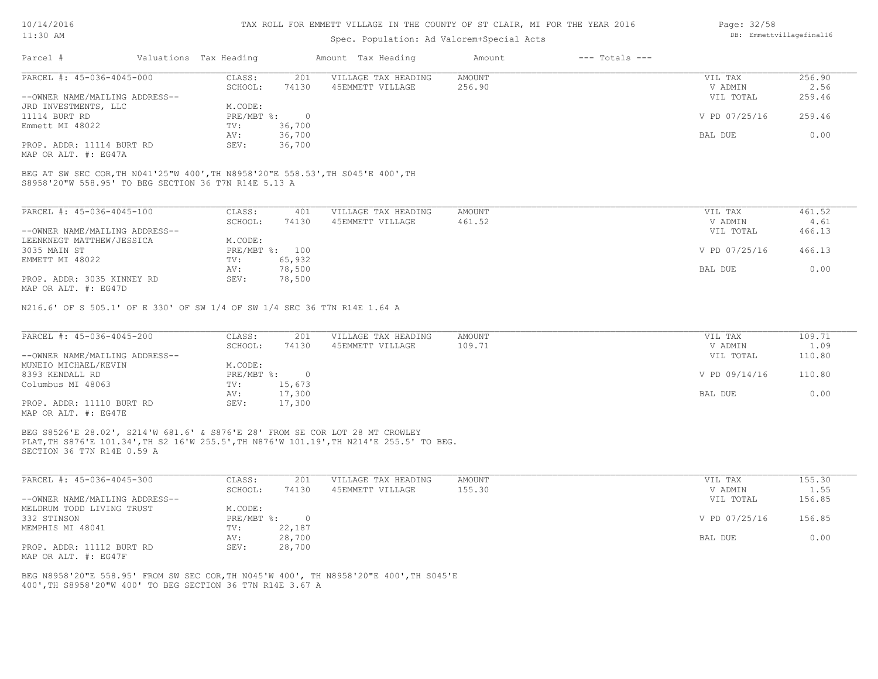# TAX ROLL FOR EMMETT VILLAGE IN THE COUNTY OF ST CLAIR, MI FOR THE YEAR 2016

Spec. Population: Ad Valorem+Special Acts

| Parcel # | Valuations | Tax Heading | Amount | Tax Heading | Amount | --- Totals --- |
|---|---|---|---|---|---|---|

---

**PARCEL #: 45-036-4045-000**

| | | | | | | |
|---|---|---|---|---|---|---|
| CLASS: | 201 | VILLAGE TAX HEADING | AMOUNT | | VIL TAX | 256.90 |
| SCHOOL: | 74130 | 45EMMETT VILLAGE | 256.90 | | V ADMIN | 2.56 |
| | | | | | VIL TOTAL | 259.46 |
| M.CODE: | | | | | | |
| PRE/MBT %: | 0 | | | | V PD 07/25/16 | 259.46 |
| TV: | 36,700 | | | | | |
| AV: | 36,700 | | | | BAL DUE | 0.00 |
| SEV: | 36,700 | | | | | |

--OWNER NAME/MAILING ADDRESS--
JRD INVESTMENTS, LLC
11114 BURT RD
Emmett MI 48022

PROP. ADDR: 11114 BURT RD
MAP OR ALT. #: EG47A

BEG AT SW SEC COR,TH N041'25"W 400',TH N8958'20"E 558.53',TH S045'E 400',TH S8958'20"W 558.95' TO BEG SECTION 36 T7N R14E 5.13 A

---

**PARCEL #: 45-036-4045-100**

| | | | | | | |
|---|---|---|---|---|---|---|
| CLASS: | 401 | VILLAGE TAX HEADING | AMOUNT | | VIL TAX | 461.52 |
| SCHOOL: | 74130 | 45EMMETT VILLAGE | 461.52 | | V ADMIN | 4.61 |
| | | | | | VIL TOTAL | 466.13 |
| M.CODE: | | | | | | |
| PRE/MBT %: | 100 | | | | V PD 07/25/16 | 466.13 |
| TV: | 65,932 | | | | | |
| AV: | 78,500 | | | | BAL DUE | 0.00 |
| SEV: | 78,500 | | | | | |

--OWNER NAME/MAILING ADDRESS--
LEENKNEGT MATTHEW/JESSICA
3035 MAIN ST
EMMETT MI 48022

PROP. ADDR: 3035 KINNEY RD
MAP OR ALT. #: EG47D

N216.6' OF S 505.1' OF E 330' OF SW 1/4 OF SW 1/4 SEC 36 T7N R14E 1.64 A

---

**PARCEL #: 45-036-4045-200**

| | | | | | | |
|---|---|---|---|---|---|---|
| CLASS: | 201 | VILLAGE TAX HEADING | AMOUNT | | VIL TAX | 109.71 |
| SCHOOL: | 74130 | 45EMMETT VILLAGE | 109.71 | | V ADMIN | 1.09 |
| | | | | | VIL TOTAL | 110.80 |
| M.CODE: | | | | | | |
| PRE/MBT %: | 0 | | | | V PD 09/14/16 | 110.80 |
| TV: | 15,673 | | | | | |
| AV: | 17,300 | | | | BAL DUE | 0.00 |
| SEV: | 17,300 | | | | | |

--OWNER NAME/MAILING ADDRESS--
MUNEIO MICHAEL/KEVIN
8393 KENDALL RD
Columbus MI 48063

PROP. ADDR: 11110 BURT RD
MAP OR ALT. #: EG47E

BEG S8526'E 28.02', S214'W 681.6' & S876'E 28' FROM SE COR LOT 28 MT CROWLEY PLAT,TH S876'E 101.34',TH S2 16'W 255.5',TH N876'W 101.19',TH N214'E 255.5' TO BEG. SECTION 36 T7N R14E 0.59 A

---

**PARCEL #: 45-036-4045-300**

| | | | | | | |
|---|---|---|---|---|---|---|
| CLASS: | 201 | VILLAGE TAX HEADING | AMOUNT | | VIL TAX | 155.30 |
| SCHOOL: | 74130 | 45EMMETT VILLAGE | 155.30 | | V ADMIN | 1.55 |
| | | | | | VIL TOTAL | 156.85 |
| M.CODE: | | | | | | |
| PRE/MBT %: | 0 | | | | V PD 07/25/16 | 156.85 |
| TV: | 22,187 | | | | | |
| AV: | 28,700 | | | | BAL DUE | 0.00 |
| SEV: | 28,700 | | | | | |

--OWNER NAME/MAILING ADDRESS--
MELDRUM TODD LIVING TRUST
332 STINSON
MEMPHIS MI 48041

PROP. ADDR: 11112 BURT RD
MAP OR ALT. #: EG47F

BEG N8958'20"E 558.95' FROM SW SEC COR,TH N045'W 400', TH N8958'20"E 400',TH S045'E 400',TH S8958'20"W 400' TO BEG SECTION 36 T7N R14E 3.67 A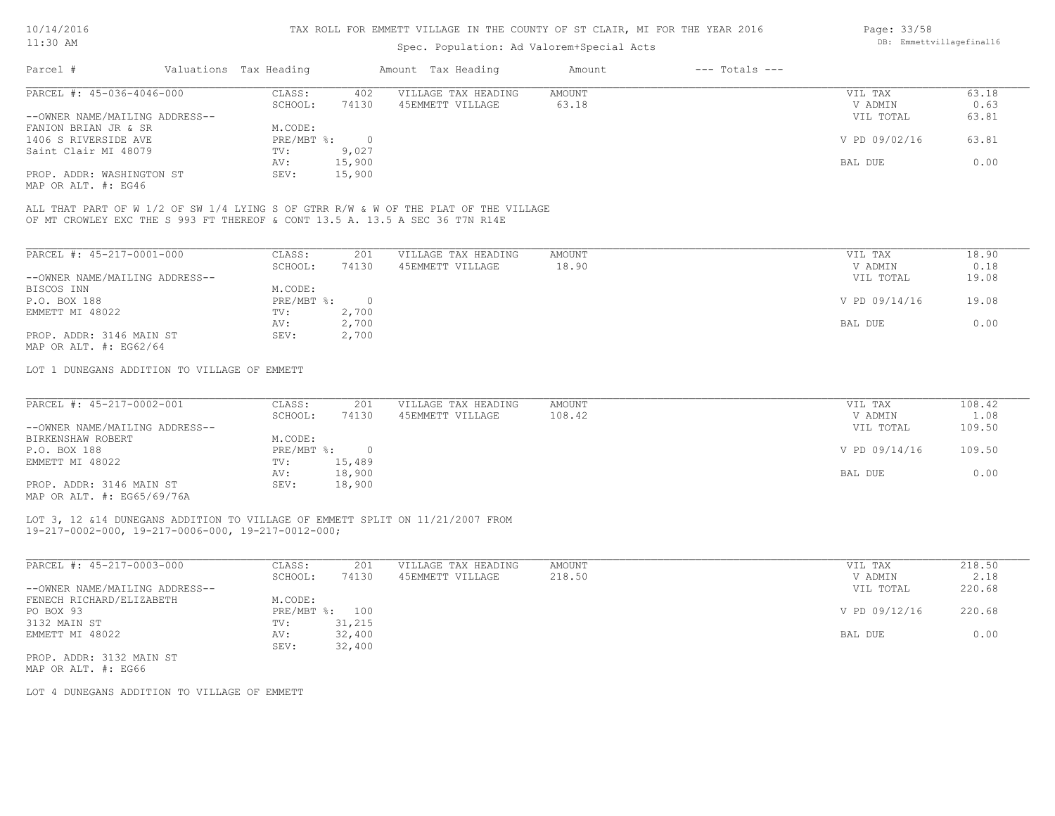TAX ROLL FOR EMMETT VILLAGE IN THE COUNTY OF ST CLAIR, MI FOR THE YEAR 2016

Spec. Population: Ad Valorem+Special Acts

| Parcel # | Valuations | Tax Heading | Amount | Tax Heading | Amount | --- Totals --- | |
|---|---|---|---|---|---|---|---|

---

PARCEL #: 45-036-4046-000

| | | | | | | |
|---|---|---|---|---|---|---|
| CLASS: | 402 | VILLAGE TAX HEADING | AMOUNT | | VIL TAX | 63.18 |
| SCHOOL: | 74130 | 45EMMETT VILLAGE | 63.18 | | V ADMIN | 0.63 |
| | | | | | VIL TOTAL | 63.81 |
| M.CODE: | | | | | | |
| PRE/MBT %: | 0 | | | | V PD 09/02/16 | 63.81 |
| TV: | 9,027 | | | | | |
| AV: | 15,900 | | | | BAL DUE | 0.00 |
| SEV: | 15,900 | | | | | |

--OWNER NAME/MAILING ADDRESS--
FANION BRIAN JR & SR
1406 S RIVERSIDE AVE
Saint Clair MI 48079

PROP. ADDR: WASHINGTON ST
MAP OR ALT. #: EG46

ALL THAT PART OF W 1/2 OF SW 1/4 LYING S OF GTRR R/W & W OF THE PLAT OF THE VILLAGE OF MT CROWLEY EXC THE S 993 FT THEREOF & CONT 13.5 A. 13.5 A SEC 36 T7N R14E

---

PARCEL #: 45-217-0001-000

| | | | | | | |
|---|---|---|---|---|---|---|
| CLASS: | 201 | VILLAGE TAX HEADING | AMOUNT | | VIL TAX | 18.90 |
| SCHOOL: | 74130 | 45EMMETT VILLAGE | 18.90 | | V ADMIN | 0.18 |
| | | | | | VIL TOTAL | 19.08 |
| M.CODE: | | | | | | |
| PRE/MBT %: | 0 | | | | V PD 09/14/16 | 19.08 |
| TV: | 2,700 | | | | | |
| AV: | 2,700 | | | | BAL DUE | 0.00 |
| SEV: | 2,700 | | | | | |

--OWNER NAME/MAILING ADDRESS--
BISCOS INN
P.O. BOX 188
EMMETT MI 48022

PROP. ADDR: 3146 MAIN ST
MAP OR ALT. #: EG62/64

LOT 1 DUNEGANS ADDITION TO VILLAGE OF EMMETT

---

PARCEL #: 45-217-0002-001

| | | | | | | |
|---|---|---|---|---|---|---|
| CLASS: | 201 | VILLAGE TAX HEADING | AMOUNT | | VIL TAX | 108.42 |
| SCHOOL: | 74130 | 45EMMETT VILLAGE | 108.42 | | V ADMIN | 1.08 |
| | | | | | VIL TOTAL | 109.50 |
| M.CODE: | | | | | | |
| PRE/MBT %: | 0 | | | | V PD 09/14/16 | 109.50 |
| TV: | 15,489 | | | | | |
| AV: | 18,900 | | | | BAL DUE | 0.00 |
| SEV: | 18,900 | | | | | |

--OWNER NAME/MAILING ADDRESS--
BIRKENSHAW ROBERT
P.O. BOX 188
EMMETT MI 48022

PROP. ADDR: 3146 MAIN ST
MAP OR ALT. #: EG65/69/76A

LOT 3, 12 &14 DUNEGANS ADDITION TO VILLAGE OF EMMETT SPLIT ON 11/21/2007 FROM 19-217-0002-000, 19-217-0006-000, 19-217-0012-000;

---

PARCEL #: 45-217-0003-000

| | | | | | | |
|---|---|---|---|---|---|---|
| CLASS: | 201 | VILLAGE TAX HEADING | AMOUNT | | VIL TAX | 218.50 |
| SCHOOL: | 74130 | 45EMMETT VILLAGE | 218.50 | | V ADMIN | 2.18 |
| | | | | | VIL TOTAL | 220.68 |
| M.CODE: | | | | | | |
| PRE/MBT %: | 100 | | | | V PD 09/12/16 | 220.68 |
| TV: | 31,215 | | | | | |
| AV: | 32,400 | | | | BAL DUE | 0.00 |
| SEV: | 32,400 | | | | | |

--OWNER NAME/MAILING ADDRESS--
FENECH RICHARD/ELIZABETH
PO BOX 93
3132 MAIN ST
EMMETT MI 48022

PROP. ADDR: 3132 MAIN ST
MAP OR ALT. #: EG66

LOT 4 DUNEGANS ADDITION TO VILLAGE OF EMMETT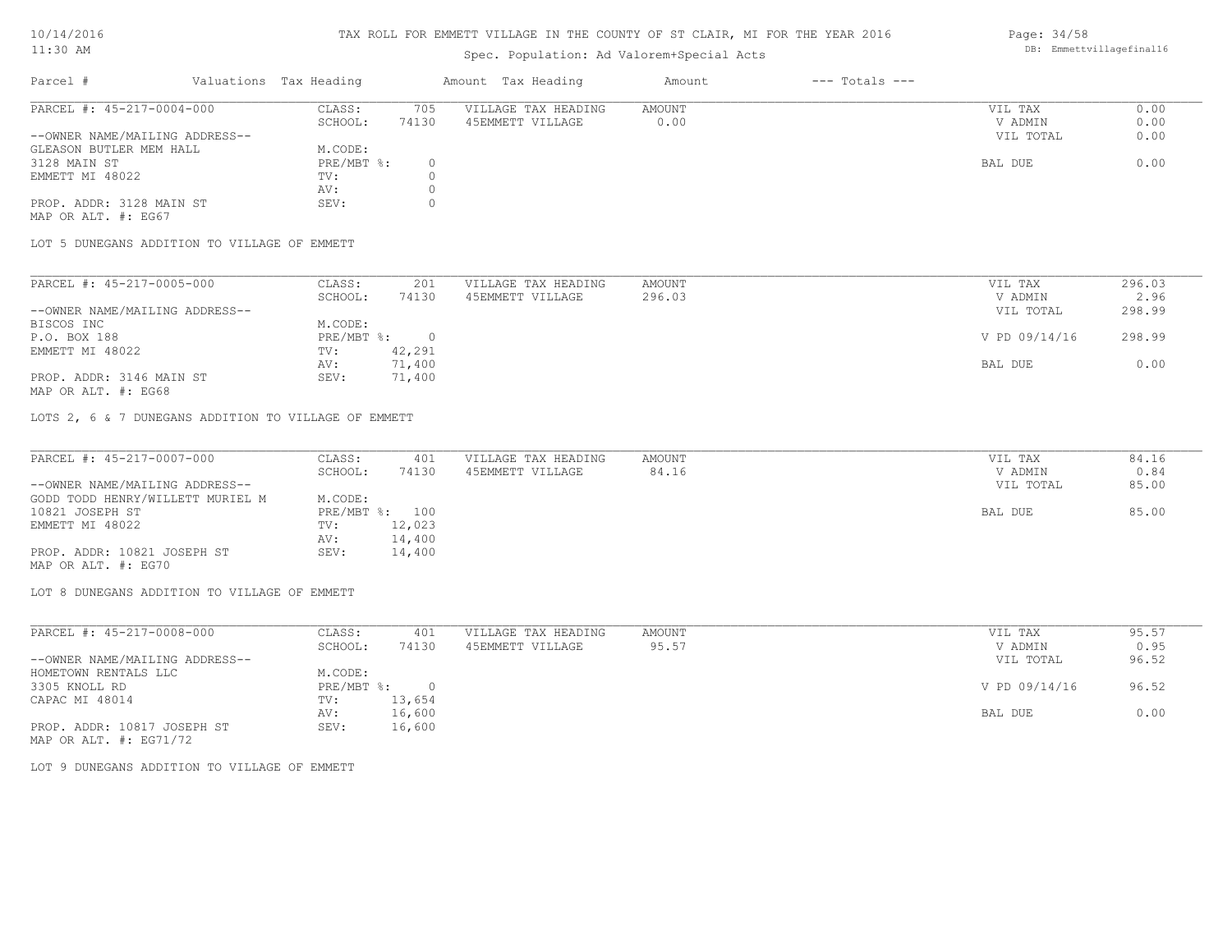# TAX ROLL FOR EMMETT VILLAGE IN THE COUNTY OF ST CLAIR, MI FOR THE YEAR 2016

Spec. Population: Ad Valorem+Special Acts

| Parcel # | Valuations | Tax Heading | Amount | Tax Heading | Amount | --- Totals --- | |
|---|---|---|---|---|---|---|---|

---

PARCEL #: 45-217-0004-000

--OWNER NAME/MAILING ADDRESS--
GLEASON BUTLER MEM HALL
3128 MAIN ST
EMMETT MI 48022

PROP. ADDR: 3128 MAIN ST
MAP OR ALT. #: EG67

| | | | | | |
|---|---|---|---|---|---|
| CLASS: | 705 | VILLAGE TAX HEADING | AMOUNT | VIL TAX | 0.00 |
| SCHOOL: | 74130 | 45EMMETT VILLAGE | 0.00 | V ADMIN | 0.00 |
| M.CODE: | | | | VIL TOTAL | 0.00 |
| PRE/MBT %: | 0 | | | BAL DUE | 0.00 |
| TV: | 0 | | | | |
| AV: | 0 | | | | |
| SEV: | 0 | | | | |

LOT 5 DUNEGANS ADDITION TO VILLAGE OF EMMETT

---

PARCEL #: 45-217-0005-000

--OWNER NAME/MAILING ADDRESS--
BISCOS INC
P.O. BOX 188
EMMETT MI 48022

PROP. ADDR: 3146 MAIN ST
MAP OR ALT. #: EG68

| | | | | | |
|---|---|---|---|---|---|
| CLASS: | 201 | VILLAGE TAX HEADING | AMOUNT | VIL TAX | 296.03 |
| SCHOOL: | 74130 | 45EMMETT VILLAGE | 296.03 | V ADMIN | 2.96 |
| M.CODE: | | | | VIL TOTAL | 298.99 |
| PRE/MBT %: | 0 | | | V PD 09/14/16 | 298.99 |
| TV: | 42,291 | | | | |
| AV: | 71,400 | | | BAL DUE | 0.00 |
| SEV: | 71,400 | | | | |

LOTS 2, 6 & 7 DUNEGANS ADDITION TO VILLAGE OF EMMETT

---

PARCEL #: 45-217-0007-000

--OWNER NAME/MAILING ADDRESS--
GODD TODD HENRY/WILLETT MURIEL M
10821 JOSEPH ST
EMMETT MI 48022

PROP. ADDR: 10821 JOSEPH ST
MAP OR ALT. #: EG70

| | | | | | |
|---|---|---|---|---|---|
| CLASS: | 401 | VILLAGE TAX HEADING | AMOUNT | VIL TAX | 84.16 |
| SCHOOL: | 74130 | 45EMMETT VILLAGE | 84.16 | V ADMIN | 0.84 |
| M.CODE: | | | | VIL TOTAL | 85.00 |
| PRE/MBT %: | 100 | | | BAL DUE | 85.00 |
| TV: | 12,023 | | | | |
| AV: | 14,400 | | | | |
| SEV: | 14,400 | | | | |

LOT 8 DUNEGANS ADDITION TO VILLAGE OF EMMETT

---

PARCEL #: 45-217-0008-000

--OWNER NAME/MAILING ADDRESS--
HOMETOWN RENTALS LLC
3305 KNOLL RD
CAPAC MI 48014

PROP. ADDR: 10817 JOSEPH ST
MAP OR ALT. #: EG71/72

| | | | | | |
|---|---|---|---|---|---|
| CLASS: | 401 | VILLAGE TAX HEADING | AMOUNT | VIL TAX | 95.57 |
| SCHOOL: | 74130 | 45EMMETT VILLAGE | 95.57 | V ADMIN | 0.95 |
| M.CODE: | | | | VIL TOTAL | 96.52 |
| PRE/MBT %: | 0 | | | V PD 09/14/16 | 96.52 |
| TV: | 13,654 | | | | |
| AV: | 16,600 | | | BAL DUE | 0.00 |
| SEV: | 16,600 | | | | |

LOT 9 DUNEGANS ADDITION TO VILLAGE OF EMMETT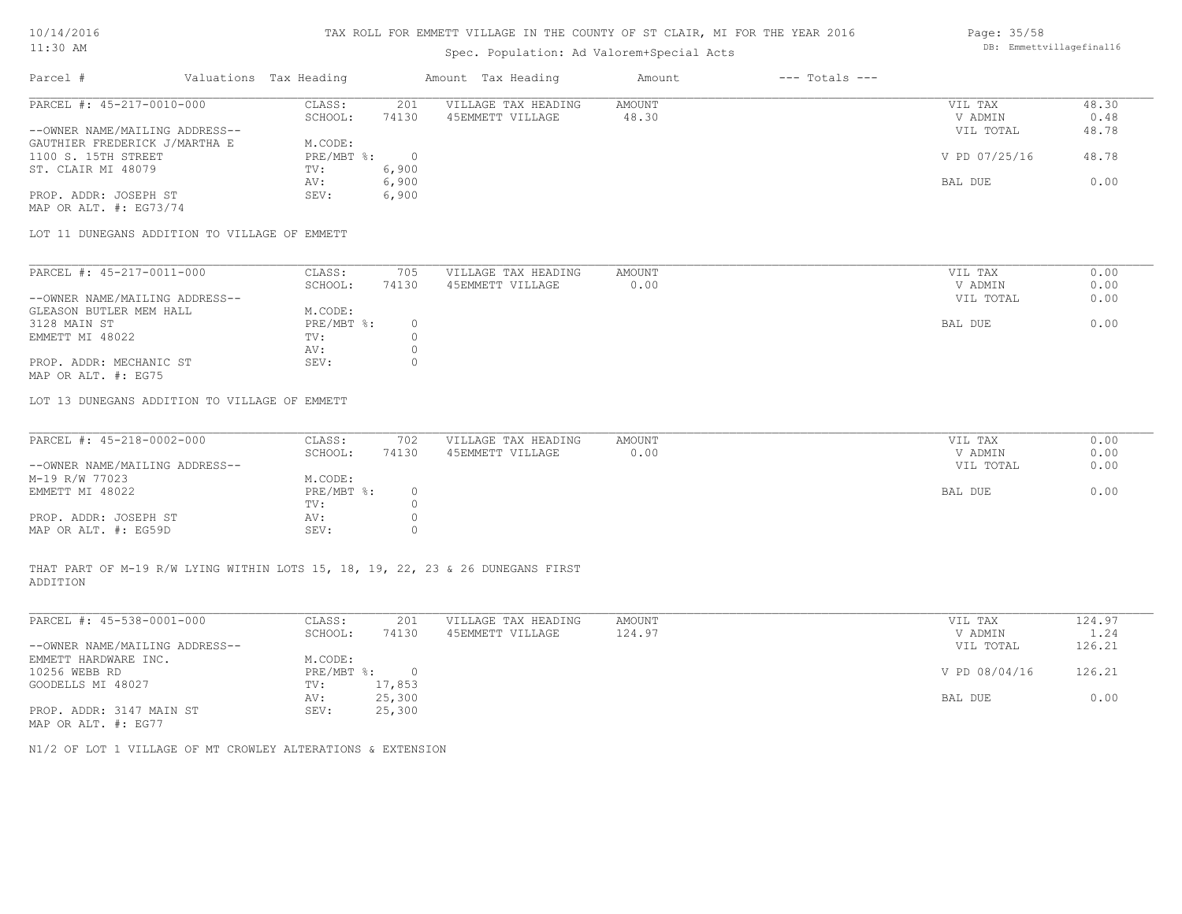# TAX ROLL FOR EMMETT VILLAGE IN THE COUNTY OF ST CLAIR, MI FOR THE YEAR 2016

Spec. Population: Ad Valorem+Special Acts

| Parcel # | Valuations | Tax Heading | Amount | Tax Heading | Amount | --- Totals --- | |
|---|---|---|---|---|---|---|---|
| PARCEL #: 45-217-0010-000 | CLASS: | 201 | VILLAGE TAX HEADING | AMOUNT | | VIL TAX | 48.30 |
| | SCHOOL: | 74130 | 45EMMETT VILLAGE | 48.30 | | V ADMIN | 0.48 |
| --OWNER NAME/MAILING ADDRESS-- | | | | | | VIL TOTAL | 48.78 |
| GAUTHIER FREDERICK J/MARTHA E | M.CODE: | | | | | | |
| 1100 S. 15TH STREET | PRE/MBT %: | 0 | | | | V PD 07/25/16 | 48.78 |
| ST. CLAIR MI 48079 | TV: | 6,900 | | | | | |
| | AV: | 6,900 | | | | BAL DUE | 0.00 |
| PROP. ADDR: JOSEPH ST | SEV: | 6,900 | | | | | |
| MAP OR ALT. #: EG73/74 | | | | | | | |

LOT 11 DUNEGANS ADDITION TO VILLAGE OF EMMETT

| Parcel # | Valuations | Tax Heading | Amount | Tax Heading | Amount | --- Totals --- | |
|---|---|---|---|---|---|---|---|
| PARCEL #: 45-217-0011-000 | CLASS: | 705 | VILLAGE TAX HEADING | AMOUNT | | VIL TAX | 0.00 |
| | SCHOOL: | 74130 | 45EMMETT VILLAGE | 0.00 | | V ADMIN | 0.00 |
| --OWNER NAME/MAILING ADDRESS-- | | | | | | VIL TOTAL | 0.00 |
| GLEASON BUTLER MEM HALL | M.CODE: | | | | | | |
| 3128 MAIN ST | PRE/MBT %: | 0 | | | | BAL DUE | 0.00 |
| EMMETT MI 48022 | TV: | 0 | | | | | |
| | AV: | 0 | | | | | |
| PROP. ADDR: MECHANIC ST | SEV: | 0 | | | | | |
| MAP OR ALT. #: EG75 | | | | | | | |

LOT 13 DUNEGANS ADDITION TO VILLAGE OF EMMETT

| Parcel # | Valuations | Tax Heading | Amount | Tax Heading | Amount | --- Totals --- | |
|---|---|---|---|---|---|---|---|
| PARCEL #: 45-218-0002-000 | CLASS: | 702 | VILLAGE TAX HEADING | AMOUNT | | VIL TAX | 0.00 |
| | SCHOOL: | 74130 | 45EMMETT VILLAGE | 0.00 | | V ADMIN | 0.00 |
| --OWNER NAME/MAILING ADDRESS-- | | | | | | VIL TOTAL | 0.00 |
| M-19 R/W 77023 | M.CODE: | | | | | | |
| EMMETT MI 48022 | PRE/MBT %: | 0 | | | | BAL DUE | 0.00 |
| | TV: | 0 | | | | | |
| PROP. ADDR: JOSEPH ST | AV: | 0 | | | | | |
| MAP OR ALT. #: EG59D | SEV: | 0 | | | | | |

THAT PART OF M-19 R/W LYING WITHIN LOTS 15, 18, 19, 22, 23 & 26 DUNEGANS FIRST ADDITION

| Parcel # | Valuations | Tax Heading | Amount | Tax Heading | Amount | --- Totals --- | |
|---|---|---|---|---|---|---|---|
| PARCEL #: 45-538-0001-000 | CLASS: | 201 | VILLAGE TAX HEADING | AMOUNT | | VIL TAX | 124.97 |
| | SCHOOL: | 74130 | 45EMMETT VILLAGE | 124.97 | | V ADMIN | 1.24 |
| --OWNER NAME/MAILING ADDRESS-- | | | | | | VIL TOTAL | 126.21 |
| EMMETT HARDWARE INC. | M.CODE: | | | | | | |
| 10256 WEBB RD | PRE/MBT %: | 0 | | | | V PD 08/04/16 | 126.21 |
| GOODELLS MI 48027 | TV: | 17,853 | | | | | |
| | AV: | 25,300 | | | | BAL DUE | 0.00 |
| PROP. ADDR: 3147 MAIN ST | SEV: | 25,300 | | | | | |
| MAP OR ALT. #: EG77 | | | | | | | |

N1/2 OF LOT 1 VILLAGE OF MT CROWLEY ALTERATIONS & EXTENSION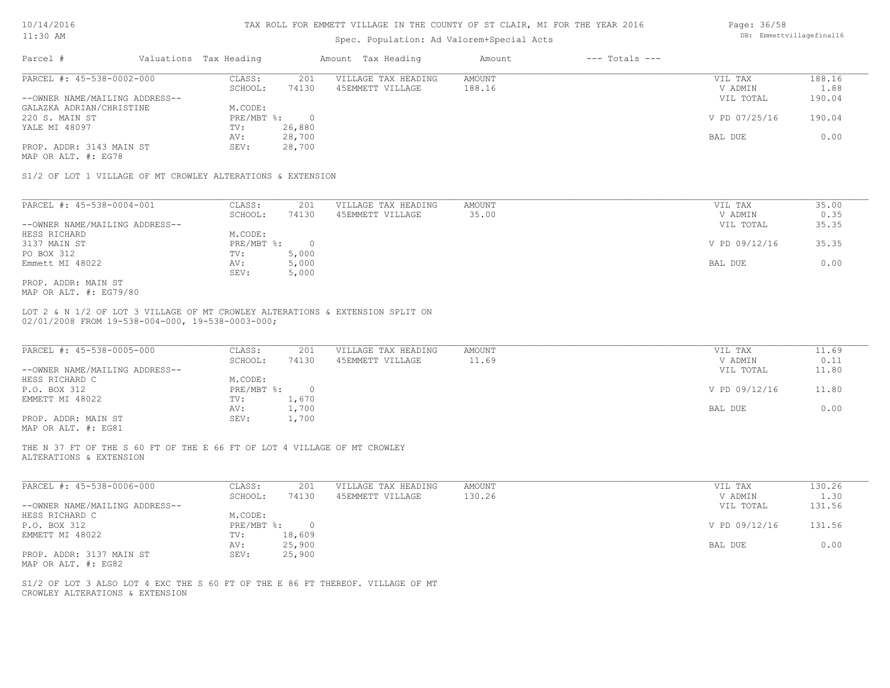TAX ROLL FOR EMMETT VILLAGE IN THE COUNTY OF ST CLAIR, MI FOR THE YEAR 2016

Spec. Population: Ad Valorem+Special Acts

| Parcel # | Valuations | Tax Heading | Amount | Tax Heading | Amount | --- Totals --- | |
|---|---|---|---|---|---|---|---|
| PARCEL #: 45-538-0002-000 | CLASS: | 201 | VILLAGE TAX HEADING | AMOUNT | | VIL TAX | 188.16 |
| | SCHOOL: | 74130 | 45EMMETT VILLAGE | 188.16 | | V ADMIN | 1.88 |
| --OWNER NAME/MAILING ADDRESS-- | | | | | | VIL TOTAL | 190.04 |
| GALAZKA ADRIAN/CHRISTINE | M.CODE: | | | | | | |
| 220 S. MAIN ST | PRE/MBT %: | 0 | | | | V PD 07/25/16 | 190.04 |
| YALE MI 48097 | TV: | 26,880 | | | | | |
| | AV: | 28,700 | | | | BAL DUE | 0.00 |
| PROP. ADDR: 3143 MAIN ST | SEV: | 28,700 | | | | | |
| MAP OR ALT. #: EG78 | | | | | | | |

S1/2 OF LOT 1 VILLAGE OF MT CROWLEY ALTERATIONS & EXTENSION

| Parcel # | Valuations | Tax Heading | Amount | Tax Heading | Amount | --- Totals --- | |
|---|---|---|---|---|---|---|---|
| PARCEL #: 45-538-0004-001 | CLASS: | 201 | VILLAGE TAX HEADING | AMOUNT | | VIL TAX | 35.00 |
| | SCHOOL: | 74130 | 45EMMETT VILLAGE | 35.00 | | V ADMIN | 0.35 |
| --OWNER NAME/MAILING ADDRESS-- | | | | | | VIL TOTAL | 35.35 |
| HESS RICHARD | M.CODE: | | | | | | |
| 3137 MAIN ST | PRE/MBT %: | 0 | | | | V PD 09/12/16 | 35.35 |
| PO BOX 312 | TV: | 5,000 | | | | | |
| Emmett MI 48022 | AV: | 5,000 | | | | BAL DUE | 0.00 |
| | SEV: | 5,000 | | | | | |
| PROP. ADDR: MAIN ST | | | | | | | |
| MAP OR ALT. #: EG79/80 | | | | | | | |

LOT 2 & N 1/2 OF LOT 3 VILLAGE OF MT CROWLEY ALTERATIONS & EXTENSION SPLIT ON 02/01/2008 FROM 19-538-004-000, 19-538-0003-000;

| Parcel # | Valuations | Tax Heading | Amount | Tax Heading | Amount | --- Totals --- | |
|---|---|---|---|---|---|---|---|
| PARCEL #: 45-538-0005-000 | CLASS: | 201 | VILLAGE TAX HEADING | AMOUNT | | VIL TAX | 11.69 |
| | SCHOOL: | 74130 | 45EMMETT VILLAGE | 11.69 | | V ADMIN | 0.11 |
| --OWNER NAME/MAILING ADDRESS-- | | | | | | VIL TOTAL | 11.80 |
| HESS RICHARD C | M.CODE: | | | | | | |
| P.O. BOX 312 | PRE/MBT %: | 0 | | | | V PD 09/12/16 | 11.80 |
| EMMETT MI 48022 | TV: | 1,670 | | | | | |
| | AV: | 1,700 | | | | BAL DUE | 0.00 |
| PROP. ADDR: MAIN ST | SEV: | 1,700 | | | | | |
| MAP OR ALT. #: EG81 | | | | | | | |

THE N 37 FT OF THE S 60 FT OF THE E 66 FT OF LOT 4 VILLAGE OF MT CROWLEY ALTERATIONS & EXTENSION

| Parcel # | Valuations | Tax Heading | Amount | Tax Heading | Amount | --- Totals --- | |
|---|---|---|---|---|---|---|---|
| PARCEL #: 45-538-0006-000 | CLASS: | 201 | VILLAGE TAX HEADING | AMOUNT | | VIL TAX | 130.26 |
| | SCHOOL: | 74130 | 45EMMETT VILLAGE | 130.26 | | V ADMIN | 1.30 |
| --OWNER NAME/MAILING ADDRESS-- | | | | | | VIL TOTAL | 131.56 |
| HESS RICHARD C | M.CODE: | | | | | | |
| P.O. BOX 312 | PRE/MBT %: | 0 | | | | V PD 09/12/16 | 131.56 |
| EMMETT MI 48022 | TV: | 18,609 | | | | | |
| | AV: | 25,900 | | | | BAL DUE | 0.00 |
| PROP. ADDR: 3137 MAIN ST | SEV: | 25,900 | | | | | |
| MAP OR ALT. #: EG82 | | | | | | | |

S1/2 OF LOT 3 ALSO LOT 4 EXC THE S 60 FT OF THE E 86 FT THEREOF. VILLAGE OF MT CROWLEY ALTERATIONS & EXTENSION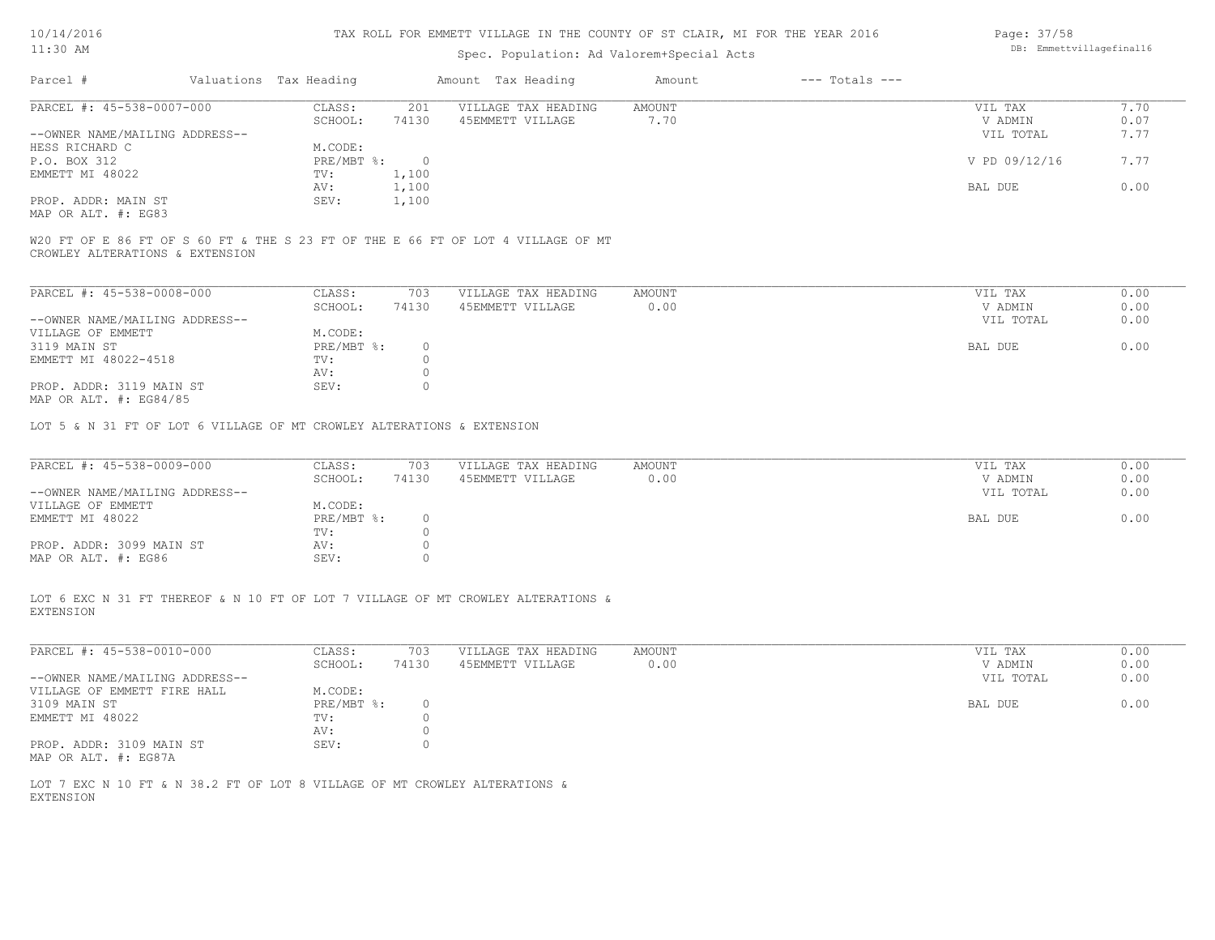# TAX ROLL FOR EMMETT VILLAGE IN THE COUNTY OF ST CLAIR, MI FOR THE YEAR 2016

Spec. Population: Ad Valorem+Special Acts

| Parcel # | Valuations | Tax Heading | Amount | Tax Heading | Amount | --- Totals --- | |
|---|---|---|---|---|---|---|---|

---

**PARCEL #: 45-538-0007-000**

| | | | | | | |
|---|---|---|---|---|---|---|
| --OWNER NAME/MAILING ADDRESS-- | CLASS: | 201 | VILLAGE TAX HEADING | AMOUNT | VIL TAX | 7.70 |
| HESS RICHARD C | SCHOOL: | 74130 | 45EMMETT VILLAGE | 7.70 | V ADMIN | 0.07 |
| P.O. BOX 312 | M.CODE: | | | | VIL TOTAL | 7.77 |
| EMMETT MI 48022 | PRE/MBT %: | 0 | | | V PD 09/12/16 | 7.77 |
| | TV: | 1,100 | | | | |
| PROP. ADDR: MAIN ST | AV: | 1,100 | | | BAL DUE | 0.00 |
| MAP OR ALT. #: EG83 | SEV: | 1,100 | | | | |

W20 FT OF E 86 FT OF S 60 FT & THE S 23 FT OF THE E 66 FT OF LOT 4 VILLAGE OF MT CROWLEY ALTERATIONS & EXTENSION

---

**PARCEL #: 45-538-0008-000**

| | | | | | | |
|---|---|---|---|---|---|---|
| --OWNER NAME/MAILING ADDRESS-- | CLASS: | 703 | VILLAGE TAX HEADING | AMOUNT | VIL TAX | 0.00 |
| VILLAGE OF EMMETT | SCHOOL: | 74130 | 45EMMETT VILLAGE | 0.00 | V ADMIN | 0.00 |
| 3119 MAIN ST | M.CODE: | | | | VIL TOTAL | 0.00 |
| EMMETT MI 48022-4518 | PRE/MBT %: | 0 | | | BAL DUE | 0.00 |
| | TV: | 0 | | | | |
| PROP. ADDR: 3119 MAIN ST | AV: | 0 | | | | |
| MAP OR ALT. #: EG84/85 | SEV: | 0 | | | | |

LOT 5 & N 31 FT OF LOT 6 VILLAGE OF MT CROWLEY ALTERATIONS & EXTENSION

---

**PARCEL #: 45-538-0009-000**

| | | | | | | |
|---|---|---|---|---|---|---|
| --OWNER NAME/MAILING ADDRESS-- | CLASS: | 703 | VILLAGE TAX HEADING | AMOUNT | VIL TAX | 0.00 |
| VILLAGE OF EMMETT | SCHOOL: | 74130 | 45EMMETT VILLAGE | 0.00 | V ADMIN | 0.00 |
| EMMETT MI 48022 | M.CODE: | | | | VIL TOTAL | 0.00 |
| | PRE/MBT %: | 0 | | | BAL DUE | 0.00 |
| | TV: | 0 | | | | |
| PROP. ADDR: 3099 MAIN ST | AV: | 0 | | | | |
| MAP OR ALT. #: EG86 | SEV: | 0 | | | | |

LOT 6 EXC N 31 FT THEREOF & N 10 FT OF LOT 7 VILLAGE OF MT CROWLEY ALTERATIONS & EXTENSION

---

**PARCEL #: 45-538-0010-000**

| | | | | | | |
|---|---|---|---|---|---|---|
| --OWNER NAME/MAILING ADDRESS-- | CLASS: | 703 | VILLAGE TAX HEADING | AMOUNT | VIL TAX | 0.00 |
| VILLAGE OF EMMETT FIRE HALL | SCHOOL: | 74130 | 45EMMETT VILLAGE | 0.00 | V ADMIN | 0.00 |
| 3109 MAIN ST | M.CODE: | | | | VIL TOTAL | 0.00 |
| EMMETT MI 48022 | PRE/MBT %: | 0 | | | BAL DUE | 0.00 |
| | TV: | 0 | | | | |
| PROP. ADDR: 3109 MAIN ST | AV: | 0 | | | | |
| MAP OR ALT. #: EG87A | SEV: | 0 | | | | |

LOT 7 EXC N 10 FT & N 38.2 FT OF LOT 8 VILLAGE OF MT CROWLEY ALTERATIONS & EXTENSION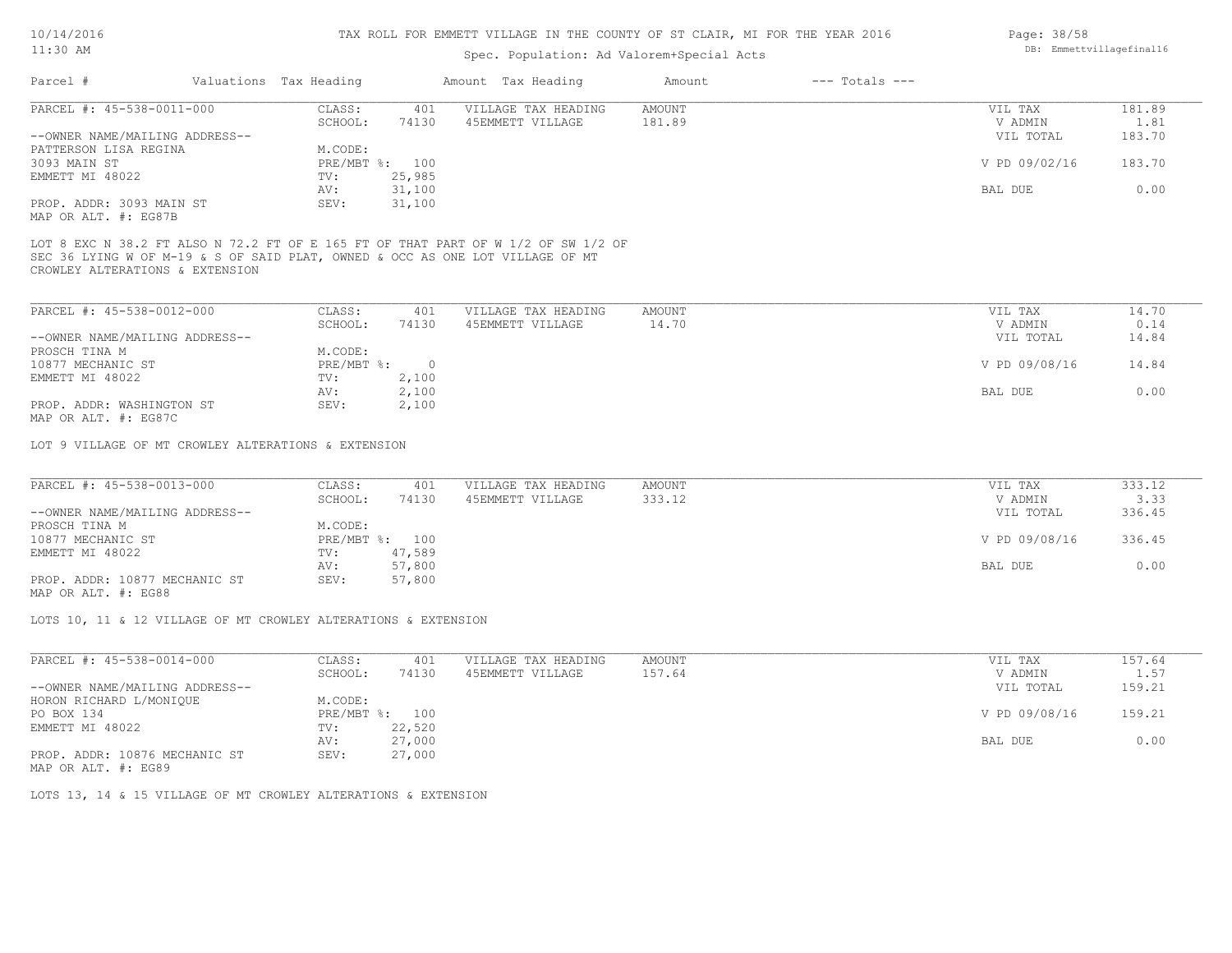TAX ROLL FOR EMMETT VILLAGE IN THE COUNTY OF ST CLAIR, MI FOR THE YEAR 2016

Spec. Population: Ad Valorem+Special Acts

| Parcel # | Valuations | Tax Heading | Amount | Tax Heading | Amount | --- Totals --- | |
|---|---|---|---|---|---|---|---|
| PARCEL #: 45-538-0011-000 | CLASS: | 401 | VILLAGE TAX HEADING | AMOUNT | | VIL TAX | 181.89 |
| | SCHOOL: | 74130 | 45EMMETT VILLAGE | 181.89 | | V ADMIN | 1.81 |
| --OWNER NAME/MAILING ADDRESS-- | | | | | | VIL TOTAL | 183.70 |
| PATTERSON LISA REGINA | M.CODE: | | | | | | |
| 3093 MAIN ST | PRE/MBT %: | 100 | | | | V PD 09/02/16 | 183.70 |
| EMMETT MI 48022 | TV: | 25,985 | | | | | |
| | AV: | 31,100 | | | | BAL DUE | 0.00 |
| PROP. ADDR: 3093 MAIN ST | SEV: | 31,100 | | | | | |
| MAP OR ALT. #: EG87B | | | | | | | |

LOT 8 EXC N 38.2 FT ALSO N 72.2 FT OF E 165 FT OF THAT PART OF W 1/2 OF SW 1/2 OF SEC 36 LYING W OF M-19 & S OF SAID PLAT, OWNED & OCC AS ONE LOT VILLAGE OF MT CROWLEY ALTERATIONS & EXTENSION

| Parcel # | Valuations | Tax Heading | Amount | Tax Heading | Amount | --- Totals --- | |
|---|---|---|---|---|---|---|---|
| PARCEL #: 45-538-0012-000 | CLASS: | 401 | VILLAGE TAX HEADING | AMOUNT | | VIL TAX | 14.70 |
| | SCHOOL: | 74130 | 45EMMETT VILLAGE | 14.70 | | V ADMIN | 0.14 |
| --OWNER NAME/MAILING ADDRESS-- | | | | | | VIL TOTAL | 14.84 |
| PROSCH TINA M | M.CODE: | | | | | | |
| 10877 MECHANIC ST | PRE/MBT %: | 0 | | | | V PD 09/08/16 | 14.84 |
| EMMETT MI 48022 | TV: | 2,100 | | | | | |
| | AV: | 2,100 | | | | BAL DUE | 0.00 |
| PROP. ADDR: WASHINGTON ST | SEV: | 2,100 | | | | | |
| MAP OR ALT. #: EG87C | | | | | | | |

LOT 9 VILLAGE OF MT CROWLEY ALTERATIONS & EXTENSION

| Parcel # | Valuations | Tax Heading | Amount | Tax Heading | Amount | --- Totals --- | |
|---|---|---|---|---|---|---|---|
| PARCEL #: 45-538-0013-000 | CLASS: | 401 | VILLAGE TAX HEADING | AMOUNT | | VIL TAX | 333.12 |
| | SCHOOL: | 74130 | 45EMMETT VILLAGE | 333.12 | | V ADMIN | 3.33 |
| --OWNER NAME/MAILING ADDRESS-- | | | | | | VIL TOTAL | 336.45 |
| PROSCH TINA M | M.CODE: | | | | | | |
| 10877 MECHANIC ST | PRE/MBT %: | 100 | | | | V PD 09/08/16 | 336.45 |
| EMMETT MI 48022 | TV: | 47,589 | | | | | |
| | AV: | 57,800 | | | | BAL DUE | 0.00 |
| PROP. ADDR: 10877 MECHANIC ST | SEV: | 57,800 | | | | | |
| MAP OR ALT. #: EG88 | | | | | | | |

LOTS 10, 11 & 12 VILLAGE OF MT CROWLEY ALTERATIONS & EXTENSION

| Parcel # | Valuations | Tax Heading | Amount | Tax Heading | Amount | --- Totals --- | |
|---|---|---|---|---|---|---|---|
| PARCEL #: 45-538-0014-000 | CLASS: | 401 | VILLAGE TAX HEADING | AMOUNT | | VIL TAX | 157.64 |
| | SCHOOL: | 74130 | 45EMMETT VILLAGE | 157.64 | | V ADMIN | 1.57 |
| --OWNER NAME/MAILING ADDRESS-- | | | | | | VIL TOTAL | 159.21 |
| HORON RICHARD L/MONIQUE | M.CODE: | | | | | | |
| PO BOX 134 | PRE/MBT %: | 100 | | | | V PD 09/08/16 | 159.21 |
| EMMETT MI 48022 | TV: | 22,520 | | | | | |
| | AV: | 27,000 | | | | BAL DUE | 0.00 |
| PROP. ADDR: 10876 MECHANIC ST | SEV: | 27,000 | | | | | |
| MAP OR ALT. #: EG89 | | | | | | | |

LOTS 13, 14 & 15 VILLAGE OF MT CROWLEY ALTERATIONS & EXTENSION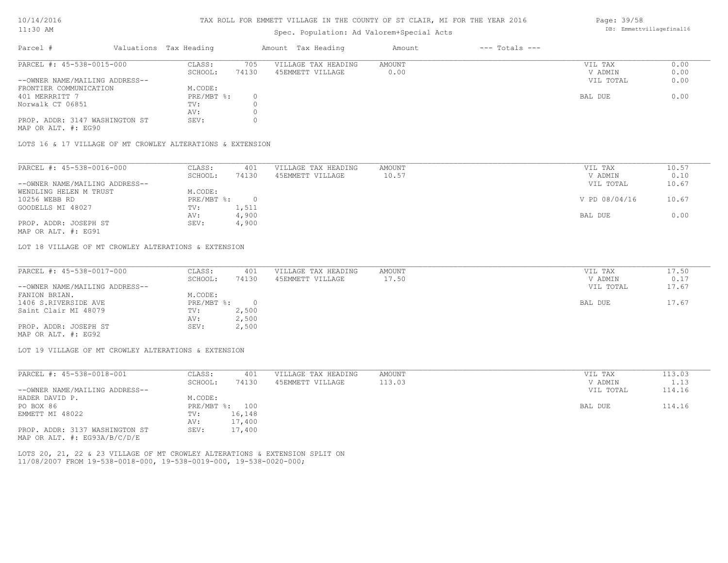# TAX ROLL FOR EMMETT VILLAGE IN THE COUNTY OF ST CLAIR, MI FOR THE YEAR 2016

Spec. Population: Ad Valorem+Special Acts

| Parcel # | Valuations | Tax Heading | Amount | Tax Heading | Amount | --- Totals --- | |
|---|---|---|---|---|---|---|---|
| PARCEL #: 45-538-0015-000 | CLASS: | 705 | VILLAGE TAX HEADING | AMOUNT | | VIL TAX | 0.00 |
| | SCHOOL: | 74130 | 45EMMETT VILLAGE | 0.00 | | V ADMIN | 0.00 |
| --OWNER NAME/MAILING ADDRESS-- | | | | | | VIL TOTAL | 0.00 |
| FRONTIER COMMUNICATION | M.CODE: | | | | | | |
| 401 MERRRITT 7 | PRE/MBT %: | 0 | | | | BAL DUE | 0.00 |
| Norwalk CT 06851 | TV: | 0 | | | | | |
| | AV: | 0 | | | | | |
| PROP. ADDR: 3147 WASHINGTON ST | SEV: | 0 | | | | | |
| MAP OR ALT. #: EG90 | | | | | | | |

LOTS 16 & 17 VILLAGE OF MT CROWLEY ALTERATIONS & EXTENSION

| Parcel # | Valuations | Tax Heading | Amount | Tax Heading | Amount | --- Totals --- | |
|---|---|---|---|---|---|---|---|
| PARCEL #: 45-538-0016-000 | CLASS: | 401 | VILLAGE TAX HEADING | AMOUNT | | VIL TAX | 10.57 |
| | SCHOOL: | 74130 | 45EMMETT VILLAGE | 10.57 | | V ADMIN | 0.10 |
| --OWNER NAME/MAILING ADDRESS-- | | | | | | VIL TOTAL | 10.67 |
| WENDLING HELEN M TRUST | M.CODE: | | | | | | |
| 10256 WEBB RD | PRE/MBT %: | 0 | | | | V PD 08/04/16 | 10.67 |
| GOODELLS MI 48027 | TV: | 1,511 | | | | | |
| | AV: | 4,900 | | | | BAL DUE | 0.00 |
| PROP. ADDR: JOSEPH ST | SEV: | 4,900 | | | | | |
| MAP OR ALT. #: EG91 | | | | | | | |

LOT 18 VILLAGE OF MT CROWLEY ALTERATIONS & EXTENSION

| Parcel # | Valuations | Tax Heading | Amount | Tax Heading | Amount | --- Totals --- | |
|---|---|---|---|---|---|---|---|
| PARCEL #: 45-538-0017-000 | CLASS: | 401 | VILLAGE TAX HEADING | AMOUNT | | VIL TAX | 17.50 |
| | SCHOOL: | 74130 | 45EMMETT VILLAGE | 17.50 | | V ADMIN | 0.17 |
| --OWNER NAME/MAILING ADDRESS-- | | | | | | VIL TOTAL | 17.67 |
| FANION BRIAN. | M.CODE: | | | | | | |
| 1406 S.RIVERSIDE AVE | PRE/MBT %: | 0 | | | | BAL DUE | 17.67 |
| Saint Clair MI 48079 | TV: | 2,500 | | | | | |
| | AV: | 2,500 | | | | | |
| PROP. ADDR: JOSEPH ST | SEV: | 2,500 | | | | | |
| MAP OR ALT. #: EG92 | | | | | | | |

LOT 19 VILLAGE OF MT CROWLEY ALTERATIONS & EXTENSION

| Parcel # | Valuations | Tax Heading | Amount | Tax Heading | Amount | --- Totals --- | |
|---|---|---|---|---|---|---|---|
| PARCEL #: 45-538-0018-001 | CLASS: | 401 | VILLAGE TAX HEADING | AMOUNT | | VIL TAX | 113.03 |
| | SCHOOL: | 74130 | 45EMMETT VILLAGE | 113.03 | | V ADMIN | 1.13 |
| --OWNER NAME/MAILING ADDRESS-- | | | | | | VIL TOTAL | 114.16 |
| HADER DAVID P. | M.CODE: | | | | | | |
| PO BOX 86 | PRE/MBT %: | 100 | | | | BAL DUE | 114.16 |
| EMMETT MI 48022 | TV: | 16,148 | | | | | |
| | AV: | 17,400 | | | | | |
| PROP. ADDR: 3137 WASHINGTON ST | SEV: | 17,400 | | | | | |
| MAP OR ALT. #: EG93A/B/C/D/E | | | | | | | |

LOTS 20, 21, 22 & 23 VILLAGE OF MT CROWLEY ALTERATIONS & EXTENSION SPLIT ON 11/08/2007 FROM 19-538-0018-000, 19-538-0019-000, 19-538-0020-000;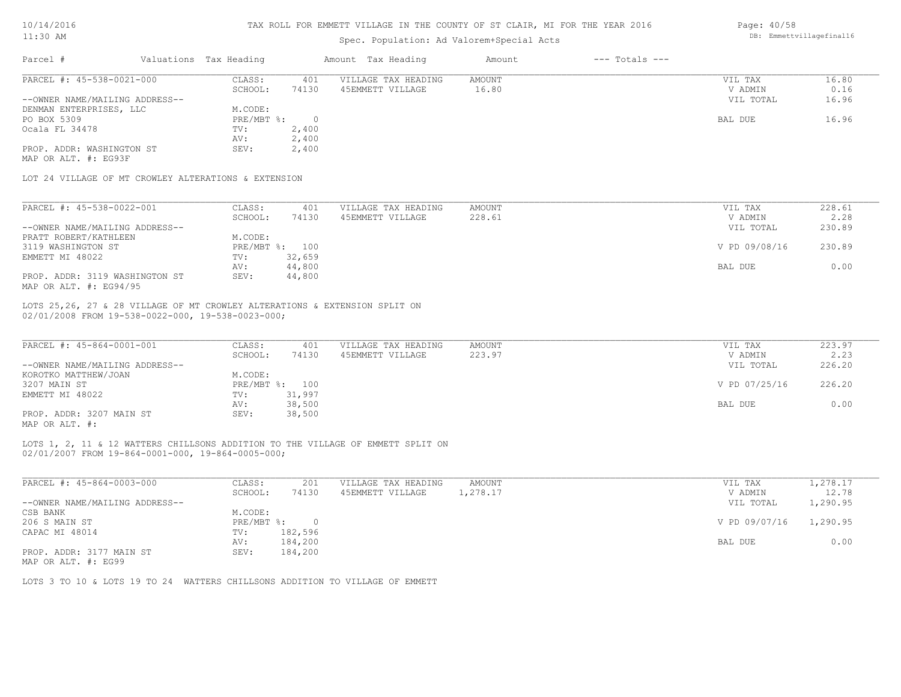TAX ROLL FOR EMMETT VILLAGE IN THE COUNTY OF ST CLAIR, MI FOR THE YEAR 2016

Spec. Population: Ad Valorem+Special Acts

| Parcel # | Valuations | Tax Heading | Amount | Tax Heading | Amount | --- Totals --- | |
|---|---|---|---|---|---|---|---|
| PARCEL #: 45-538-0021-000 | CLASS: | 401 | VILLAGE TAX HEADING | AMOUNT | | VIL TAX | 16.80 |
| | SCHOOL: | 74130 | 45EMMETT VILLAGE | 16.80 | | V ADMIN | 0.16 |
| --OWNER NAME/MAILING ADDRESS-- | | | | | | VIL TOTAL | 16.96 |
| DENMAN ENTERPRISES, LLC | M.CODE: | | | | | | |
| PO BOX 5309 | PRE/MBT %: | 0 | | | | BAL DUE | 16.96 |
| Ocala FL 34478 | TV: | 2,400 | | | | | |
| | AV: | 2,400 | | | | | |
| PROP. ADDR: WASHINGTON ST | SEV: | 2,400 | | | | | |
| MAP OR ALT. #: EG93F | | | | | | | |

LOT 24 VILLAGE OF MT CROWLEY ALTERATIONS & EXTENSION

| Parcel # | Valuations | Tax Heading | Amount | Tax Heading | Amount | --- Totals --- | |
|---|---|---|---|---|---|---|---|
| PARCEL #: 45-538-0022-001 | CLASS: | 401 | VILLAGE TAX HEADING | AMOUNT | | VIL TAX | 228.61 |
| | SCHOOL: | 74130 | 45EMMETT VILLAGE | 228.61 | | V ADMIN | 2.28 |
| --OWNER NAME/MAILING ADDRESS-- | | | | | | VIL TOTAL | 230.89 |
| PRATT ROBERT/KATHLEEN | M.CODE: | | | | | | |
| 3119 WASHINGTON ST | PRE/MBT %: | 100 | | | | V PD 09/08/16 | 230.89 |
| EMMETT MI 48022 | TV: | 32,659 | | | | | |
| | AV: | 44,800 | | | | BAL DUE | 0.00 |
| PROP. ADDR: 3119 WASHINGTON ST | SEV: | 44,800 | | | | | |
| MAP OR ALT. #: EG94/95 | | | | | | | |

LOTS 25,26, 27 & 28 VILLAGE OF MT CROWLEY ALTERATIONS & EXTENSION SPLIT ON 02/01/2008 FROM 19-538-0022-000, 19-538-0023-000;

| Parcel # | Valuations | Tax Heading | Amount | Tax Heading | Amount | --- Totals --- | |
|---|---|---|---|---|---|---|---|
| PARCEL #: 45-864-0001-001 | CLASS: | 401 | VILLAGE TAX HEADING | AMOUNT | | VIL TAX | 223.97 |
| | SCHOOL: | 74130 | 45EMMETT VILLAGE | 223.97 | | V ADMIN | 2.23 |
| --OWNER NAME/MAILING ADDRESS-- | | | | | | VIL TOTAL | 226.20 |
| KOROTKO MATTHEW/JOAN | M.CODE: | | | | | | |
| 3207 MAIN ST | PRE/MBT %: | 100 | | | | V PD 07/25/16 | 226.20 |
| EMMETT MI 48022 | TV: | 31,997 | | | | | |
| | AV: | 38,500 | | | | BAL DUE | 0.00 |
| PROP. ADDR: 3207 MAIN ST | SEV: | 38,500 | | | | | |
| MAP OR ALT. #: | | | | | | | |

LOTS 1, 2, 11 & 12 WATTERS CHILLSONS ADDITION TO THE VILLAGE OF EMMETT SPLIT ON 02/01/2007 FROM 19-864-0001-000, 19-864-0005-000;

| Parcel # | Valuations | Tax Heading | Amount | Tax Heading | Amount | --- Totals --- | |
|---|---|---|---|---|---|---|---|
| PARCEL #: 45-864-0003-000 | CLASS: | 201 | VILLAGE TAX HEADING | AMOUNT | | VIL TAX | 1,278.17 |
| | SCHOOL: | 74130 | 45EMMETT VILLAGE | 1,278.17 | | V ADMIN | 12.78 |
| --OWNER NAME/MAILING ADDRESS-- | | | | | | VIL TOTAL | 1,290.95 |
| CSB BANK | M.CODE: | | | | | | |
| 206 S MAIN ST | PRE/MBT %: | 0 | | | | V PD 09/07/16 | 1,290.95 |
| CAPAC MI 48014 | TV: | 182,596 | | | | | |
| | AV: | 184,200 | | | | BAL DUE | 0.00 |
| PROP. ADDR: 3177 MAIN ST | SEV: | 184,200 | | | | | |
| MAP OR ALT. #: EG99 | | | | | | | |

LOTS 3 TO 10 & LOTS 19 TO 24 WATTERS CHILLSONS ADDITION TO VILLAGE OF EMMETT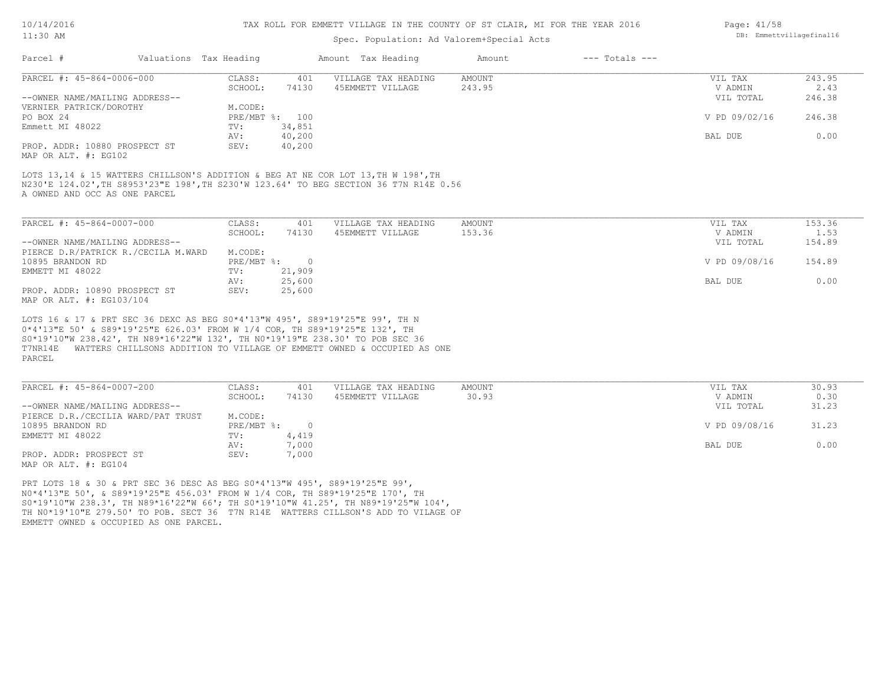# TAX ROLL FOR EMMETT VILLAGE IN THE COUNTY OF ST CLAIR, MI FOR THE YEAR 2016

Spec. Population: Ad Valorem+Special Acts

| Parcel # | Valuations | Tax Heading | Amount | Tax Heading | Amount | --- Totals --- | |
|---|---|---|---|---|---|---|---|

## PARCEL #: 45-864-0006-000

| | | | | | |
|---|---|---|---|---|---|
| CLASS: | 401 | VILLAGE TAX HEADING | AMOUNT | VIL TAX | 243.95 |
| SCHOOL: | 74130 | 45EMMETT VILLAGE | 243.95 | V ADMIN | 2.43 |
| M.CODE: | | | | VIL TOTAL | 246.38 |
| PRE/MBT %: | 100 | | | V PD 09/02/16 | 246.38 |
| TV: | 34,851 | | | | |
| AV: | 40,200 | | | BAL DUE | 0.00 |
| SEV: | 40,200 | | | | |

--OWNER NAME/MAILING ADDRESS--
VERNIER PATRICK/DOROTHY
PO BOX 24
Emmett MI 48022

PROP. ADDR: 10880 PROSPECT ST
MAP OR ALT. #: EG102

LOTS 13,14 & 15 WATTERS CHILLSON'S ADDITION & BEG AT NE COR LOT 13,TH W 198',TH N230'E 124.02',TH S8953'23"E 198',TH S230'W 123.64' TO BEG SECTION 36 T7N R14E 0.56 A OWNED AND OCC AS ONE PARCEL

## PARCEL #: 45-864-0007-000

| | | | | | |
|---|---|---|---|---|---|
| CLASS: | 401 | VILLAGE TAX HEADING | AMOUNT | VIL TAX | 153.36 |
| SCHOOL: | 74130 | 45EMMETT VILLAGE | 153.36 | V ADMIN | 1.53 |
| M.CODE: | | | | VIL TOTAL | 154.89 |
| PRE/MBT %: | 0 | | | V PD 09/08/16 | 154.89 |
| TV: | 21,909 | | | | |
| AV: | 25,600 | | | BAL DUE | 0.00 |
| SEV: | 25,600 | | | | |

--OWNER NAME/MAILING ADDRESS--
PIERCE D.R/PATRICK R./CECILA M.WARD
10895 BRANDON RD
EMMETT MI 48022

PROP. ADDR: 10890 PROSPECT ST
MAP OR ALT. #: EG103/104

LOTS 16 & 17 & PRT SEC 36 DEXC AS BEG S0*4'13"W 495', S89*19'25"E 99', TH N 0*4'13"E 50' & S89*19'25"E 626.03' FROM W 1/4 COR, TH S89*19'25"E 132', TH S0*19'10"W 238.42', TH N89*16'22"W 132', TH N0*19'19"E 238.30' TO POB SEC 36 T7NR14E WATTERS CHILLSONS ADDITION TO VILLAGE OF EMMETT OWNED & OCCUPIED AS ONE PARCEL

## PARCEL #: 45-864-0007-200

| | | | | | |
|---|---|---|---|---|---|
| CLASS: | 401 | VILLAGE TAX HEADING | AMOUNT | VIL TAX | 30.93 |
| SCHOOL: | 74130 | 45EMMETT VILLAGE | 30.93 | V ADMIN | 0.30 |
| M.CODE: | | | | VIL TOTAL | 31.23 |
| PRE/MBT %: | 0 | | | V PD 09/08/16 | 31.23 |
| TV: | 4,419 | | | | |
| AV: | 7,000 | | | BAL DUE | 0.00 |
| SEV: | 7,000 | | | | |

--OWNER NAME/MAILING ADDRESS--
PIERCE D.R./CECILIA WARD/PAT TRUST
10895 BRANDON RD
EMMETT MI 48022

PROP. ADDR: PROSPECT ST
MAP OR ALT. #: EG104

PRT LOTS 18 & 30 & PRT SEC 36 DESC AS BEG S0*4'13"W 495', S89*19'25"E 99', N0*4'13"E 50', & S89*19'25"E 456.03' FROM W 1/4 COR, TH S89*19'25"E 170', TH S0*19'10"W 238.3', TH N89*16'22"W 66'; TH S0*19'10"W 41.25', TH N89*19'25"W 104', TH N0*19'10"E 279.50' TO POB. SECT 36 T7N R14E WATTERS CILLSON'S ADD TO VILAGE OF EMMETT OWNED & OCCUPIED AS ONE PARCEL.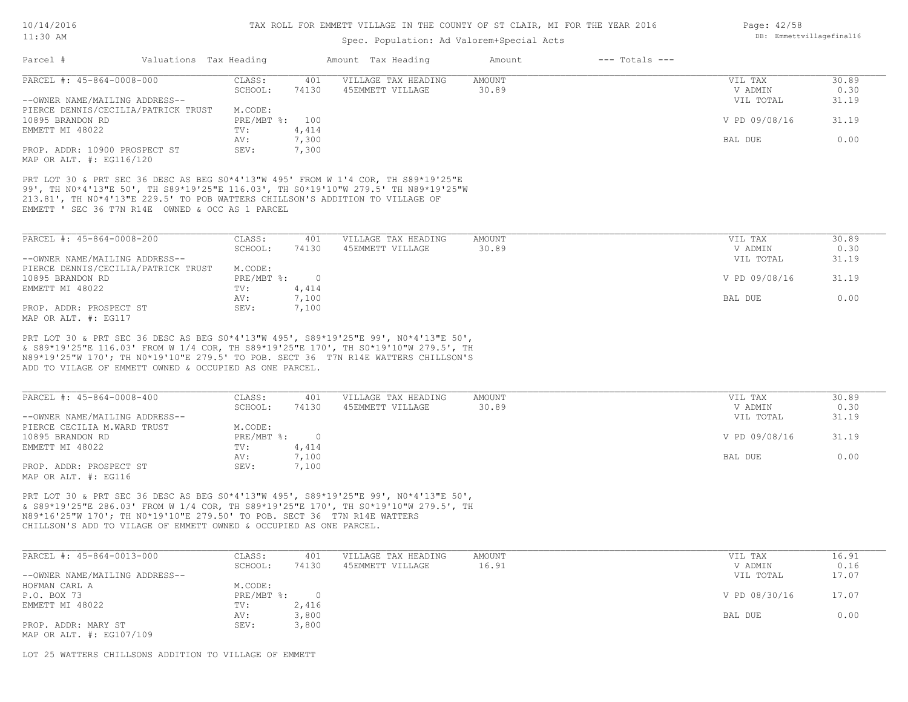TAX ROLL FOR EMMETT VILLAGE IN THE COUNTY OF ST CLAIR, MI FOR THE YEAR 2016

Spec. Population: Ad Valorem+Special Acts

| Parcel # | Valuations | Tax Heading | Amount | Tax Heading | Amount | --- Totals --- |
|---|---|---|---|---|---|---|

**PARCEL #: 45-864-0008-000**

| | | | | | | |
|---|---|---|---|---|---|---|
| | CLASS: | 401 | VILLAGE TAX HEADING | AMOUNT | VIL TAX | 30.89 |
| | SCHOOL: | 74130 | 45EMMETT VILLAGE | 30.89 | V ADMIN | 0.30 |
| --OWNER NAME/MAILING ADDRESS-- | | | | | VIL TOTAL | 31.19 |
| PIERCE DENNIS/CECILIA/PATRICK TRUST | M.CODE: | | | | | |
| 10895 BRANDON RD | PRE/MBT %: | 100 | | | V PD 09/08/16 | 31.19 |
| EMMETT MI 48022 | TV: | 4,414 | | | | |
| | AV: | 7,300 | | | BAL DUE | 0.00 |
| PROP. ADDR: 10900 PROSPECT ST | SEV: | 7,300 | | | | |
| MAP OR ALT. #: EG116/120 | | | | | | |

PRT LOT 30 & PRT SEC 36 DESC AS BEG S0*4'13"W 495' FROM W 1'4 COR, TH S89*19'25"E 99', TH N0*4'13"E 50', TH S89*19'25"E 116.03', TH S0*19'10"W 279.5' TH N89*19'25"W 213.81', TH N0*4'13"E 229.5' TO POB WATTERS CHILLSON'S ADDITION TO VILLAGE OF EMMETT ' SEC 36 T7N R14E OWNED & OCC AS 1 PARCEL

**PARCEL #: 45-864-0008-200**

| | | | | | | |
|---|---|---|---|---|---|---|
| | CLASS: | 401 | VILLAGE TAX HEADING | AMOUNT | VIL TAX | 30.89 |
| | SCHOOL: | 74130 | 45EMMETT VILLAGE | 30.89 | V ADMIN | 0.30 |
| --OWNER NAME/MAILING ADDRESS-- | | | | | VIL TOTAL | 31.19 |
| PIERCE DENNIS/CECILIA/PATRICK TRUST | M.CODE: | | | | | |
| 10895 BRANDON RD | PRE/MBT %: | 0 | | | V PD 09/08/16 | 31.19 |
| EMMETT MI 48022 | TV: | 4,414 | | | | |
| | AV: | 7,100 | | | BAL DUE | 0.00 |
| PROP. ADDR: PROSPECT ST | SEV: | 7,100 | | | | |
| MAP OR ALT. #: EG117 | | | | | | |

PRT LOT 30 & PRT SEC 36 DESC AS BEG S0*4'13"W 495', S89*19'25"E 99', N0*4'13"E 50', & S89*19'25"E 116.03' FROM W 1/4 COR, TH S89*19'25"E 170', TH S0*19'10"W 279.5', TH N89*19'25"W 170'; TH N0*19'10"E 279.5' TO POB. SECT 36 T7N R14E WATTERS CHILLSON'S ADD TO VILAGE OF EMMETT OWNED & OCCUPIED AS ONE PARCEL.

**PARCEL #: 45-864-0008-400**

| | | | | | | |
|---|---|---|---|---|---|---|
| | CLASS: | 401 | VILLAGE TAX HEADING | AMOUNT | VIL TAX | 30.89 |
| | SCHOOL: | 74130 | 45EMMETT VILLAGE | 30.89 | V ADMIN | 0.30 |
| --OWNER NAME/MAILING ADDRESS-- | | | | | VIL TOTAL | 31.19 |
| PIERCE CECILIA M.WARD TRUST | M.CODE: | | | | | |
| 10895 BRANDON RD | PRE/MBT %: | 0 | | | V PD 09/08/16 | 31.19 |
| EMMETT MI 48022 | TV: | 4,414 | | | | |
| | AV: | 7,100 | | | BAL DUE | 0.00 |
| PROP. ADDR: PROSPECT ST | SEV: | 7,100 | | | | |
| MAP OR ALT. #: EG116 | | | | | | |

PRT LOT 30 & PRT SEC 36 DESC AS BEG S0*4'13"W 495', S89*19'25"E 99', N0*4'13"E 50', & S89*19'25"E 286.03' FROM W 1/4 COR, TH S89*19'25"E 170', TH S0*19'10"W 279.5', TH N89*16'25"W 170'; TH N0*19'10"E 279.50' TO POB. SECT 36 T7N R14E WATTERS CHILLSON'S ADD TO VILAGE OF EMMETT OWNED & OCCUPIED AS ONE PARCEL.

**PARCEL #: 45-864-0013-000**

| | | | | | | |
|---|---|---|---|---|---|---|
| | CLASS: | 401 | VILLAGE TAX HEADING | AMOUNT | VIL TAX | 16.91 |
| | SCHOOL: | 74130 | 45EMMETT VILLAGE | 16.91 | V ADMIN | 0.16 |
| --OWNER NAME/MAILING ADDRESS-- | | | | | VIL TOTAL | 17.07 |
| HOFMAN CARL A | M.CODE: | | | | | |
| P.O. BOX 73 | PRE/MBT %: | 0 | | | V PD 08/30/16 | 17.07 |
| EMMETT MI 48022 | TV: | 2,416 | | | | |
| | AV: | 3,800 | | | BAL DUE | 0.00 |
| PROP. ADDR: MARY ST | SEV: | 3,800 | | | | |
| MAP OR ALT. #: EG107/109 | | | | | | |

LOT 25 WATTERS CHILLSONS ADDITION TO VILLAGE OF EMMETT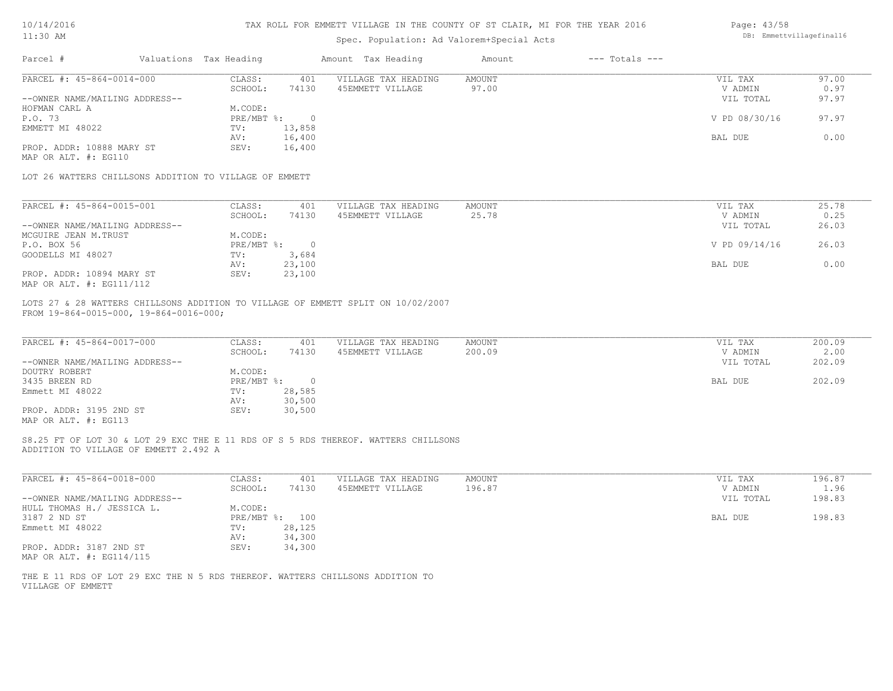# TAX ROLL FOR EMMETT VILLAGE IN THE COUNTY OF ST CLAIR, MI FOR THE YEAR 2016

Spec. Population: Ad Valorem+Special Acts

| Parcel # | Valuations | Tax Heading | Amount | Tax Heading | Amount | --- Totals --- | |
|---|---|---|---|---|---|---|---|
| PARCEL #: 45-864-0014-000 | CLASS: | 401 | VILLAGE TAX HEADING | AMOUNT | | VIL TAX | 97.00 |
| | SCHOOL: | 74130 | 45EMMETT VILLAGE | 97.00 | | V ADMIN | 0.97 |
| --OWNER NAME/MAILING ADDRESS-- | | | | | | VIL TOTAL | 97.97 |
| HOFMAN CARL A | M.CODE: | | | | | | |
| P.O. 73 | PRE/MBT %: | 0 | | | | V PD 08/30/16 | 97.97 |
| EMMETT MI 48022 | TV: | 13,858 | | | | | |
| | AV: | 16,400 | | | | BAL DUE | 0.00 |
| PROP. ADDR: 10888 MARY ST | SEV: | 16,400 | | | | | |
| MAP OR ALT. #: EG110 | | | | | | | |

LOT 26 WATTERS CHILLSONS ADDITION TO VILLAGE OF EMMETT

| Parcel # | Valuations | Tax Heading | Amount | Tax Heading | Amount | --- Totals --- | |
|---|---|---|---|---|---|---|---|
| PARCEL #: 45-864-0015-001 | CLASS: | 401 | VILLAGE TAX HEADING | AMOUNT | | VIL TAX | 25.78 |
| | SCHOOL: | 74130 | 45EMMETT VILLAGE | 25.78 | | V ADMIN | 0.25 |
| --OWNER NAME/MAILING ADDRESS-- | | | | | | VIL TOTAL | 26.03 |
| MCGUIRE JEAN M.TRUST | M.CODE: | | | | | | |
| P.O. BOX 56 | PRE/MBT %: | 0 | | | | V PD 09/14/16 | 26.03 |
| GOODELLS MI 48027 | TV: | 3,684 | | | | | |
| | AV: | 23,100 | | | | BAL DUE | 0.00 |
| PROP. ADDR: 10894 MARY ST | SEV: | 23,100 | | | | | |
| MAP OR ALT. #: EG111/112 | | | | | | | |

LOTS 27 & 28 WATTERS CHILLSONS ADDITION TO VILLAGE OF EMMETT SPLIT ON 10/02/2007
FROM 19-864-0015-000, 19-864-0016-000;

| Parcel # | Valuations | Tax Heading | Amount | Tax Heading | Amount | --- Totals --- | |
|---|---|---|---|---|---|---|---|
| PARCEL #: 45-864-0017-000 | CLASS: | 401 | VILLAGE TAX HEADING | AMOUNT | | VIL TAX | 200.09 |
| | SCHOOL: | 74130 | 45EMMETT VILLAGE | 200.09 | | V ADMIN | 2.00 |
| --OWNER NAME/MAILING ADDRESS-- | | | | | | VIL TOTAL | 202.09 |
| DOUTRY ROBERT | M.CODE: | | | | | | |
| 3435 BREEN RD | PRE/MBT %: | 0 | | | | BAL DUE | 202.09 |
| Emmett MI 48022 | TV: | 28,585 | | | | | |
| | AV: | 30,500 | | | | | |
| PROP. ADDR: 3195 2ND ST | SEV: | 30,500 | | | | | |
| MAP OR ALT. #: EG113 | | | | | | | |

S8.25 FT OF LOT 30 & LOT 29 EXC THE E 11 RDS OF S 5 RDS THEREOF. WATTERS CHILLSONS
ADDITION TO VILLAGE OF EMMETT 2.492 A

| Parcel # | Valuations | Tax Heading | Amount | Tax Heading | Amount | --- Totals --- | |
|---|---|---|---|---|---|---|---|
| PARCEL #: 45-864-0018-000 | CLASS: | 401 | VILLAGE TAX HEADING | AMOUNT | | VIL TAX | 196.87 |
| | SCHOOL: | 74130 | 45EMMETT VILLAGE | 196.87 | | V ADMIN | 1.96 |
| --OWNER NAME/MAILING ADDRESS-- | | | | | | VIL TOTAL | 198.83 |
| HULL THOMAS H./ JESSICA L. | M.CODE: | | | | | | |
| 3187 2 ND ST | PRE/MBT %: | 100 | | | | BAL DUE | 198.83 |
| Emmett MI 48022 | TV: | 28,125 | | | | | |
| | AV: | 34,300 | | | | | |
| PROP. ADDR: 3187 2ND ST | SEV: | 34,300 | | | | | |
| MAP OR ALT. #: EG114/115 | | | | | | | |

THE E 11 RDS OF LOT 29 EXC THE N 5 RDS THEREOF. WATTERS CHILLSONS ADDITION TO
VILLAGE OF EMMETT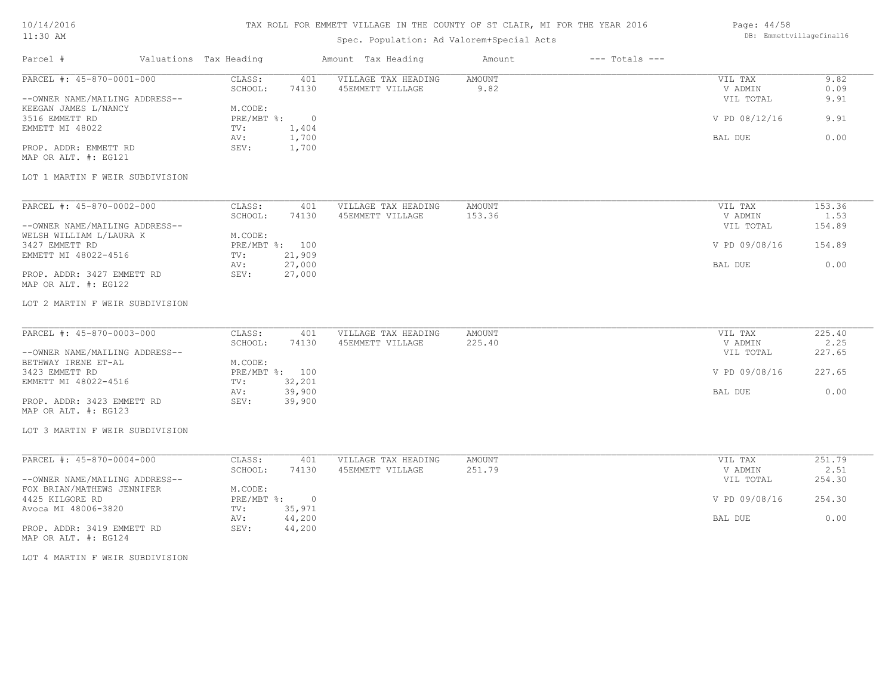# TAX ROLL FOR EMMETT VILLAGE IN THE COUNTY OF ST CLAIR, MI FOR THE YEAR 2016

Spec. Population: Ad Valorem+Special Acts

10/14/2016
11:30 AM

DB: Emmettvillagefinal16

| Parcel # | Valuations | Tax Heading | Amount | Tax Heading | Amount | --- Totals --- | |
|---|---|---|---|---|---|---|---|

---

**PARCEL #: 45-870-0001-000**

| | | | | | |
|---|---|---|---|---|---|
| CLASS: | 401 | VILLAGE TAX HEADING | AMOUNT | VIL TAX | 9.82 |
| SCHOOL: | 74130 | 45EMMETT VILLAGE | 9.82 | V ADMIN | 0.09 |
| | | | | VIL TOTAL | 9.91 |
| M.CODE: | | | | | |
| PRE/MBT %: | 0 | | | V PD 08/12/16 | 9.91 |
| TV: | 1,404 | | | | |
| AV: | 1,700 | | | BAL DUE | 0.00 |
| SEV: | 1,700 | | | | |

--OWNER NAME/MAILING ADDRESS--
KEEGAN JAMES L/NANCY
3516 EMMETT RD
EMMETT MI 48022

PROP. ADDR: EMMETT RD
MAP OR ALT. #: EG121

LOT 1 MARTIN F WEIR SUBDIVISION

---

**PARCEL #: 45-870-0002-000**

| | | | | | |
|---|---|---|---|---|---|
| CLASS: | 401 | VILLAGE TAX HEADING | AMOUNT | VIL TAX | 153.36 |
| SCHOOL: | 74130 | 45EMMETT VILLAGE | 153.36 | V ADMIN | 1.53 |
| | | | | VIL TOTAL | 154.89 |
| M.CODE: | | | | | |
| PRE/MBT %: | 100 | | | V PD 09/08/16 | 154.89 |
| TV: | 21,909 | | | | |
| AV: | 27,000 | | | BAL DUE | 0.00 |
| SEV: | 27,000 | | | | |

--OWNER NAME/MAILING ADDRESS--
WELSH WILLIAM L/LAURA K
3427 EMMETT RD
EMMETT MI 48022-4516

PROP. ADDR: 3427 EMMETT RD
MAP OR ALT. #: EG122

LOT 2 MARTIN F WEIR SUBDIVISION

---

**PARCEL #: 45-870-0003-000**

| | | | | | |
|---|---|---|---|---|---|
| CLASS: | 401 | VILLAGE TAX HEADING | AMOUNT | VIL TAX | 225.40 |
| SCHOOL: | 74130 | 45EMMETT VILLAGE | 225.40 | V ADMIN | 2.25 |
| | | | | VIL TOTAL | 227.65 |
| M.CODE: | | | | | |
| PRE/MBT %: | 100 | | | V PD 09/08/16 | 227.65 |
| TV: | 32,201 | | | | |
| AV: | 39,900 | | | BAL DUE | 0.00 |
| SEV: | 39,900 | | | | |

--OWNER NAME/MAILING ADDRESS--
BETHWAY IRENE ET-AL
3423 EMMETT RD
EMMETT MI 48022-4516

PROP. ADDR: 3423 EMMETT RD
MAP OR ALT. #: EG123

LOT 3 MARTIN F WEIR SUBDIVISION

---

**PARCEL #: 45-870-0004-000**

| | | | | | |
|---|---|---|---|---|---|
| CLASS: | 401 | VILLAGE TAX HEADING | AMOUNT | VIL TAX | 251.79 |
| SCHOOL: | 74130 | 45EMMETT VILLAGE | 251.79 | V ADMIN | 2.51 |
| | | | | VIL TOTAL | 254.30 |
| M.CODE: | | | | | |
| PRE/MBT %: | 0 | | | V PD 09/08/16 | 254.30 |
| TV: | 35,971 | | | | |
| AV: | 44,200 | | | BAL DUE | 0.00 |
| SEV: | 44,200 | | | | |

--OWNER NAME/MAILING ADDRESS--
FOX BRIAN/MATHEWS JENNIFER
4425 KILGORE RD
Avoca MI 48006-3820

PROP. ADDR: 3419 EMMETT RD
MAP OR ALT. #: EG124

LOT 4 MARTIN F WEIR SUBDIVISION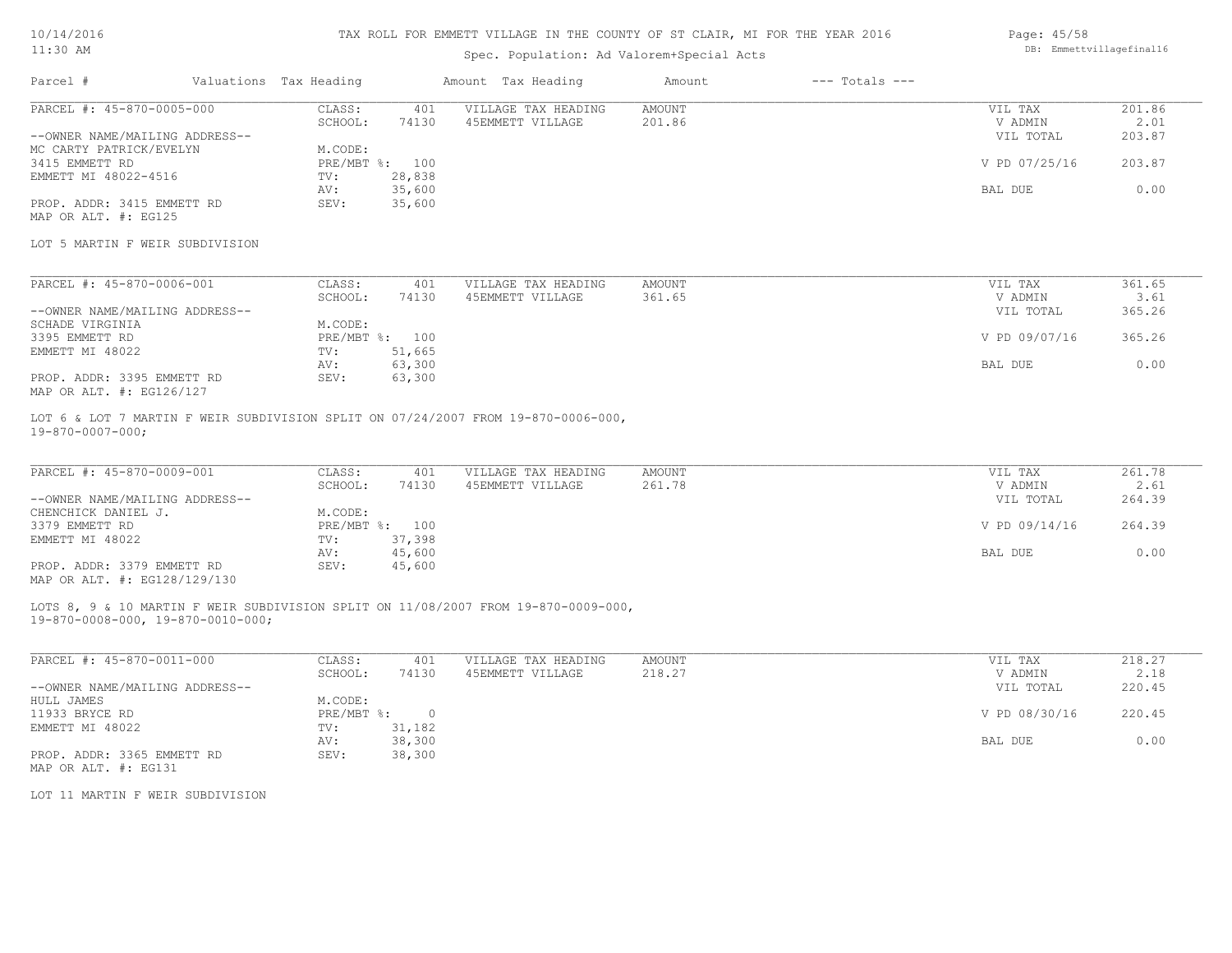TAX ROLL FOR EMMETT VILLAGE IN THE COUNTY OF ST CLAIR, MI FOR THE YEAR 2016

Spec. Population: Ad Valorem+Special Acts

| Parcel # | Valuations | Tax Heading | Amount | Tax Heading | Amount | --- Totals --- | |
|---|---|---|---|---|---|---|---|
| PARCEL #: 45-870-0005-000 | CLASS: | 401 | VILLAGE TAX HEADING | AMOUNT | | VIL TAX | 201.86 |
| | SCHOOL: | 74130 | 45EMMETT VILLAGE | 201.86 | | V ADMIN | 2.01 |
| --OWNER NAME/MAILING ADDRESS-- | | | | | | VIL TOTAL | 203.87 |
| MC CARTY PATRICK/EVELYN | M.CODE: | | | | | | |
| 3415 EMMETT RD | PRE/MBT %: | 100 | | | | V PD 07/25/16 | 203.87 |
| EMMETT MI 48022-4516 | TV: | 28,838 | | | | | |
| | AV: | 35,600 | | | | BAL DUE | 0.00 |
| PROP. ADDR: 3415 EMMETT RD | SEV: | 35,600 | | | | | |
| MAP OR ALT. #: EG125 | | | | | | | |

LOT 5 MARTIN F WEIR SUBDIVISION

| Parcel # | Valuations | Tax Heading | Amount | Tax Heading | Amount | --- Totals --- | |
|---|---|---|---|---|---|---|---|
| PARCEL #: 45-870-0006-001 | CLASS: | 401 | VILLAGE TAX HEADING | AMOUNT | | VIL TAX | 361.65 |
| | SCHOOL: | 74130 | 45EMMETT VILLAGE | 361.65 | | V ADMIN | 3.61 |
| --OWNER NAME/MAILING ADDRESS-- | | | | | | VIL TOTAL | 365.26 |
| SCHADE VIRGINIA | M.CODE: | | | | | | |
| 3395 EMMETT RD | PRE/MBT %: | 100 | | | | V PD 09/07/16 | 365.26 |
| EMMETT MI 48022 | TV: | 51,665 | | | | | |
| | AV: | 63,300 | | | | BAL DUE | 0.00 |
| PROP. ADDR: 3395 EMMETT RD | SEV: | 63,300 | | | | | |
| MAP OR ALT. #: EG126/127 | | | | | | | |

LOT 6 & LOT 7 MARTIN F WEIR SUBDIVISION SPLIT ON 07/24/2007 FROM 19-870-0006-000, 19-870-0007-000;

| Parcel # | Valuations | Tax Heading | Amount | Tax Heading | Amount | --- Totals --- | |
|---|---|---|---|---|---|---|---|
| PARCEL #: 45-870-0009-001 | CLASS: | 401 | VILLAGE TAX HEADING | AMOUNT | | VIL TAX | 261.78 |
| | SCHOOL: | 74130 | 45EMMETT VILLAGE | 261.78 | | V ADMIN | 2.61 |
| --OWNER NAME/MAILING ADDRESS-- | | | | | | VIL TOTAL | 264.39 |
| CHENCHICK DANIEL J. | M.CODE: | | | | | | |
| 3379 EMMETT RD | PRE/MBT %: | 100 | | | | V PD 09/14/16 | 264.39 |
| EMMETT MI 48022 | TV: | 37,398 | | | | | |
| | AV: | 45,600 | | | | BAL DUE | 0.00 |
| PROP. ADDR: 3379 EMMETT RD | SEV: | 45,600 | | | | | |
| MAP OR ALT. #: EG128/129/130 | | | | | | | |

LOTS 8, 9 & 10 MARTIN F WEIR SUBDIVISION SPLIT ON 11/08/2007 FROM 19-870-0009-000, 19-870-0008-000, 19-870-0010-000;

| Parcel # | Valuations | Tax Heading | Amount | Tax Heading | Amount | --- Totals --- | |
|---|---|---|---|---|---|---|---|
| PARCEL #: 45-870-0011-000 | CLASS: | 401 | VILLAGE TAX HEADING | AMOUNT | | VIL TAX | 218.27 |
| | SCHOOL: | 74130 | 45EMMETT VILLAGE | 218.27 | | V ADMIN | 2.18 |
| --OWNER NAME/MAILING ADDRESS-- | | | | | | VIL TOTAL | 220.45 |
| HULL JAMES | M.CODE: | | | | | | |
| 11933 BRYCE RD | PRE/MBT %: | 0 | | | | V PD 08/30/16 | 220.45 |
| EMMETT MI 48022 | TV: | 31,182 | | | | | |
| | AV: | 38,300 | | | | BAL DUE | 0.00 |
| PROP. ADDR: 3365 EMMETT RD | SEV: | 38,300 | | | | | |
| MAP OR ALT. #: EG131 | | | | | | | |

LOT 11 MARTIN F WEIR SUBDIVISION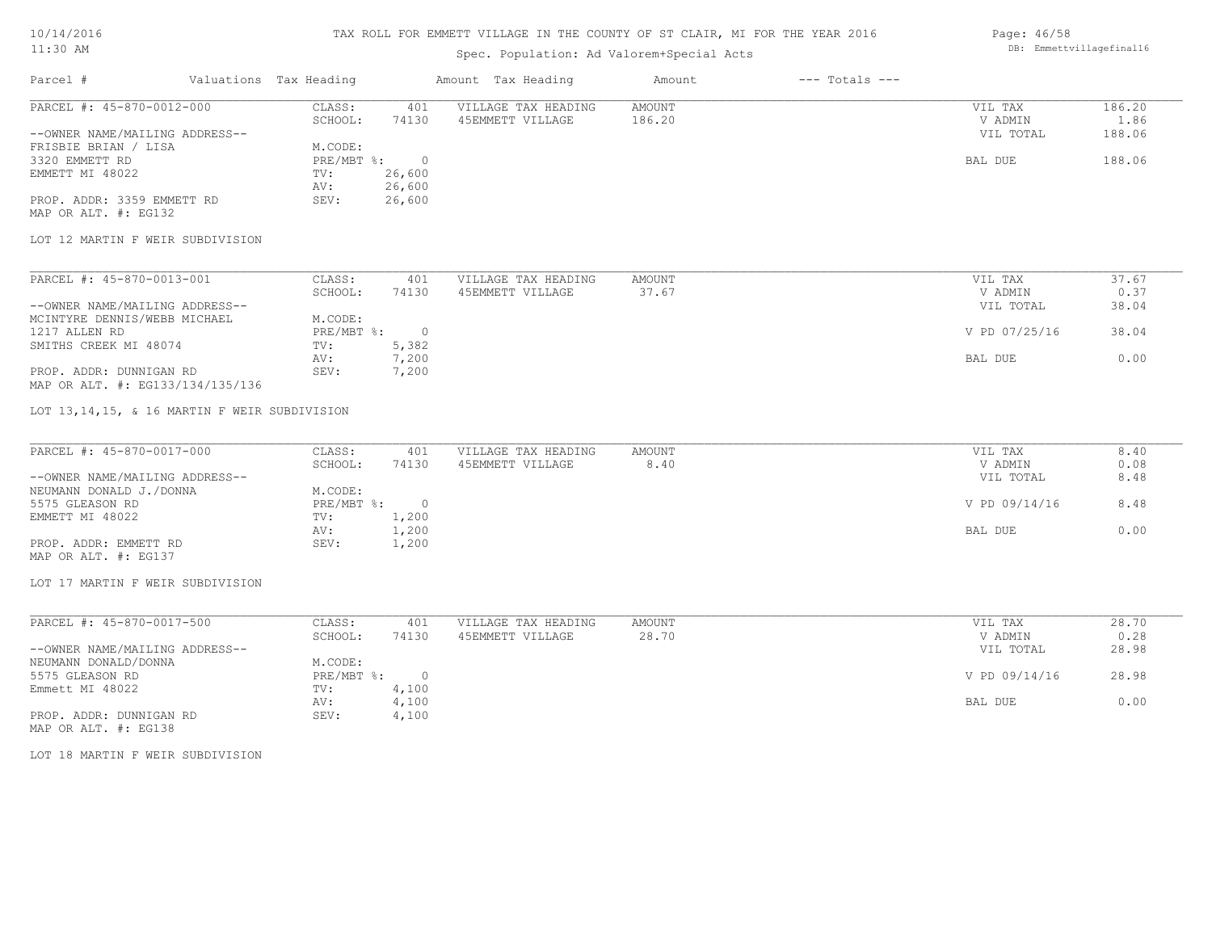# TAX ROLL FOR EMMETT VILLAGE IN THE COUNTY OF ST CLAIR, MI FOR THE YEAR 2016

10/14/2016
11:30 AM

Spec. Population: Ad Valorem+Special Acts

DB: Emmettvillagefinal16

| Parcel # | Valuations Tax Heading | | Amount Tax Heading | Amount | --- Totals --- | |
|---|---|---|---|---|---|---|
| PARCEL #: 45-870-0012-000 | CLASS: | 401 | VILLAGE TAX HEADING | AMOUNT | VIL TAX | 186.20 |
| | SCHOOL: | 74130 | 45EMMETT VILLAGE | 186.20 | V ADMIN | 1.86 |
| --OWNER NAME/MAILING ADDRESS-- | | | | | VIL TOTAL | 188.06 |
| FRISBIE BRIAN / LISA | M.CODE: | | | | | |
| 3320 EMMETT RD | PRE/MBT %: | 0 | | | BAL DUE | 188.06 |
| EMMETT MI 48022 | TV: | 26,600 | | | | |
| | AV: | 26,600 | | | | |
| PROP. ADDR: 3359 EMMETT RD | SEV: | 26,600 | | | | |
| MAP OR ALT. #: EG132 | | | | | | |

LOT 12 MARTIN F WEIR SUBDIVISION

| Parcel # | Valuations Tax Heading | | Amount Tax Heading | Amount | --- Totals --- | |
|---|---|---|---|---|---|---|
| PARCEL #: 45-870-0013-001 | CLASS: | 401 | VILLAGE TAX HEADING | AMOUNT | VIL TAX | 37.67 |
| | SCHOOL: | 74130 | 45EMMETT VILLAGE | 37.67 | V ADMIN | 0.37 |
| --OWNER NAME/MAILING ADDRESS-- | | | | | VIL TOTAL | 38.04 |
| MCINTYRE DENNIS/WEBB MICHAEL | M.CODE: | | | | | |
| 1217 ALLEN RD | PRE/MBT %: | 0 | | | V PD 07/25/16 | 38.04 |
| SMITHS CREEK MI 48074 | TV: | 5,382 | | | | |
| | AV: | 7,200 | | | BAL DUE | 0.00 |
| PROP. ADDR: DUNNIGAN RD | SEV: | 7,200 | | | | |
| MAP OR ALT. #: EG133/134/135/136 | | | | | | |

LOT 13,14,15, & 16 MARTIN F WEIR SUBDIVISION

| Parcel # | Valuations Tax Heading | | Amount Tax Heading | Amount | --- Totals --- | |
|---|---|---|---|---|---|---|
| PARCEL #: 45-870-0017-000 | CLASS: | 401 | VILLAGE TAX HEADING | AMOUNT | VIL TAX | 8.40 |
| | SCHOOL: | 74130 | 45EMMETT VILLAGE | 8.40 | V ADMIN | 0.08 |
| --OWNER NAME/MAILING ADDRESS-- | | | | | VIL TOTAL | 8.48 |
| NEUMANN DONALD J./DONNA | M.CODE: | | | | | |
| 5575 GLEASON RD | PRE/MBT %: | 0 | | | V PD 09/14/16 | 8.48 |
| EMMETT MI 48022 | TV: | 1,200 | | | | |
| | AV: | 1,200 | | | BAL DUE | 0.00 |
| PROP. ADDR: EMMETT RD | SEV: | 1,200 | | | | |
| MAP OR ALT. #: EG137 | | | | | | |

LOT 17 MARTIN F WEIR SUBDIVISION

| Parcel # | Valuations Tax Heading | | Amount Tax Heading | Amount | --- Totals --- | |
|---|---|---|---|---|---|---|
| PARCEL #: 45-870-0017-500 | CLASS: | 401 | VILLAGE TAX HEADING | AMOUNT | VIL TAX | 28.70 |
| | SCHOOL: | 74130 | 45EMMETT VILLAGE | 28.70 | V ADMIN | 0.28 |
| --OWNER NAME/MAILING ADDRESS-- | | | | | VIL TOTAL | 28.98 |
| NEUMANN DONALD/DONNA | M.CODE: | | | | | |
| 5575 GLEASON RD | PRE/MBT %: | 0 | | | V PD 09/14/16 | 28.98 |
| Emmett MI 48022 | TV: | 4,100 | | | | |
| | AV: | 4,100 | | | BAL DUE | 0.00 |
| PROP. ADDR: DUNNIGAN RD | SEV: | 4,100 | | | | |
| MAP OR ALT. #: EG138 | | | | | | |

LOT 18 MARTIN F WEIR SUBDIVISION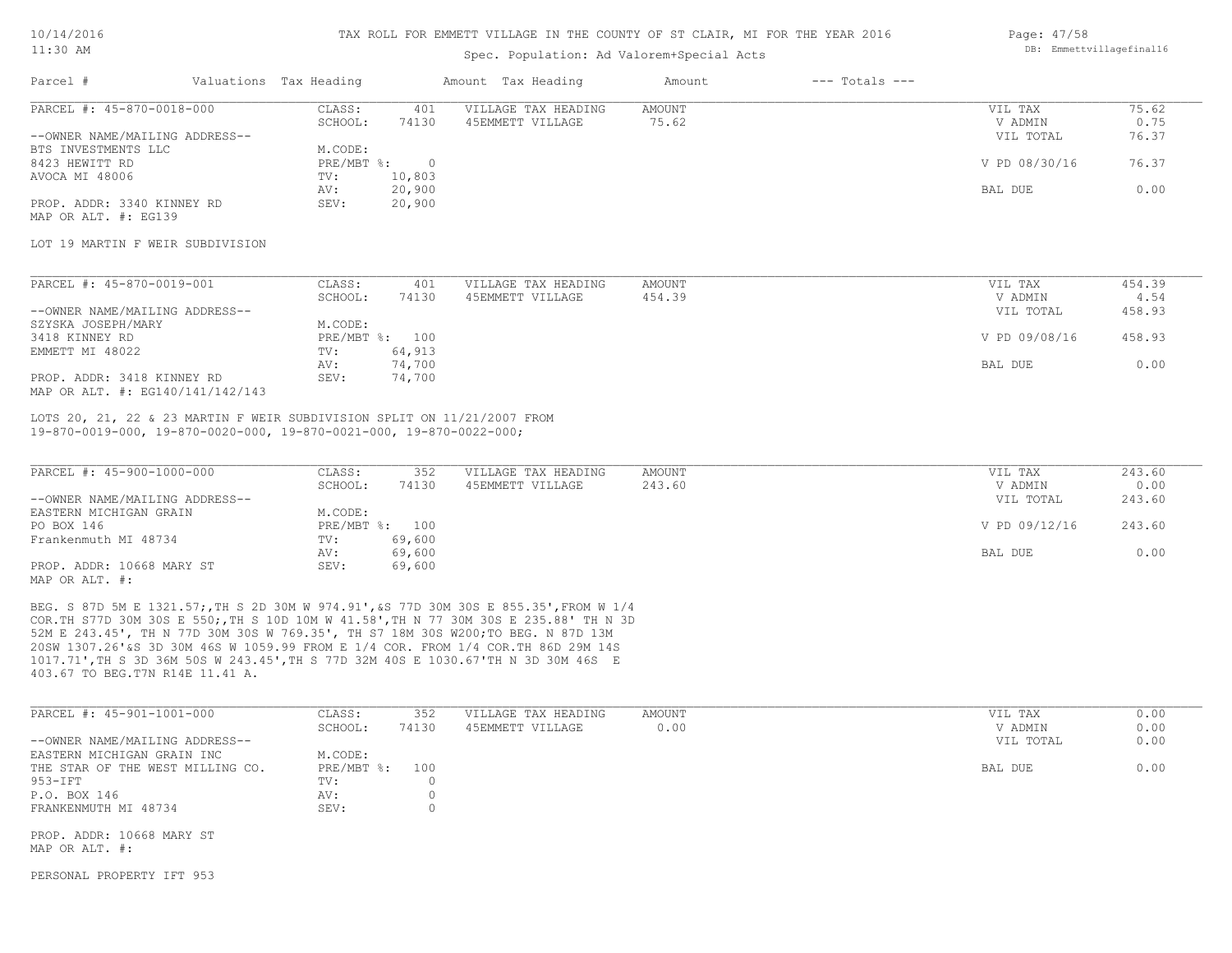TAX ROLL FOR EMMETT VILLAGE IN THE COUNTY OF ST CLAIR, MI FOR THE YEAR 2016

Spec. Population: Ad Valorem+Special Acts

| Parcel # | Valuations | Tax Heading | Amount | Tax Heading | Amount | --- Totals --- | |
|---|---|---|---|---|---|---|---|
| PARCEL #: 45-870-0018-000 | CLASS: | 401 | VILLAGE TAX HEADING | AMOUNT | | VIL TAX | 75.62 |
| | SCHOOL: | 74130 | 45EMMETT VILLAGE | 75.62 | | V ADMIN | 0.75 |
| --OWNER NAME/MAILING ADDRESS-- | | | | | | VIL TOTAL | 76.37 |
| BTS INVESTMENTS LLC | M.CODE: | | | | | | |
| 8423 HEWITT RD | PRE/MBT %: | 0 | | | | V PD 08/30/16 | 76.37 |
| AVOCA MI 48006 | TV: | 10,803 | | | | | |
| | AV: | 20,900 | | | | BAL DUE | 0.00 |
| PROP. ADDR: 3340 KINNEY RD | SEV: | 20,900 | | | | | |
| MAP OR ALT. #: EG139 | | | | | | | |

LOT 19 MARTIN F WEIR SUBDIVISION

| Parcel # | Valuations | Tax Heading | Amount | Tax Heading | Amount | --- Totals --- | |
|---|---|---|---|---|---|---|---|
| PARCEL #: 45-870-0019-001 | CLASS: | 401 | VILLAGE TAX HEADING | AMOUNT | | VIL TAX | 454.39 |
| | SCHOOL: | 74130 | 45EMMETT VILLAGE | 454.39 | | V ADMIN | 4.54 |
| --OWNER NAME/MAILING ADDRESS-- | | | | | | VIL TOTAL | 458.93 |
| SZYSKA JOSEPH/MARY | M.CODE: | | | | | | |
| 3418 KINNEY RD | PRE/MBT %: | 100 | | | | V PD 09/08/16 | 458.93 |
| EMMETT MI 48022 | TV: | 64,913 | | | | | |
| | AV: | 74,700 | | | | BAL DUE | 0.00 |
| PROP. ADDR: 3418 KINNEY RD | SEV: | 74,700 | | | | | |
| MAP OR ALT. #: EG140/141/142/143 | | | | | | | |

LOTS 20, 21, 22 & 23 MARTIN F WEIR SUBDIVISION SPLIT ON 11/21/2007 FROM 19-870-0019-000, 19-870-0020-000, 19-870-0021-000, 19-870-0022-000;

| Parcel # | Valuations | Tax Heading | Amount | Tax Heading | Amount | --- Totals --- | |
|---|---|---|---|---|---|---|---|
| PARCEL #: 45-900-1000-000 | CLASS: | 352 | VILLAGE TAX HEADING | AMOUNT | | VIL TAX | 243.60 |
| | SCHOOL: | 74130 | 45EMMETT VILLAGE | 243.60 | | V ADMIN | 0.00 |
| --OWNER NAME/MAILING ADDRESS-- | | | | | | VIL TOTAL | 243.60 |
| EASTERN MICHIGAN GRAIN | M.CODE: | | | | | | |
| PO BOX 146 | PRE/MBT %: | 100 | | | | V PD 09/12/16 | 243.60 |
| Frankenmuth MI 48734 | TV: | 69,600 | | | | | |
| | AV: | 69,600 | | | | BAL DUE | 0.00 |
| PROP. ADDR: 10668 MARY ST | SEV: | 69,600 | | | | | |
| MAP OR ALT. #: | | | | | | | |

BEG. S 87D 5M E 1321.57;,TH S 2D 30M W 974.91',&S 77D 30M 30S E 855.35',FROM W 1/4 COR.TH S77D 30M 30S E 550;,TH S 10D 10M W 41.58',TH N 77 30M 30S E 235.88' TH N 3D 52M E 243.45', TH N 77D 30M 30S W 769.35', TH S7 18M 30S W200;TO BEG. N 87D 13M 20SW 1307.26'&S 3D 30M 46S W 1059.99 FROM E 1/4 COR. FROM 1/4 COR.TH 86D 29M 14S 1017.71',TH S 3D 36M 50S W 243.45',TH S 77D 32M 40S E 1030.67'TH N 3D 30M 46S E 403.67 TO BEG.T7N R14E 11.41 A.

| Parcel # | Valuations | Tax Heading | Amount | Tax Heading | Amount | --- Totals --- | |
|---|---|---|---|---|---|---|---|
| PARCEL #: 45-901-1001-000 | CLASS: | 352 | VILLAGE TAX HEADING | AMOUNT | | VIL TAX | 0.00 |
| | SCHOOL: | 74130 | 45EMMETT VILLAGE | 0.00 | | V ADMIN | 0.00 |
| --OWNER NAME/MAILING ADDRESS-- | | | | | | VIL TOTAL | 0.00 |
| EASTERN MICHIGAN GRAIN INC | M.CODE: | | | | | | |
| THE STAR OF THE WEST MILLING CO. | PRE/MBT %: | 100 | | | | BAL DUE | 0.00 |
| 953-IFT | TV: | 0 | | | | | |
| P.O. BOX 146 | AV: | 0 | | | | | |
| FRANKENMUTH MI 48734 | SEV: | 0 | | | | | |
| PROP. ADDR: 10668 MARY ST | | | | | | | |
| MAP OR ALT. #: | | | | | | | |

PERSONAL PROPERTY IFT 953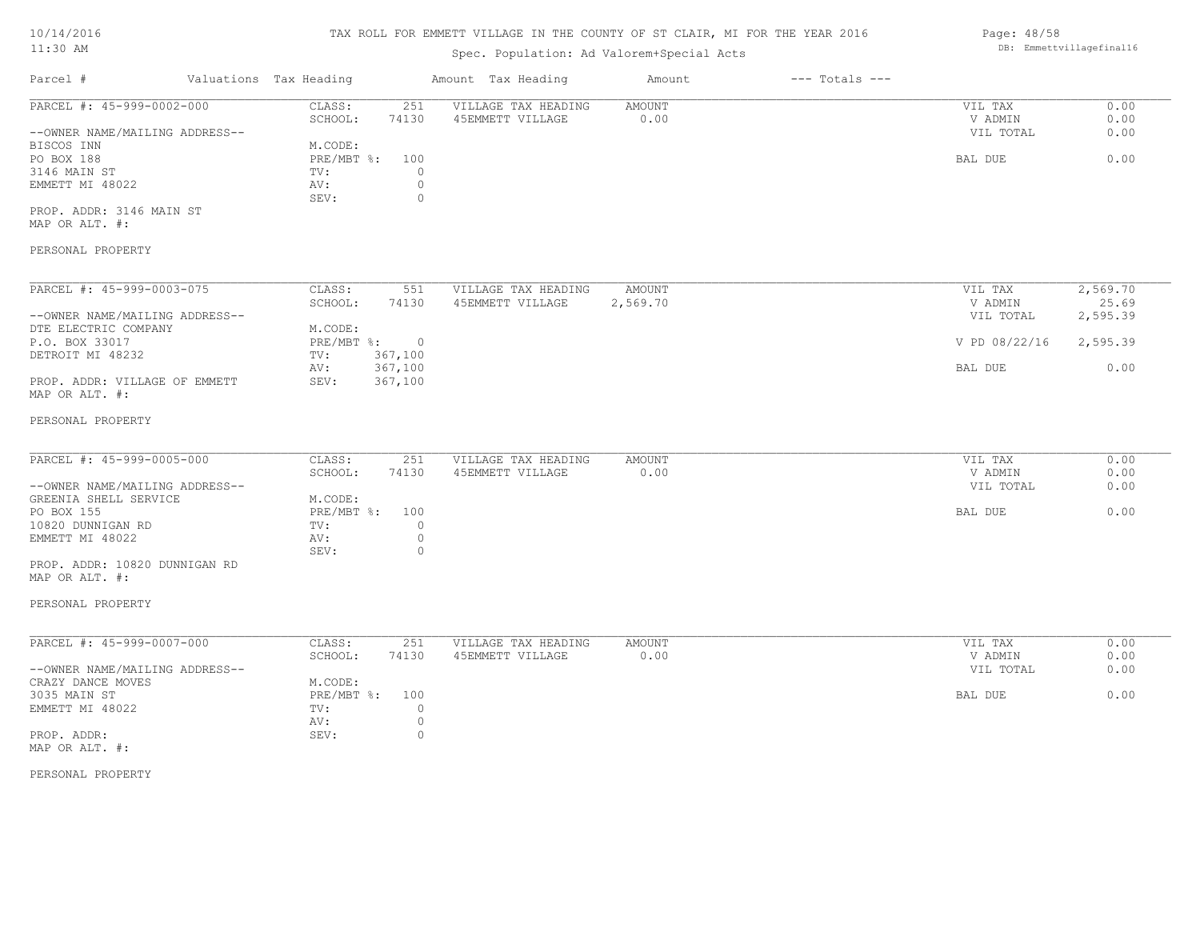# TAX ROLL FOR EMMETT VILLAGE IN THE COUNTY OF ST CLAIR, MI FOR THE YEAR 2016

Spec. Population: Ad Valorem+Special Acts

| Parcel # | Valuations | Tax Heading | Amount | Tax Heading | Amount | --- Totals --- |
|---|---|---|---|---|---|---|

**PARCEL #: 45-999-0002-000**

--OWNER NAME/MAILING ADDRESS--
BISCOS INN
PO BOX 188
3146 MAIN ST
EMMETT MI 48022

PROP. ADDR: 3146 MAIN ST
MAP OR ALT. #:

PERSONAL PROPERTY

| | | | | | |
|---|---|---|---|---|---|
| CLASS: | 251 | VILLAGE TAX HEADING | AMOUNT | VIL TAX | 0.00 |
| SCHOOL: | 74130 | 45EMMETT VILLAGE | 0.00 | V ADMIN | 0.00 |
| M.CODE: | | | | VIL TOTAL | 0.00 |
| PRE/MBT %: | 100 | | | BAL DUE | 0.00 |
| TV: | 0 | | | | |
| AV: | 0 | | | | |
| SEV: | 0 | | | | |

**PARCEL #: 45-999-0003-075**

--OWNER NAME/MAILING ADDRESS--
DTE ELECTRIC COMPANY
P.O. BOX 33017
DETROIT MI 48232

PROP. ADDR: VILLAGE OF EMMETT
MAP OR ALT. #:

PERSONAL PROPERTY

| | | | | | |
|---|---|---|---|---|---|
| CLASS: | 551 | VILLAGE TAX HEADING | AMOUNT | VIL TAX | 2,569.70 |
| SCHOOL: | 74130 | 45EMMETT VILLAGE | 2,569.70 | V ADMIN | 25.69 |
| M.CODE: | | | | VIL TOTAL | 2,595.39 |
| PRE/MBT %: | 0 | | | V PD 08/22/16 | 2,595.39 |
| TV: | 367,100 | | | | |
| AV: | 367,100 | | | BAL DUE | 0.00 |
| SEV: | 367,100 | | | | |

**PARCEL #: 45-999-0005-000**

--OWNER NAME/MAILING ADDRESS--
GREENIA SHELL SERVICE
PO BOX 155
10820 DUNNIGAN RD
EMMETT MI 48022

PROP. ADDR: 10820 DUNNIGAN RD
MAP OR ALT. #:

PERSONAL PROPERTY

| | | | | | |
|---|---|---|---|---|---|
| CLASS: | 251 | VILLAGE TAX HEADING | AMOUNT | VIL TAX | 0.00 |
| SCHOOL: | 74130 | 45EMMETT VILLAGE | 0.00 | V ADMIN | 0.00 |
| M.CODE: | | | | VIL TOTAL | 0.00 |
| PRE/MBT %: | 100 | | | BAL DUE | 0.00 |
| TV: | 0 | | | | |
| AV: | 0 | | | | |
| SEV: | 0 | | | | |

**PARCEL #: 45-999-0007-000**

--OWNER NAME/MAILING ADDRESS--
CRAZY DANCE MOVES
3035 MAIN ST
EMMETT MI 48022

PROP. ADDR:
MAP OR ALT. #:

PERSONAL PROPERTY

| | | | | | |
|---|---|---|---|---|---|
| CLASS: | 251 | VILLAGE TAX HEADING | AMOUNT | VIL TAX | 0.00 |
| SCHOOL: | 74130 | 45EMMETT VILLAGE | 0.00 | V ADMIN | 0.00 |
| M.CODE: | | | | VIL TOTAL | 0.00 |
| PRE/MBT %: | 100 | | | BAL DUE | 0.00 |
| TV: | 0 | | | | |
| AV: | 0 | | | | |
| SEV: | 0 | | | | |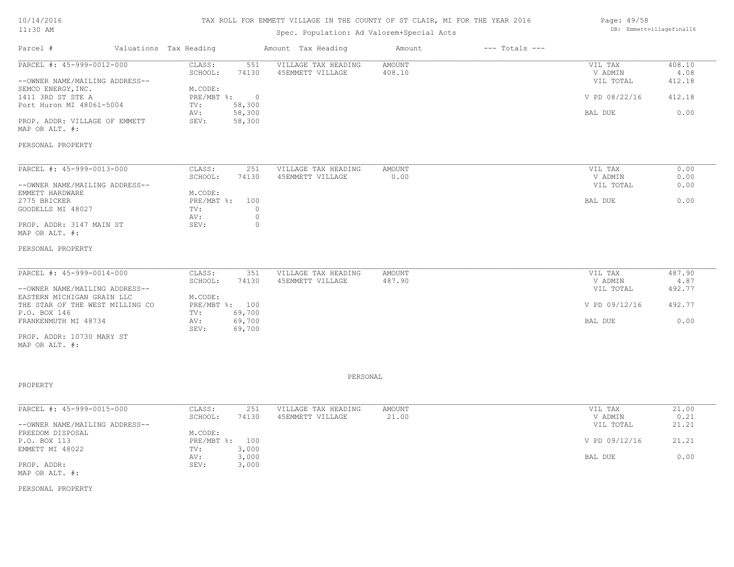TAX ROLL FOR EMMETT VILLAGE IN THE COUNTY OF ST CLAIR, MI FOR THE YEAR 2016

Spec. Population: Ad Valorem+Special Acts

| Parcel # | Valuations | Tax Heading | Amount | Tax Heading | Amount | --- Totals --- | |
|---|---|---|---|---|---|---|---|
| PARCEL #: 45-999-0012-000 | CLASS: | 551 | VILLAGE TAX HEADING | AMOUNT | | VIL TAX | 408.10 |
| | SCHOOL: | 74130 | 45EMMETT VILLAGE | 408.10 | | V ADMIN | 4.08 |
| --OWNER NAME/MAILING ADDRESS-- | | | | | | VIL TOTAL | 412.18 |
| SEMCO ENERGY,INC. | M.CODE: | | | | | | |
| 1411 3RD ST STE A | PRE/MBT %: | 0 | | | | V PD 08/22/16 | 412.18 |
| Port Huron MI 48061-5004 | TV: | 58,300 | | | | | |
| | AV: | 58,300 | | | | BAL DUE | 0.00 |
| PROP. ADDR: VILLAGE OF EMMETT | SEV: | 58,300 | | | | | |
| MAP OR ALT. #: | | | | | | | |
| PERSONAL PROPERTY | | | | | | | |

| Parcel # | Valuations | Tax Heading | Amount | Tax Heading | Amount | --- Totals --- | |
|---|---|---|---|---|---|---|---|
| PARCEL #: 45-999-0013-000 | CLASS: | 251 | VILLAGE TAX HEADING | AMOUNT | | VIL TAX | 0.00 |
| | SCHOOL: | 74130 | 45EMMETT VILLAGE | 0.00 | | V ADMIN | 0.00 |
| --OWNER NAME/MAILING ADDRESS-- | | | | | | VIL TOTAL | 0.00 |
| EMMETT HARDWARE | M.CODE: | | | | | | |
| 2775 BRICKER | PRE/MBT %: | 100 | | | | BAL DUE | 0.00 |
| GOODELLS MI 48027 | TV: | 0 | | | | | |
| | AV: | 0 | | | | | |
| PROP. ADDR: 3147 MAIN ST | SEV: | 0 | | | | | |
| MAP OR ALT. #: | | | | | | | |
| PERSONAL PROPERTY | | | | | | | |

| Parcel # | Valuations | Tax Heading | Amount | Tax Heading | Amount | --- Totals --- | |
|---|---|---|---|---|---|---|---|
| PARCEL #: 45-999-0014-000 | CLASS: | 351 | VILLAGE TAX HEADING | AMOUNT | | VIL TAX | 487.90 |
| | SCHOOL: | 74130 | 45EMMETT VILLAGE | 487.90 | | V ADMIN | 4.87 |
| --OWNER NAME/MAILING ADDRESS-- | | | | | | VIL TOTAL | 492.77 |
| EASTERN MICHIGAN GRAIN LLC | M.CODE: | | | | | | |
| THE STAR OF THE WEST MILLING CO | PRE/MBT %: | 100 | | | | V PD 09/12/16 | 492.77 |
| P.O. BOX 146 | TV: | 69,700 | | | | | |
| FRANKENMUTH MI 48734 | AV: | 69,700 | | | | BAL DUE | 0.00 |
| | SEV: | 69,700 | | | | | |
| PROP. ADDR: 10730 MARY ST | | | | | | | |
| MAP OR ALT. #: | | | | | | | |
| PERSONAL PROPERTY | | | | | | | |

| Parcel # | Valuations | Tax Heading | Amount | Tax Heading | Amount | --- Totals --- | |
|---|---|---|---|---|---|---|---|
| PARCEL #: 45-999-0015-000 | CLASS: | 251 | VILLAGE TAX HEADING | AMOUNT | | VIL TAX | 21.00 |
| | SCHOOL: | 74130 | 45EMMETT VILLAGE | 21.00 | | V ADMIN | 0.21 |
| --OWNER NAME/MAILING ADDRESS-- | | | | | | VIL TOTAL | 21.21 |
| FREEDOM DISPOSAL | M.CODE: | | | | | | |
| P.O. BOX 113 | PRE/MBT %: | 100 | | | | V PD 09/12/16 | 21.21 |
| EMMETT MI 48022 | TV: | 3,000 | | | | | |
| | AV: | 3,000 | | | | BAL DUE | 0.00 |
| PROP. ADDR: | SEV: | 3,000 | | | | | |
| MAP OR ALT. #: | | | | | | | |
| PERSONAL PROPERTY | | | | | | | |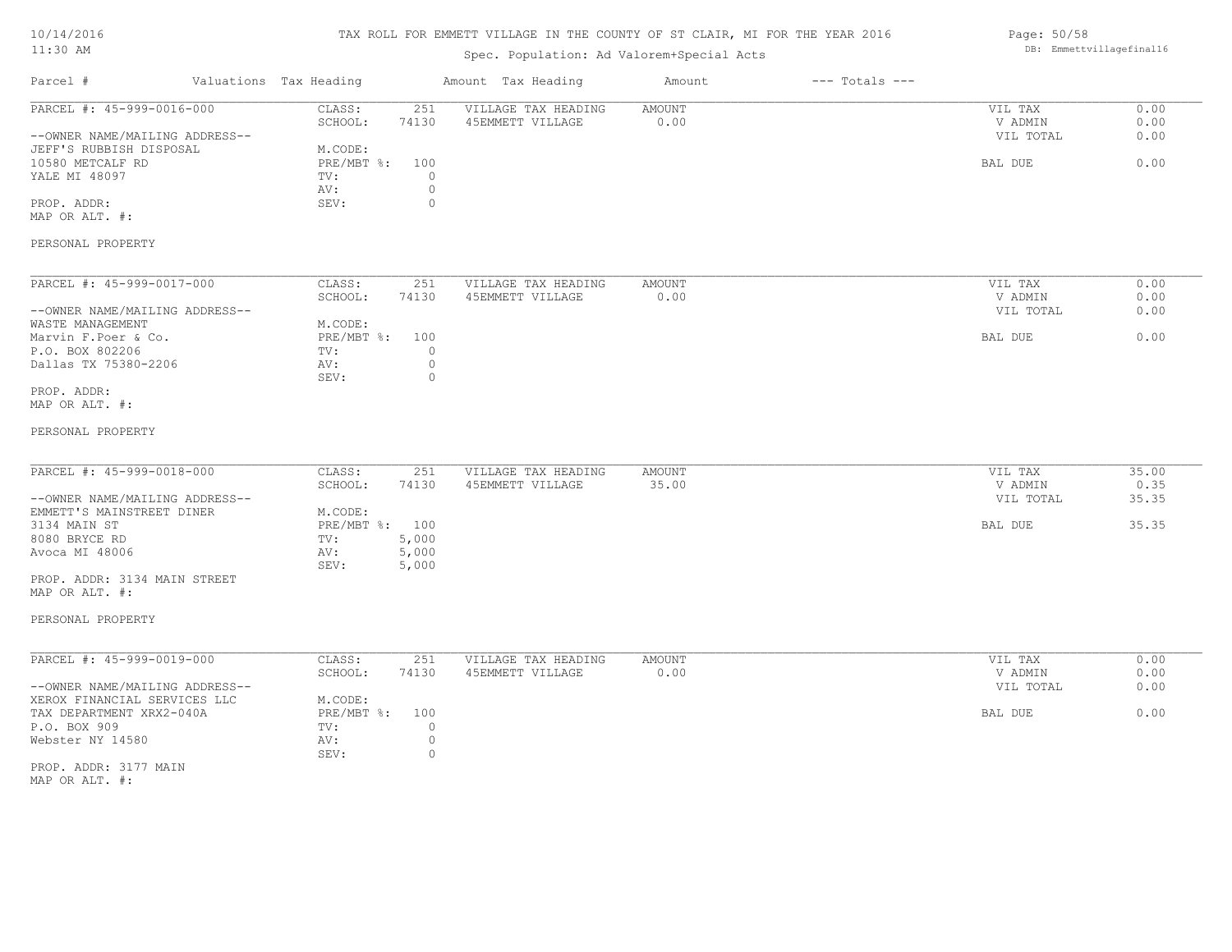# TAX ROLL FOR EMMETT VILLAGE IN THE COUNTY OF ST CLAIR, MI FOR THE YEAR 2016

Spec. Population: Ad Valorem+Special Acts

| Parcel # | Valuations Tax Heading | | Amount Tax Heading | Amount | --- Totals --- | |
|---|---|---|---|---|---|---|
| PARCEL #: 45-999-0016-000 | CLASS: | 251 | VILLAGE TAX HEADING | AMOUNT | VIL TAX | 0.00 |
| | SCHOOL: | 74130 | 45EMMETT VILLAGE | 0.00 | V ADMIN | 0.00 |
| --OWNER NAME/MAILING ADDRESS-- | | | | | VIL TOTAL | 0.00 |
| JEFF'S RUBBISH DISPOSAL | M.CODE: | | | | | |
| 10580 METCALF RD | PRE/MBT %: | 100 | | | BAL DUE | 0.00 |
| YALE MI 48097 | TV: | 0 | | | | |
| | AV: | 0 | | | | |
| PROP. ADDR: | SEV: | 0 | | | | |
| MAP OR ALT. #: | | | | | | |
| PERSONAL PROPERTY | | | | | | |

| Parcel # | Valuations Tax Heading | | Amount Tax Heading | Amount | --- Totals --- | |
|---|---|---|---|---|---|---|
| PARCEL #: 45-999-0017-000 | CLASS: | 251 | VILLAGE TAX HEADING | AMOUNT | VIL TAX | 0.00 |
| | SCHOOL: | 74130 | 45EMMETT VILLAGE | 0.00 | V ADMIN | 0.00 |
| --OWNER NAME/MAILING ADDRESS-- | | | | | VIL TOTAL | 0.00 |
| WASTE MANAGEMENT | M.CODE: | | | | | |
| Marvin F.Poer & Co. | PRE/MBT %: | 100 | | | BAL DUE | 0.00 |
| P.O. BOX 802206 | TV: | 0 | | | | |
| Dallas TX 75380-2206 | AV: | 0 | | | | |
| | SEV: | 0 | | | | |
| PROP. ADDR: | | | | | | |
| MAP OR ALT. #: | | | | | | |
| PERSONAL PROPERTY | | | | | | |

| Parcel # | Valuations Tax Heading | | Amount Tax Heading | Amount | --- Totals --- | |
|---|---|---|---|---|---|---|
| PARCEL #: 45-999-0018-000 | CLASS: | 251 | VILLAGE TAX HEADING | AMOUNT | VIL TAX | 35.00 |
| | SCHOOL: | 74130 | 45EMMETT VILLAGE | 35.00 | V ADMIN | 0.35 |
| --OWNER NAME/MAILING ADDRESS-- | | | | | VIL TOTAL | 35.35 |
| EMMETT'S MAINSTREET DINER | M.CODE: | | | | | |
| 3134 MAIN ST | PRE/MBT %: | 100 | | | BAL DUE | 35.35 |
| 8080 BRYCE RD | TV: | 5,000 | | | | |
| Avoca MI 48006 | AV: | 5,000 | | | | |
| | SEV: | 5,000 | | | | |
| PROP. ADDR: 3134 MAIN STREET | | | | | | |
| MAP OR ALT. #: | | | | | | |
| PERSONAL PROPERTY | | | | | | |

| Parcel # | Valuations Tax Heading | | Amount Tax Heading | Amount | --- Totals --- | |
|---|---|---|---|---|---|---|
| PARCEL #: 45-999-0019-000 | CLASS: | 251 | VILLAGE TAX HEADING | AMOUNT | VIL TAX | 0.00 |
| | SCHOOL: | 74130 | 45EMMETT VILLAGE | 0.00 | V ADMIN | 0.00 |
| --OWNER NAME/MAILING ADDRESS-- | | | | | VIL TOTAL | 0.00 |
| XEROX FINANCIAL SERVICES LLC | M.CODE: | | | | | |
| TAX DEPARTMENT XRX2-040A | PRE/MBT %: | 100 | | | BAL DUE | 0.00 |
| P.O. BOX 909 | TV: | 0 | | | | |
| Webster NY 14580 | AV: | 0 | | | | |
| | SEV: | 0 | | | | |
| PROP. ADDR: 3177 MAIN | | | | | | |
| MAP OR ALT. #: | | | | | | |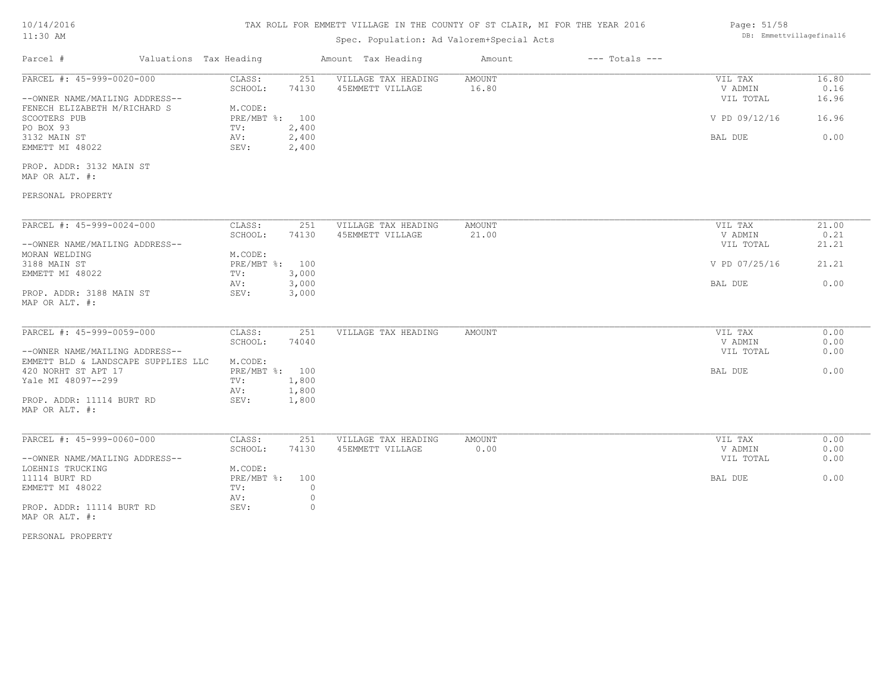# TAX ROLL FOR EMMETT VILLAGE IN THE COUNTY OF ST CLAIR, MI FOR THE YEAR 2016

10/14/2016
11:30 AM

Spec. Population: Ad Valorem+Special Acts

DB: Emmettvillagefinal16

| Parcel # | Valuations | Tax Heading | Amount | Tax Heading | Amount | --- Totals --- | |
|---|---|---|---|---|---|---|---|

---

**PARCEL #: 45-999-0020-000**

| | | | | | | |
|---|---|---|---|---|---|---|
| CLASS: | 251 | VILLAGE TAX HEADING | AMOUNT | | VIL TAX | 16.80 |
| SCHOOL: | 74130 | 45EMMETT VILLAGE | 16.80 | | V ADMIN | 0.16 |
| | | | | | VIL TOTAL | 16.96 |
| M.CODE: | | | | | | |
| PRE/MBT %: | 100 | | | | V PD 09/12/16 | 16.96 |
| TV: | 2,400 | | | | | |
| AV: | 2,400 | | | | BAL DUE | 0.00 |
| SEV: | 2,400 | | | | | |

--OWNER NAME/MAILING ADDRESS--
FENECH ELIZABETH M/RICHARD S
SCOOTERS PUB
PO BOX 93
3132 MAIN ST
EMMETT MI 48022

PROP. ADDR: 3132 MAIN ST
MAP OR ALT. #:

PERSONAL PROPERTY

---

**PARCEL #: 45-999-0024-000**

| | | | | | | |
|---|---|---|---|---|---|---|
| CLASS: | 251 | VILLAGE TAX HEADING | AMOUNT | | VIL TAX | 21.00 |
| SCHOOL: | 74130 | 45EMMETT VILLAGE | 21.00 | | V ADMIN | 0.21 |
| | | | | | VIL TOTAL | 21.21 |
| M.CODE: | | | | | | |
| PRE/MBT %: | 100 | | | | V PD 07/25/16 | 21.21 |
| TV: | 3,000 | | | | | |
| AV: | 3,000 | | | | BAL DUE | 0.00 |
| SEV: | 3,000 | | | | | |

--OWNER NAME/MAILING ADDRESS--
MORAN WELDING
3188 MAIN ST
EMMETT MI 48022

PROP. ADDR: 3188 MAIN ST
MAP OR ALT. #:

---

**PARCEL #: 45-999-0059-000**

| | | | | | | |
|---|---|---|---|---|---|---|
| CLASS: | 251 | VILLAGE TAX HEADING | AMOUNT | | VIL TAX | 0.00 |
| SCHOOL: | 74040 | | | | V ADMIN | 0.00 |
| | | | | | VIL TOTAL | 0.00 |
| M.CODE: | | | | | | |
| PRE/MBT %: | 100 | | | | BAL DUE | 0.00 |
| TV: | 1,800 | | | | | |
| AV: | 1,800 | | | | | |
| SEV: | 1,800 | | | | | |

--OWNER NAME/MAILING ADDRESS--
EMMETT BLD & LANDSCAPE SUPPLIES LLC
420 NORHT ST APT 17
Yale MI 48097--299

PROP. ADDR: 11114 BURT RD
MAP OR ALT. #:

---

**PARCEL #: 45-999-0060-000**

| | | | | | | |
|---|---|---|---|---|---|---|
| CLASS: | 251 | VILLAGE TAX HEADING | AMOUNT | | VIL TAX | 0.00 |
| SCHOOL: | 74130 | 45EMMETT VILLAGE | 0.00 | | V ADMIN | 0.00 |
| | | | | | VIL TOTAL | 0.00 |
| M.CODE: | | | | | | |
| PRE/MBT %: | 100 | | | | BAL DUE | 0.00 |
| TV: | 0 | | | | | |
| AV: | 0 | | | | | |
| SEV: | 0 | | | | | |

--OWNER NAME/MAILING ADDRESS--
LOEHNIS TRUCKING
11114 BURT RD
EMMETT MI 48022

PROP. ADDR: 11114 BURT RD
MAP OR ALT. #:

PERSONAL PROPERTY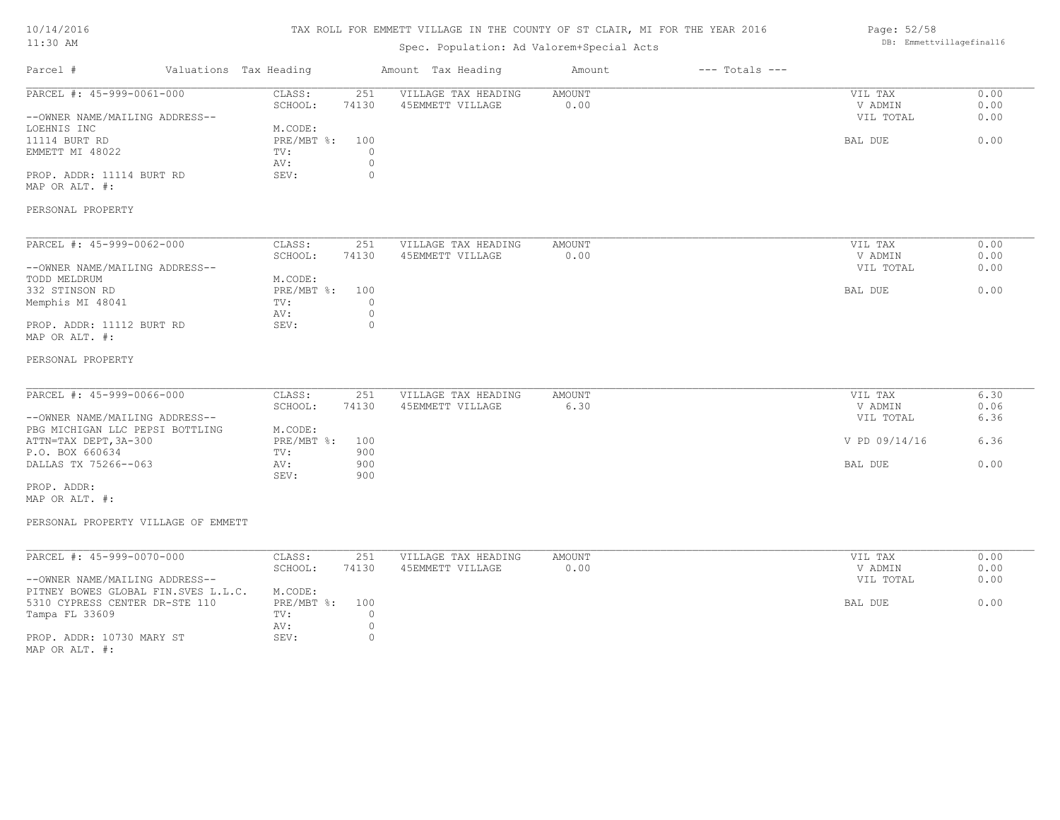# TAX ROLL FOR EMMETT VILLAGE IN THE COUNTY OF ST CLAIR, MI FOR THE YEAR 2016

Spec. Population: Ad Valorem+Special Acts

| Parcel # | Valuations Tax Heading | | Amount Tax Heading | Amount | --- Totals --- | |
|---|---|---|---|---|---|---|

---

**PARCEL #: 45-999-0061-000**

--OWNER NAME/MAILING ADDRESS--
LOEHNIS INC
11114 BURT RD
EMMETT MI 48022

PROP. ADDR: 11114 BURT RD
MAP OR ALT. #:

PERSONAL PROPERTY

| | | | | | |
|---|---|---|---|---|---|
| CLASS: | 251 | VILLAGE TAX HEADING | AMOUNT | VIL TAX | 0.00 |
| SCHOOL: | 74130 | 45EMMETT VILLAGE | 0.00 | V ADMIN | 0.00 |
| M.CODE: | | | | VIL TOTAL | 0.00 |
| PRE/MBT %: | 100 | | | BAL DUE | 0.00 |
| TV: | 0 | | | | |
| AV: | 0 | | | | |
| SEV: | 0 | | | | |

---

**PARCEL #: 45-999-0062-000**

--OWNER NAME/MAILING ADDRESS--
TODD MELDRUM
332 STINSON RD
Memphis MI 48041

PROP. ADDR: 11112 BURT RD
MAP OR ALT. #:

PERSONAL PROPERTY

| | | | | | |
|---|---|---|---|---|---|
| CLASS: | 251 | VILLAGE TAX HEADING | AMOUNT | VIL TAX | 0.00 |
| SCHOOL: | 74130 | 45EMMETT VILLAGE | 0.00 | V ADMIN | 0.00 |
| M.CODE: | | | | VIL TOTAL | 0.00 |
| PRE/MBT %: | 100 | | | BAL DUE | 0.00 |
| TV: | 0 | | | | |
| AV: | 0 | | | | |
| SEV: | 0 | | | | |

---

**PARCEL #: 45-999-0066-000**

--OWNER NAME/MAILING ADDRESS--
PBG MICHIGAN LLC PEPSI BOTTLING
ATTN=TAX DEPT,3A-300
P.O. BOX 660634
DALLAS TX 75266--063

PROP. ADDR:
MAP OR ALT. #:

PERSONAL PROPERTY VILLAGE OF EMMETT

| | | | | | |
|---|---|---|---|---|---|
| CLASS: | 251 | VILLAGE TAX HEADING | AMOUNT | VIL TAX | 6.30 |
| SCHOOL: | 74130 | 45EMMETT VILLAGE | 6.30 | V ADMIN | 0.06 |
| M.CODE: | | | | VIL TOTAL | 6.36 |
| PRE/MBT %: | 100 | | | V PD 09/14/16 | 6.36 |
| TV: | 900 | | | | |
| AV: | 900 | | | BAL DUE | 0.00 |
| SEV: | 900 | | | | |

---

**PARCEL #: 45-999-0070-000**

--OWNER NAME/MAILING ADDRESS--
PITNEY BOWES GLOBAL FIN.SVES L.L.C.
5310 CYPRESS CENTER DR-STE 110
Tampa FL 33609

PROP. ADDR: 10730 MARY ST
MAP OR ALT. #:

| | | | | | |
|---|---|---|---|---|---|
| CLASS: | 251 | VILLAGE TAX HEADING | AMOUNT | VIL TAX | 0.00 |
| SCHOOL: | 74130 | 45EMMETT VILLAGE | 0.00 | V ADMIN | 0.00 |
| M.CODE: | | | | VIL TOTAL | 0.00 |
| PRE/MBT %: | 100 | | | BAL DUE | 0.00 |
| TV: | 0 | | | | |
| AV: | 0 | | | | |
| SEV: | 0 | | | | |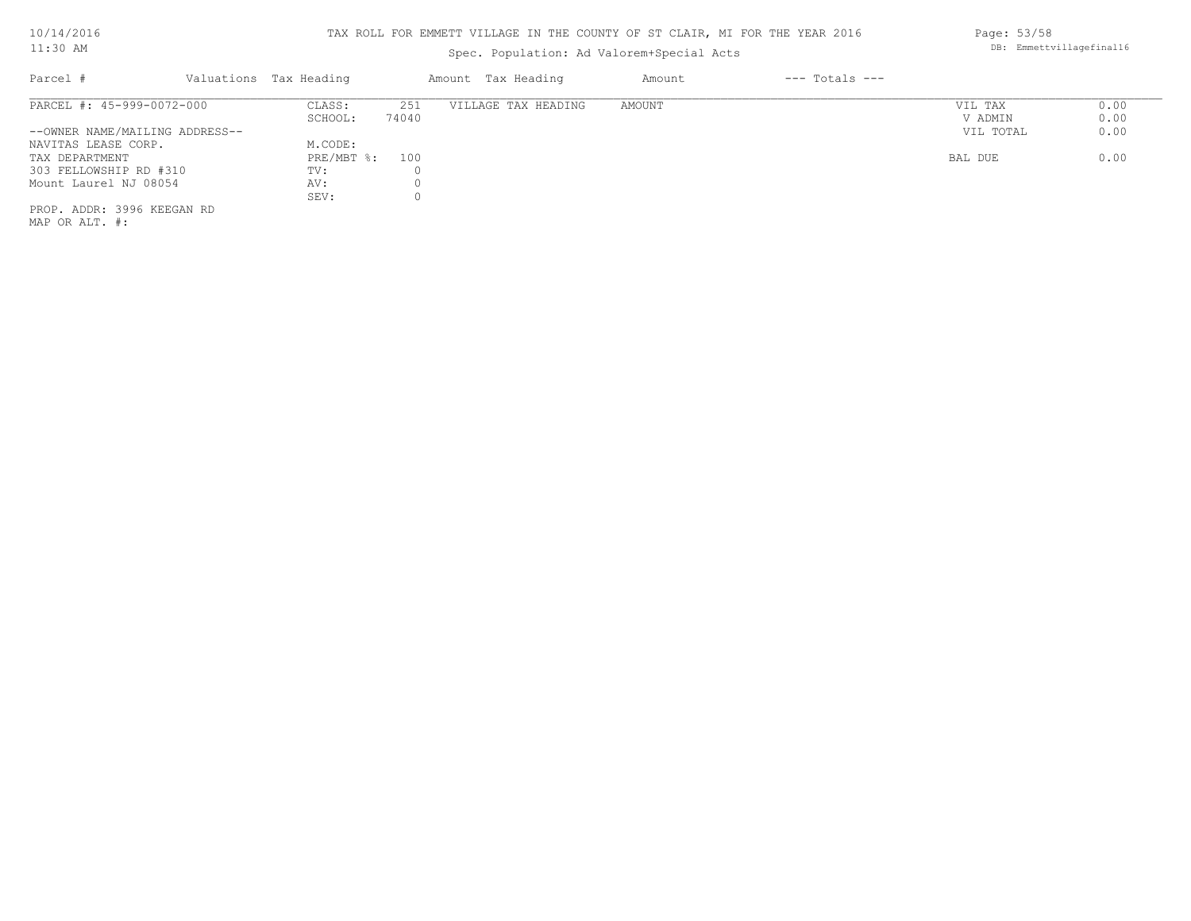TAX ROLL FOR EMMETT VILLAGE IN THE COUNTY OF ST CLAIR, MI FOR THE YEAR 2016

Spec. Population: Ad Valorem+Special Acts

DB: Emmettvillagefinal16

| Parcel # | Valuations Tax Heading | | Amount Tax Heading | Amount | --- Totals --- | |
|---|---|---|---|---|---|---|
| PARCEL #: 45-999-0072-000 | CLASS: | 251 | VILLAGE TAX HEADING | AMOUNT | VIL TAX | 0.00 |
| | SCHOOL: | 74040 | | | V ADMIN | 0.00 |
| --OWNER NAME/MAILING ADDRESS-- | | | | | VIL TOTAL | 0.00 |
| NAVITAS LEASE CORP. | M.CODE: | | | | | |
| TAX DEPARTMENT | PRE/MBT %: | 100 | | | BAL DUE | 0.00 |
| 303 FELLOWSHIP RD #310 | TV: | 0 | | | | |
| Mount Laurel NJ 08054 | AV: | 0 | | | | |
| | SEV: | 0 | | | | |
| PROP. ADDR: 3996 KEEGAN RD | | | | | | |
| MAP OR ALT. #: | | | | | | |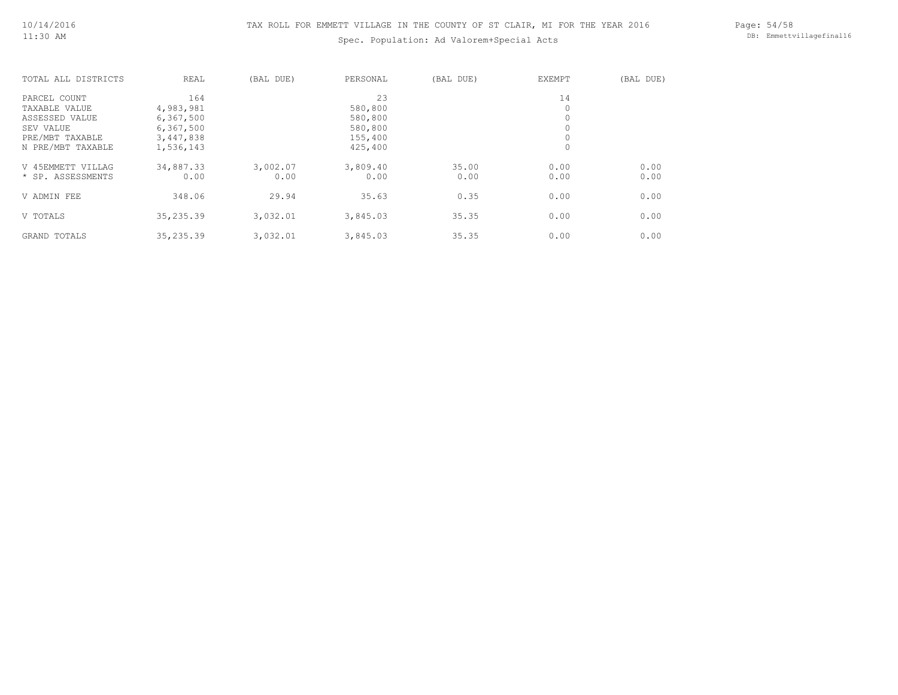# TAX ROLL FOR EMMETT VILLAGE IN THE COUNTY OF ST CLAIR, MI FOR THE YEAR 2016

Spec. Population: Ad Valorem+Special Acts

| TOTAL ALL DISTRICTS | REAL | (BAL DUE) | PERSONAL | (BAL DUE) | EXEMPT | (BAL DUE) |
|---|---|---|---|---|---|---|
| PARCEL COUNT | 164 | | 23 | | 14 | |
| TAXABLE VALUE | 4,983,981 | | 580,800 | | 0 | |
| ASSESSED VALUE | 6,367,500 | | 580,800 | | 0 | |
| SEV VALUE | 6,367,500 | | 580,800 | | 0 | |
| PRE/MBT TAXABLE | 3,447,838 | | 155,400 | | 0 | |
| N PRE/MBT TAXABLE | 1,536,143 | | 425,400 | | 0 | |
| V 45EMMETT VILLAG | 34,887.33 | 3,002.07 | 3,809.40 | 35.00 | 0.00 | 0.00 |
| * SP. ASSESSMENTS | 0.00 | 0.00 | 0.00 | 0.00 | 0.00 | 0.00 |
| V ADMIN FEE | 348.06 | 29.94 | 35.63 | 0.35 | 0.00 | 0.00 |
| V TOTALS | 35,235.39 | 3,032.01 | 3,845.03 | 35.35 | 0.00 | 0.00 |
| GRAND TOTALS | 35,235.39 | 3,032.01 | 3,845.03 | 35.35 | 0.00 | 0.00 |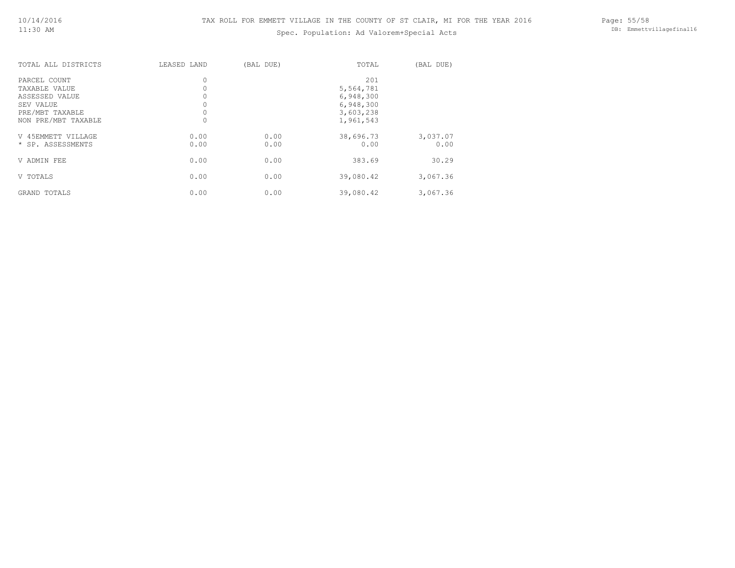# TAX ROLL FOR EMMETT VILLAGE IN THE COUNTY OF ST CLAIR, MI FOR THE YEAR 2016

Spec. Population: Ad Valorem+Special Acts

| TOTAL ALL DISTRICTS | LEASED LAND | (BAL DUE) | TOTAL | (BAL DUE) |
|---|---|---|---|---|
| PARCEL COUNT | 0 | | 201 | |
| TAXABLE VALUE | 0 | | 5,564,781 | |
| ASSESSED VALUE | 0 | | 6,948,300 | |
| SEV VALUE | 0 | | 6,948,300 | |
| PRE/MBT TAXABLE | 0 | | 3,603,238 | |
| NON PRE/MBT TAXABLE | 0 | | 1,961,543 | |
| V 45EMMETT VILLAGE | 0.00 | 0.00 | 38,696.73 | 3,037.07 |
| * SP. ASSESSMENTS | 0.00 | 0.00 | 0.00 | 0.00 |
| V ADMIN FEE | 0.00 | 0.00 | 383.69 | 30.29 |
| V TOTALS | 0.00 | 0.00 | 39,080.42 | 3,067.36 |
| GRAND TOTALS | 0.00 | 0.00 | 39,080.42 | 3,067.36 |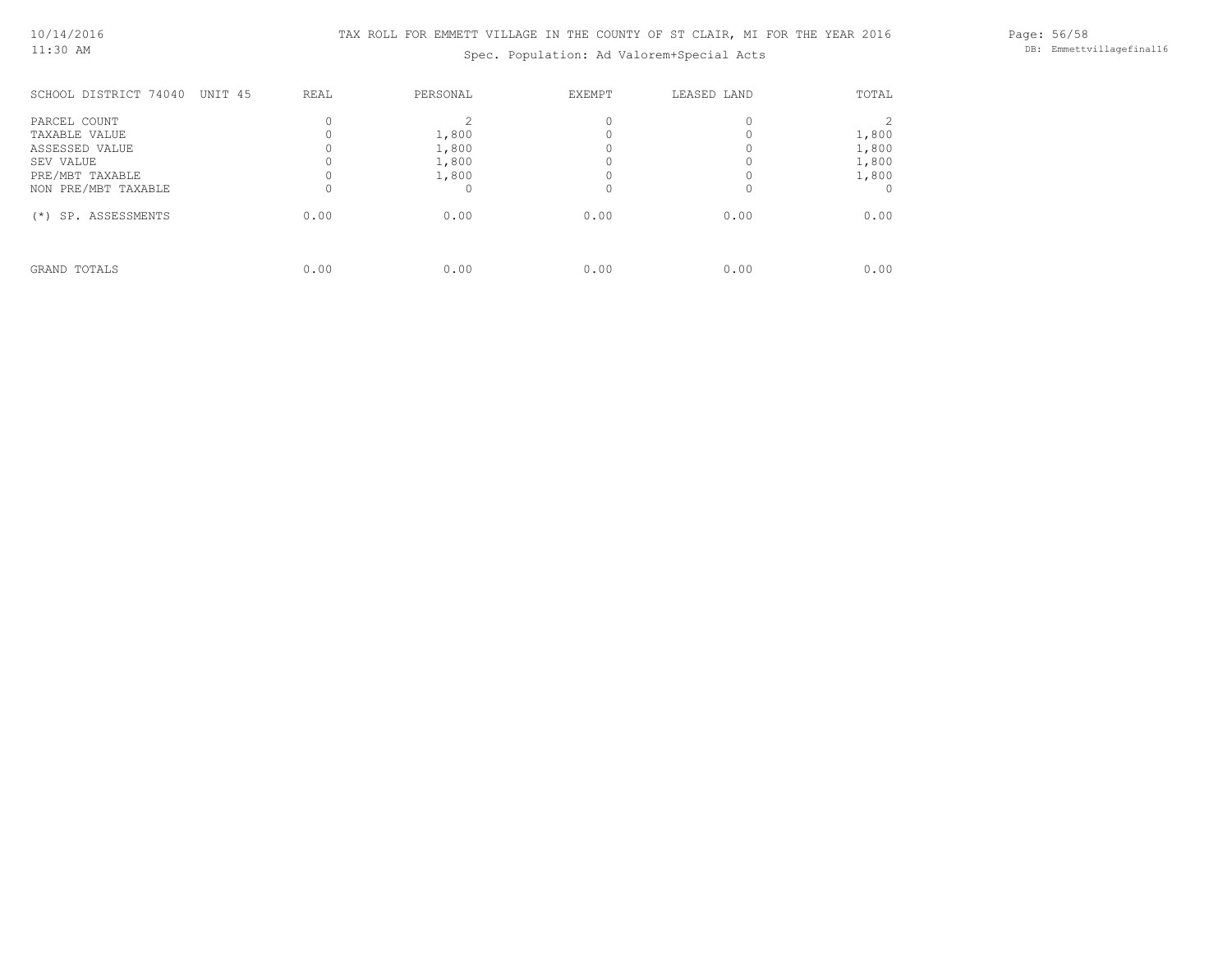TAX ROLL FOR EMMETT VILLAGE IN THE COUNTY OF ST CLAIR, MI FOR THE YEAR 2016

Spec. Population: Ad Valorem+Special Acts

| SCHOOL DISTRICT 74040 UNIT 45 | REAL | PERSONAL | EXEMPT | LEASED LAND | TOTAL |
|---|---|---|---|---|---|
| PARCEL COUNT | 0 | 2 | 0 | 0 | 2 |
| TAXABLE VALUE | 0 | 1,800 | 0 | 0 | 1,800 |
| ASSESSED VALUE | 0 | 1,800 | 0 | 0 | 1,800 |
| SEV VALUE | 0 | 1,800 | 0 | 0 | 1,800 |
| PRE/MBT TAXABLE | 0 | 1,800 | 0 | 0 | 1,800 |
| NON PRE/MBT TAXABLE | 0 | 0 | 0 | 0 | 0 |
| (*) SP. ASSESSMENTS | 0.00 | 0.00 | 0.00 | 0.00 | 0.00 |
| GRAND TOTALS | 0.00 | 0.00 | 0.00 | 0.00 | 0.00 |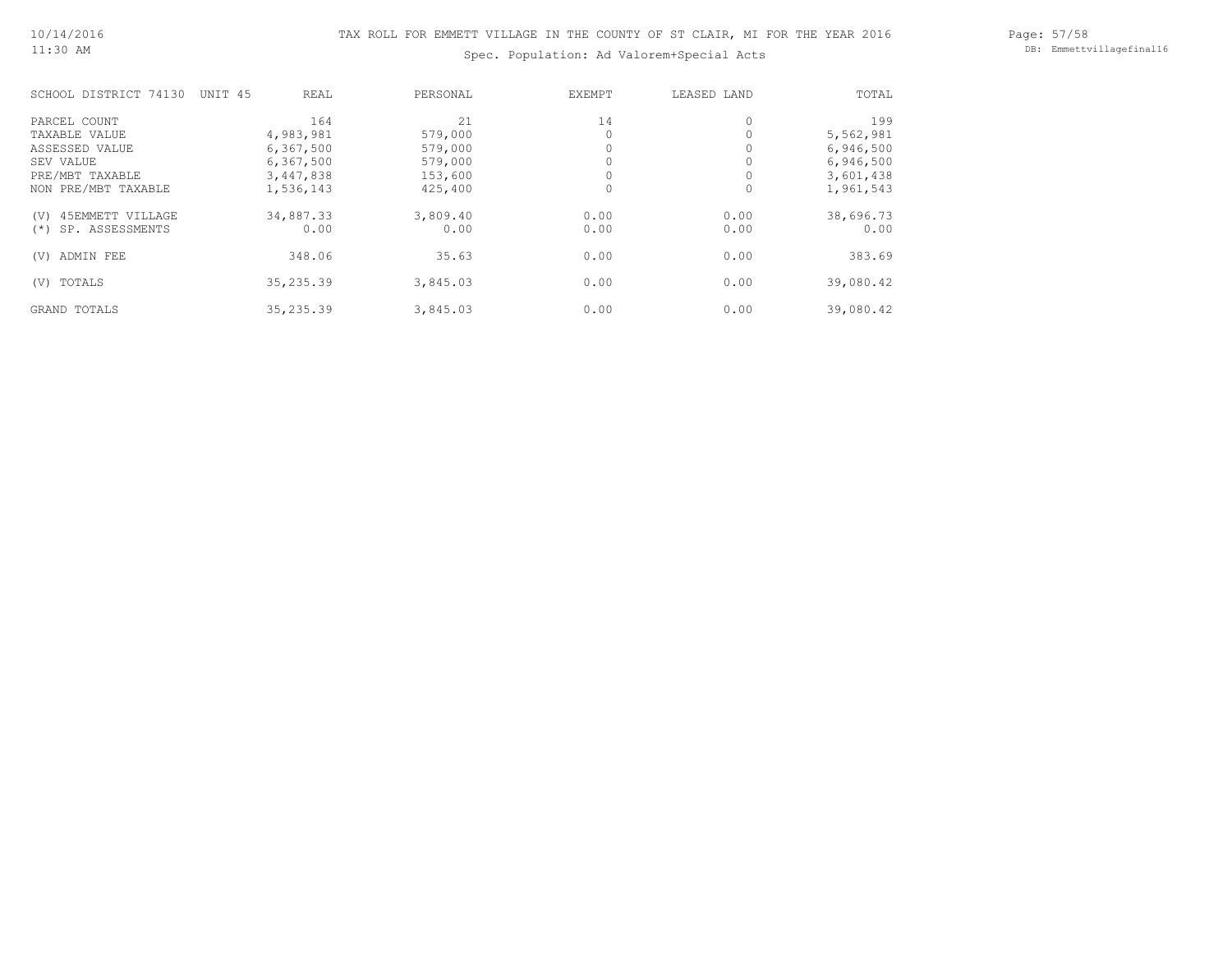TAX ROLL FOR EMMETT VILLAGE IN THE COUNTY OF ST CLAIR, MI FOR THE YEAR 2016

Spec. Population: Ad Valorem+Special Acts

| SCHOOL DISTRICT 74130 UNIT 45 | REAL | PERSONAL | EXEMPT | LEASED LAND | TOTAL |
|---|---|---|---|---|---|
| PARCEL COUNT | 164 | 21 | 14 | 0 | 199 |
| TAXABLE VALUE | 4,983,981 | 579,000 | 0 | 0 | 5,562,981 |
| ASSESSED VALUE | 6,367,500 | 579,000 | 0 | 0 | 6,946,500 |
| SEV VALUE | 6,367,500 | 579,000 | 0 | 0 | 6,946,500 |
| PRE/MBT TAXABLE | 3,447,838 | 153,600 | 0 | 0 | 3,601,438 |
| NON PRE/MBT TAXABLE | 1,536,143 | 425,400 | 0 | 0 | 1,961,543 |
| (V) 45EMMETT VILLAGE | 34,887.33 | 3,809.40 | 0.00 | 0.00 | 38,696.73 |
| (*) SP. ASSESSMENTS | 0.00 | 0.00 | 0.00 | 0.00 | 0.00 |
| (V) ADMIN FEE | 348.06 | 35.63 | 0.00 | 0.00 | 383.69 |
| (V) TOTALS | 35,235.39 | 3,845.03 | 0.00 | 0.00 | 39,080.42 |
| GRAND TOTALS | 35,235.39 | 3,845.03 | 0.00 | 0.00 | 39,080.42 |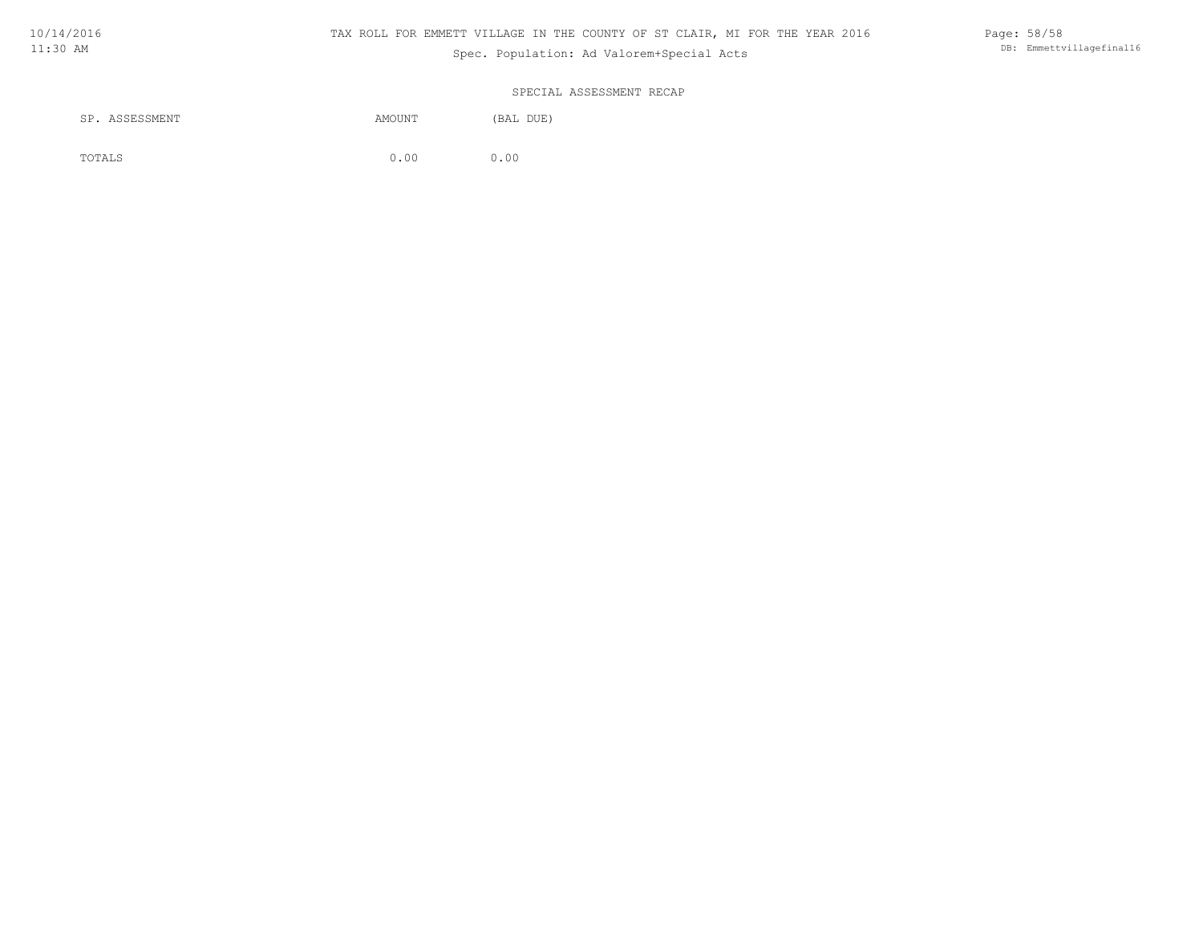# SPECIAL ASSESSMENT RECAP

| SP. ASSESSMENT | AMOUNT | (BAL DUE) |
|---|---|---|
| TOTALS | 0.00 | 0.00 |